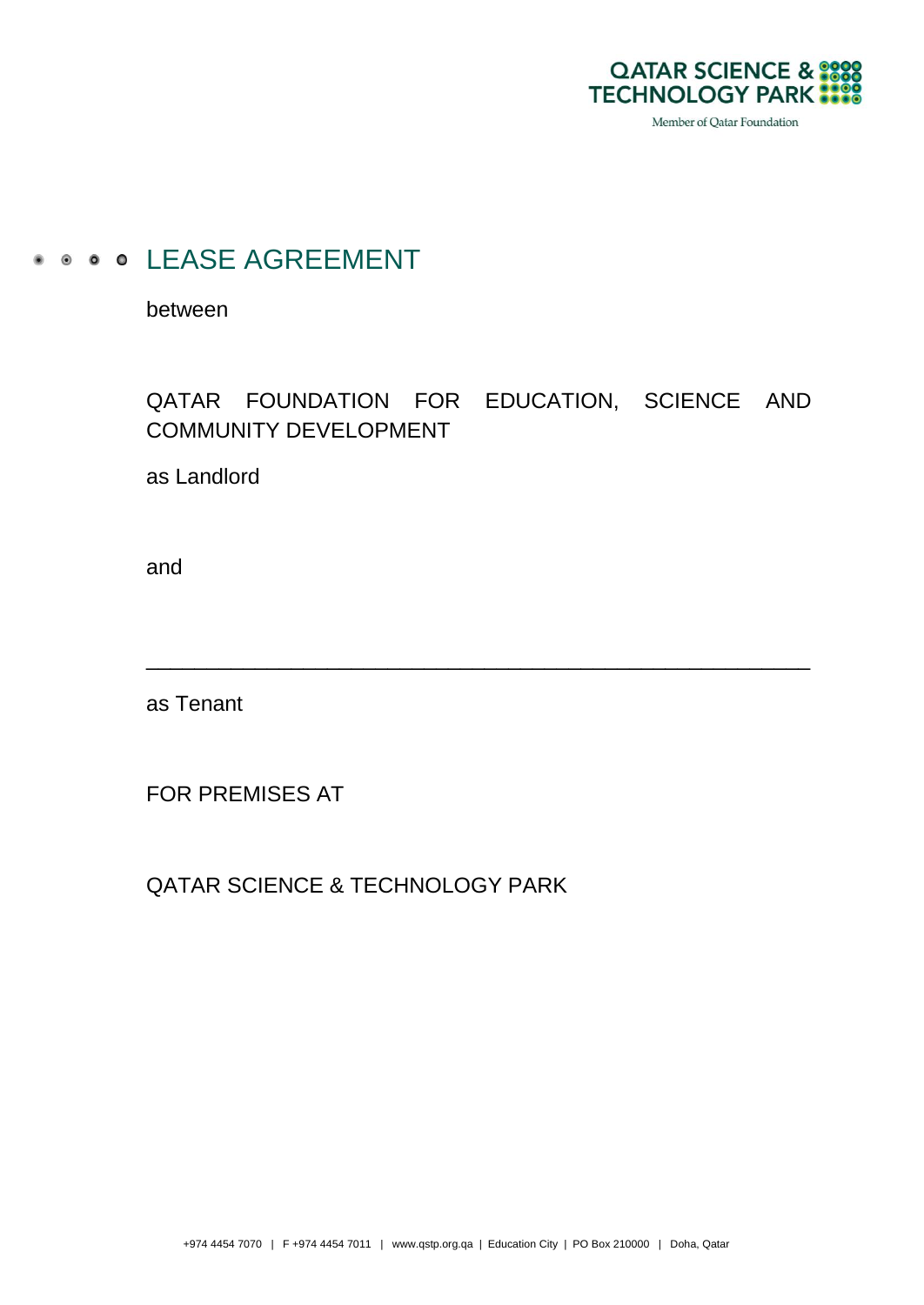# LEASE AGREEMENT

between

QATAR FOUNDATION FOR EDUCATION, SCIENCE AND COMMUNITY DEVELOPMENT

as Landlord

and

\_\_\_\_\_\_\_\_\_\_\_\_\_\_\_\_\_\_\_\_\_\_\_\_\_\_\_\_\_\_\_\_\_\_\_\_\_\_\_\_\_\_\_\_\_\_\_\_\_\_

as Tenant

FOR PREMISES AT

QATAR SCIENCE & TECHNOLOGY PARK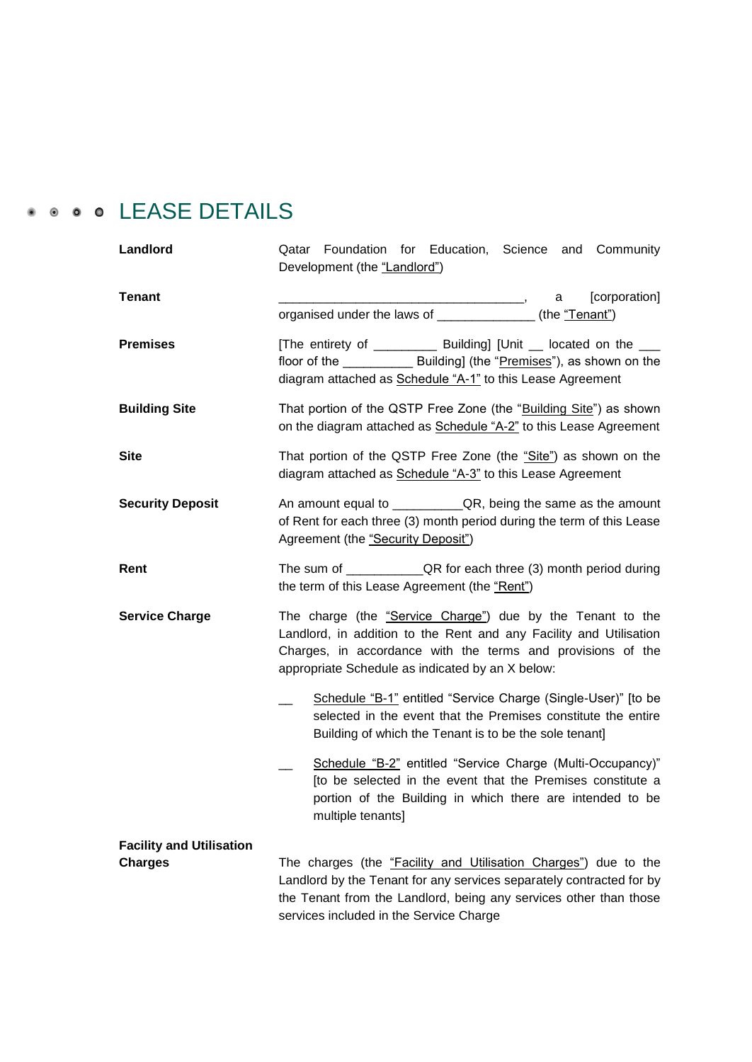# LEASE DETAILS

**Landlord**

Qatar Foundation for Education, Science and Community Development (the "Landlord")

**Tenant**

___________________________________, a [corporation] organised under the laws of _____________ (the "Tenant")

**Premises**

[The entirety of _________ Building] [Unit __ located on the ___ floor of the __________ Building] (the "Premises"), as shown on the diagram attached as Schedule "A-1" to this Lease Agreement

**Building Site**

That portion of the QSTP Free Zone (the "Building Site") as shown on the diagram attached as Schedule "A-2" to this Lease Agreement

**Site**

That portion of the QSTP Free Zone (the "Site") as shown on the diagram attached as Schedule "A-3" to this Lease Agreement

**Security Deposit**

An amount equal to __________QR, being the same as the amount of Rent for each three (3) month period during the term of this Lease Agreement (the "Security Deposit")

**Rent**

The sum of ___________QR for each three (3) month period during the term of this Lease Agreement (the "Rent")

**Service Charge**

The charge (the "Service Charge") due by the Tenant to the Landlord, in addition to the Rent and any Facility and Utilisation Charges, in accordance with the terms and provisions of the appropriate Schedule as indicated by an X below:

__ Schedule "B-1" entitled "Service Charge (Single-User)" [to be selected in the event that the Premises constitute the entire Building of which the Tenant is to be the sole tenant]

__ Schedule "B-2" entitled "Service Charge (Multi-Occupancy)" [to be selected in the event that the Premises constitute a portion of the Building in which there are intended to be multiple tenants]

**Facility and Utilisation Charges**

The charges (the "Facility and Utilisation Charges") due to the Landlord by the Tenant for any services separately contracted for by the Tenant from the Landlord, being any services other than those services included in the Service Charge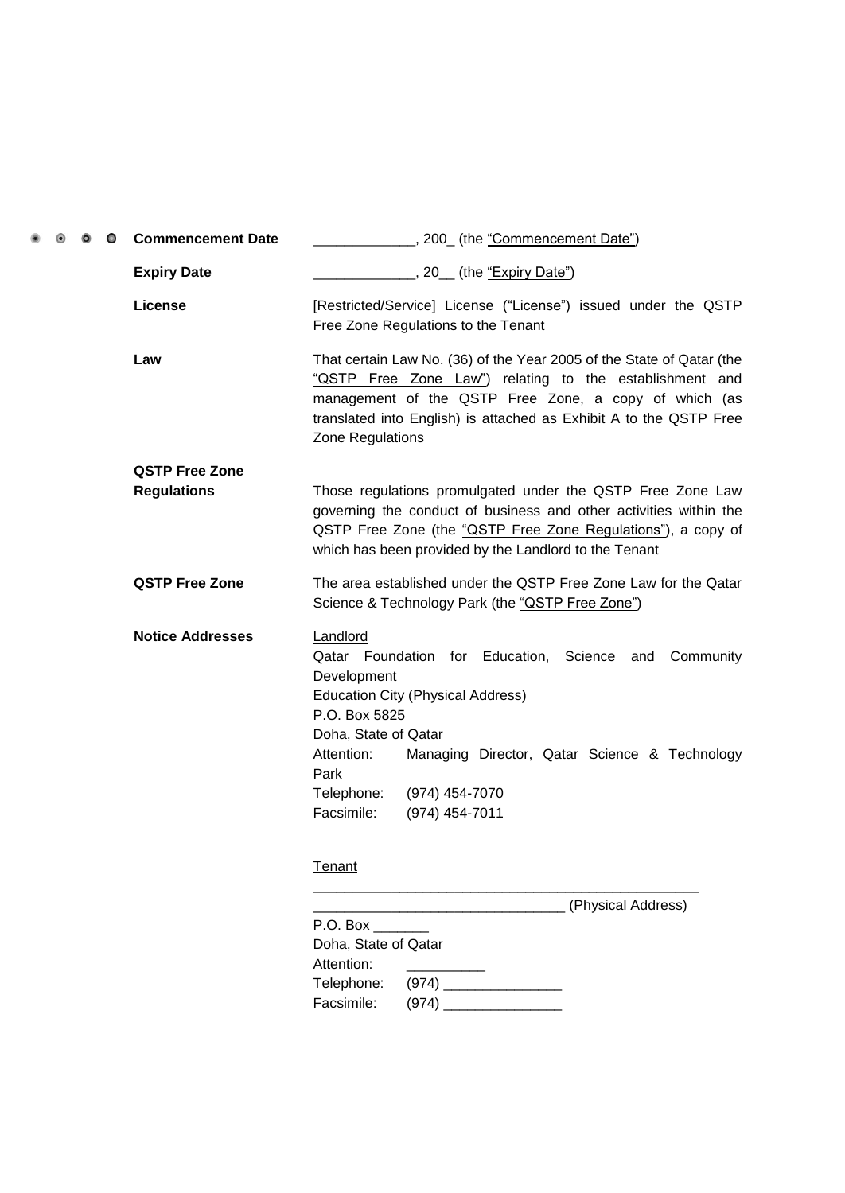| | |
|---|---|
| **Commencement Date** | _____________, 200_ (the "Commencement Date") |
| **Expiry Date** | _____________, 20__ (the "Expiry Date") |
| **License** | [Restricted/Service] License ("License") issued under the QSTP Free Zone Regulations to the Tenant |
| **Law** | That certain Law No. (36) of the Year 2005 of the State of Qatar (the "QSTP Free Zone Law") relating to the establishment and management of the QSTP Free Zone, a copy of which (as translated into English) is attached as Exhibit A to the QSTP Free Zone Regulations |
| **QSTP Free Zone Regulations** | Those regulations promulgated under the QSTP Free Zone Law governing the conduct of business and other activities within the QSTP Free Zone (the "QSTP Free Zone Regulations"), a copy of which has been provided by the Landlord to the Tenant |
| **QSTP Free Zone** | The area established under the QSTP Free Zone Law for the Qatar Science & Technology Park (the "QSTP Free Zone") |
| **Notice Addresses** | Landlord<br>Qatar Foundation for Education, Science and Community Development<br>Education City (Physical Address)<br>P.O. Box 5825<br>Doha, State of Qatar<br>Attention: Managing Director, Qatar Science & Technology Park<br>Telephone: (974) 454-7070<br>Facsimile: (974) 454-7011<br><br>Tenant<br>__________________________________________________<br>________________________________ (Physical Address)<br>P.O. Box _______<br>Doha, State of Qatar<br>Attention: __________<br>Telephone: (974) _______________<br>Facsimile: (974) _______________ |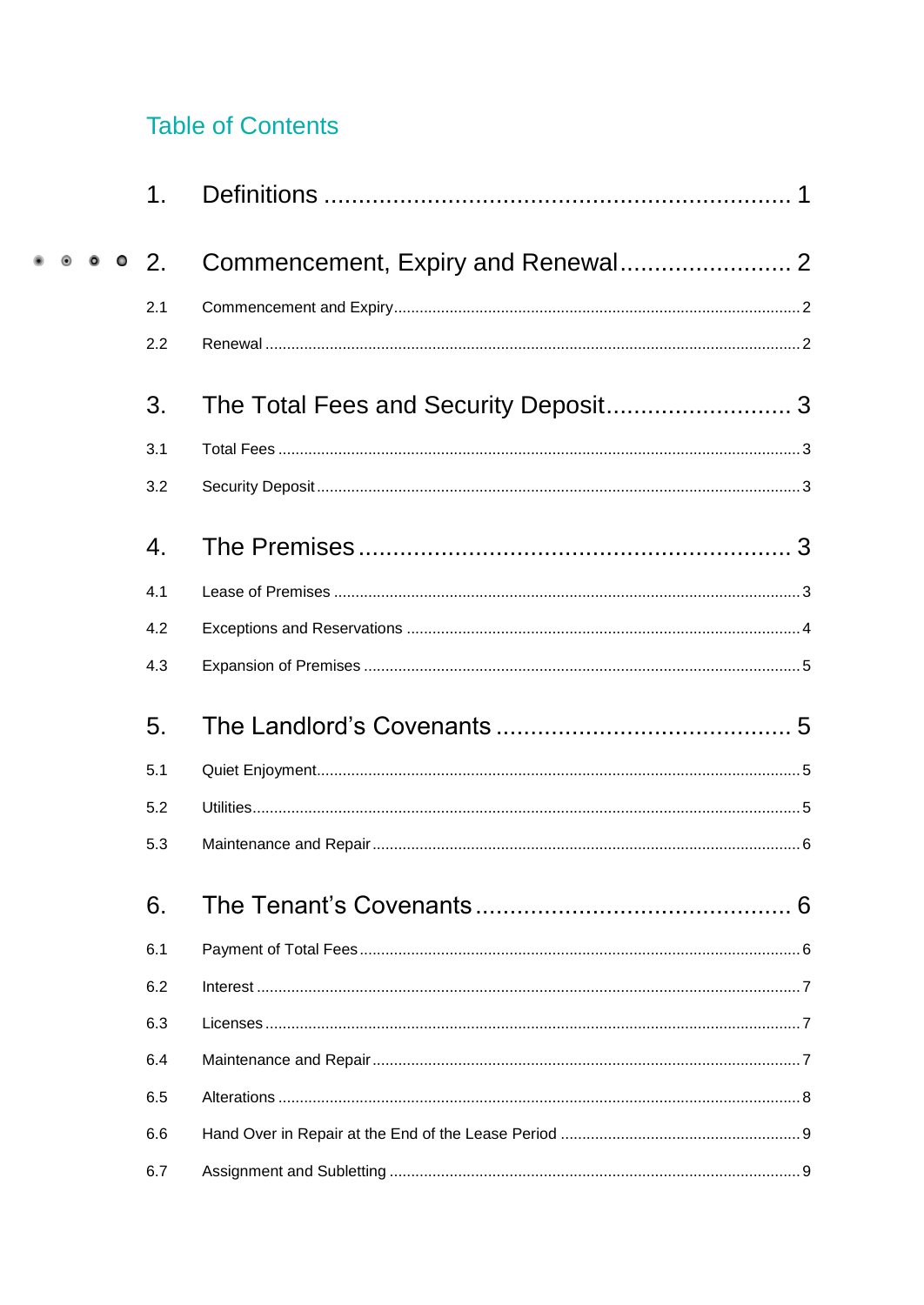# Table of Contents

1. Definitions ..................................................................... 1

2. Commencement, Expiry and Renewal ......................... 2

   2.1 Commencement and Expiry ..................................................................... 2

   2.2 Renewal ..................................................................... 2

3. The Total Fees and Security Deposit ........................... 3

   3.1 Total Fees ..................................................................... 3

   3.2 Security Deposit ..................................................................... 3

4. The Premises ..................................................................... 3

   4.1 Lease of Premises ..................................................................... 3

   4.2 Exceptions and Reservations ..................................................................... 4

   4.3 Expansion of Premises ..................................................................... 5

5. The Landlord's Covenants ........................................... 5

   5.1 Quiet Enjoyment ..................................................................... 5

   5.2 Utilities ..................................................................... 5

   5.3 Maintenance and Repair ..................................................................... 6

6. The Tenant's Covenants ............................................. 6

   6.1 Payment of Total Fees ..................................................................... 6

   6.2 Interest ..................................................................... 7

   6.3 Licenses ..................................................................... 7

   6.4 Maintenance and Repair ..................................................................... 7

   6.5 Alterations ..................................................................... 8

   6.6 Hand Over in Repair at the End of the Lease Period ........................................ 9

   6.7 Assignment and Subletting ..................................................................... 9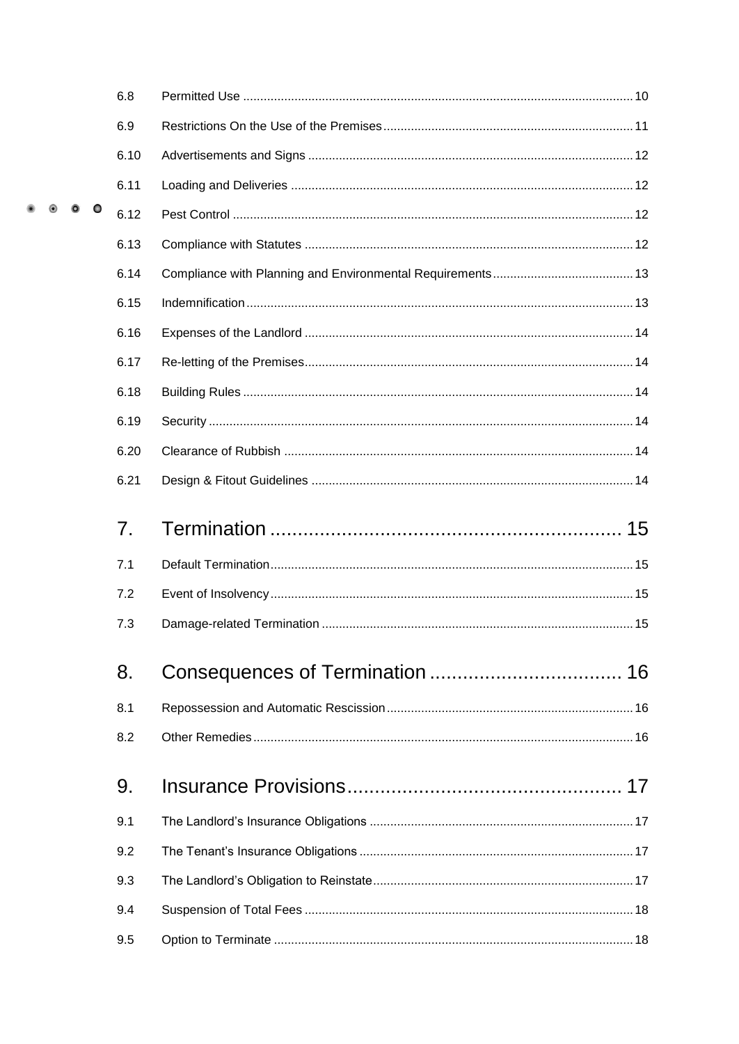| | | |
|---|---|---|
| 6.8 | Permitted Use | 10 |
| 6.9 | Restrictions On the Use of the Premises | 11 |
| 6.10 | Advertisements and Signs | 12 |
| 6.11 | Loading and Deliveries | 12 |
| 6.12 | Pest Control | 12 |
| 6.13 | Compliance with Statutes | 12 |
| 6.14 | Compliance with Planning and Environmental Requirements | 13 |
| 6.15 | Indemnification | 13 |
| 6.16 | Expenses of the Landlord | 14 |
| 6.17 | Re-letting of the Premises | 14 |
| 6.18 | Building Rules | 14 |
| 6.19 | Security | 14 |
| 6.20 | Clearance of Rubbish | 14 |
| 6.21 | Design & Fitout Guidelines | 14 |

## 7. Termination ... 15

| | | |
|---|---|---|
| 7.1 | Default Termination | 15 |
| 7.2 | Event of Insolvency | 15 |
| 7.3 | Damage-related Termination | 15 |

## 8. Consequences of Termination ... 16

| | | |
|---|---|---|
| 8.1 | Repossession and Automatic Rescission | 16 |
| 8.2 | Other Remedies | 16 |

## 9. Insurance Provisions ... 17

| | | |
|---|---|---|
| 9.1 | The Landlord's Insurance Obligations | 17 |
| 9.2 | The Tenant's Insurance Obligations | 17 |
| 9.3 | The Landlord's Obligation to Reinstate | 17 |
| 9.4 | Suspension of Total Fees | 18 |
| 9.5 | Option to Terminate | 18 |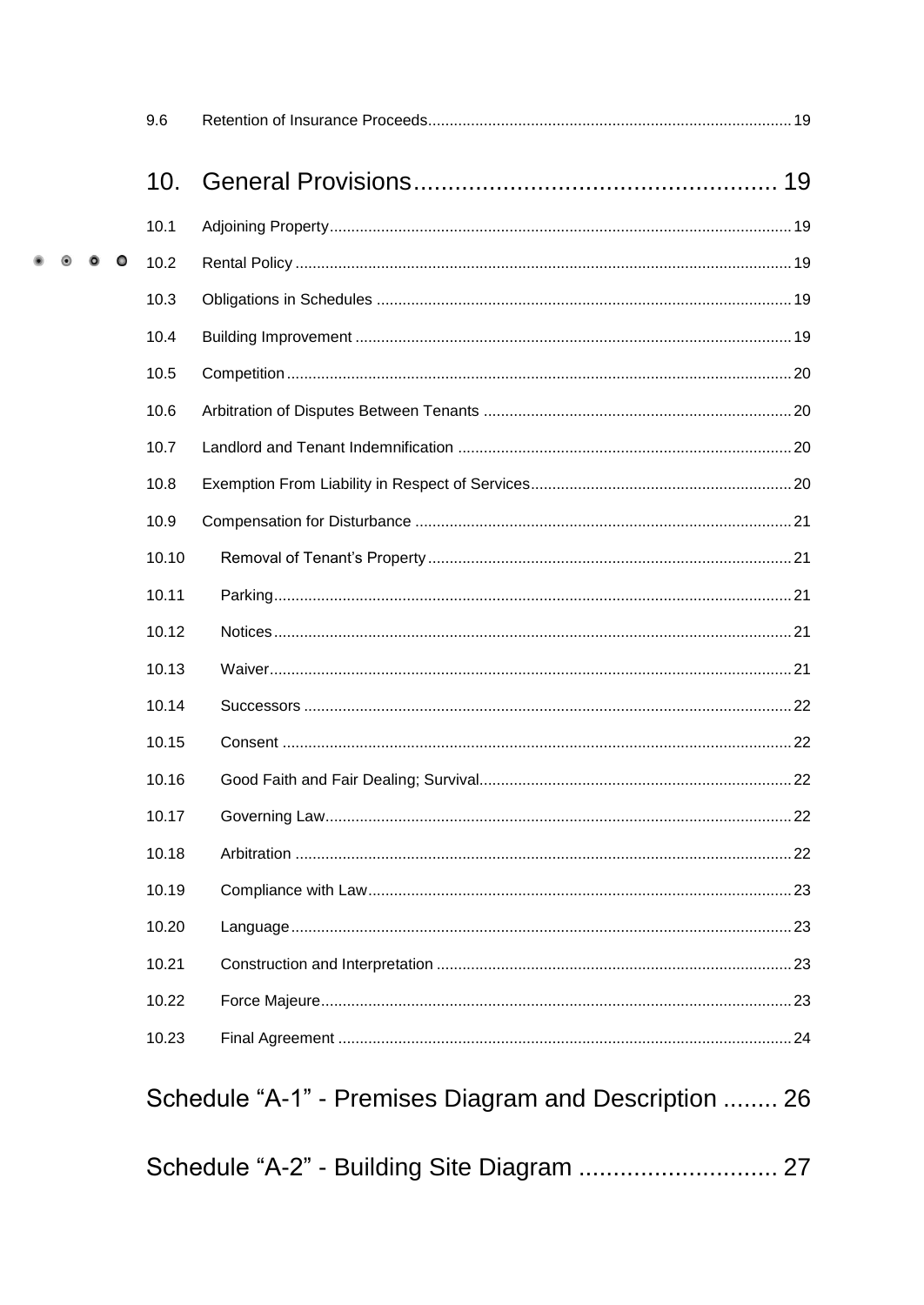9.6 Retention of Insurance Proceeds .................................................................................... 19

## 10. General Provisions ..................................................... 19

10.1 Adjoining Property ........................................................................................................... 19

10.2 Rental Policy ................................................................................................................... 19

10.3 Obligations in Schedules ................................................................................................ 19

10.4 Building Improvement ..................................................................................................... 19

10.5 Competition ..................................................................................................................... 20

10.6 Arbitration of Disputes Between Tenants ........................................................................ 20

10.7 Landlord and Tenant Indemnification .............................................................................. 20

10.8 Exemption From Liability in Respect of Services ............................................................. 20

10.9 Compensation for Disturbance ........................................................................................ 21

10.10 Removal of Tenant's Property ..................................................................................... 21

10.11 Parking ........................................................................................................................ 21

10.12 Notices ........................................................................................................................ 21

10.13 Waiver ......................................................................................................................... 21

10.14 Successors .................................................................................................................. 22

10.15 Consent ....................................................................................................................... 22

10.16 Good Faith and Fair Dealing; Survival ......................................................................... 22

10.17 Governing Law ............................................................................................................ 22

10.18 Arbitration ................................................................................................................... 22

10.19 Compliance with Law .................................................................................................. 23

10.20 Language .................................................................................................................... 23

10.21 Construction and Interpretation ................................................................................... 23

10.22 Force Majeure ............................................................................................................. 23

10.23 Final Agreement .......................................................................................................... 24

## Schedule "A-1" - Premises Diagram and Description ........ 26

## Schedule "A-2" - Building Site Diagram ............................. 27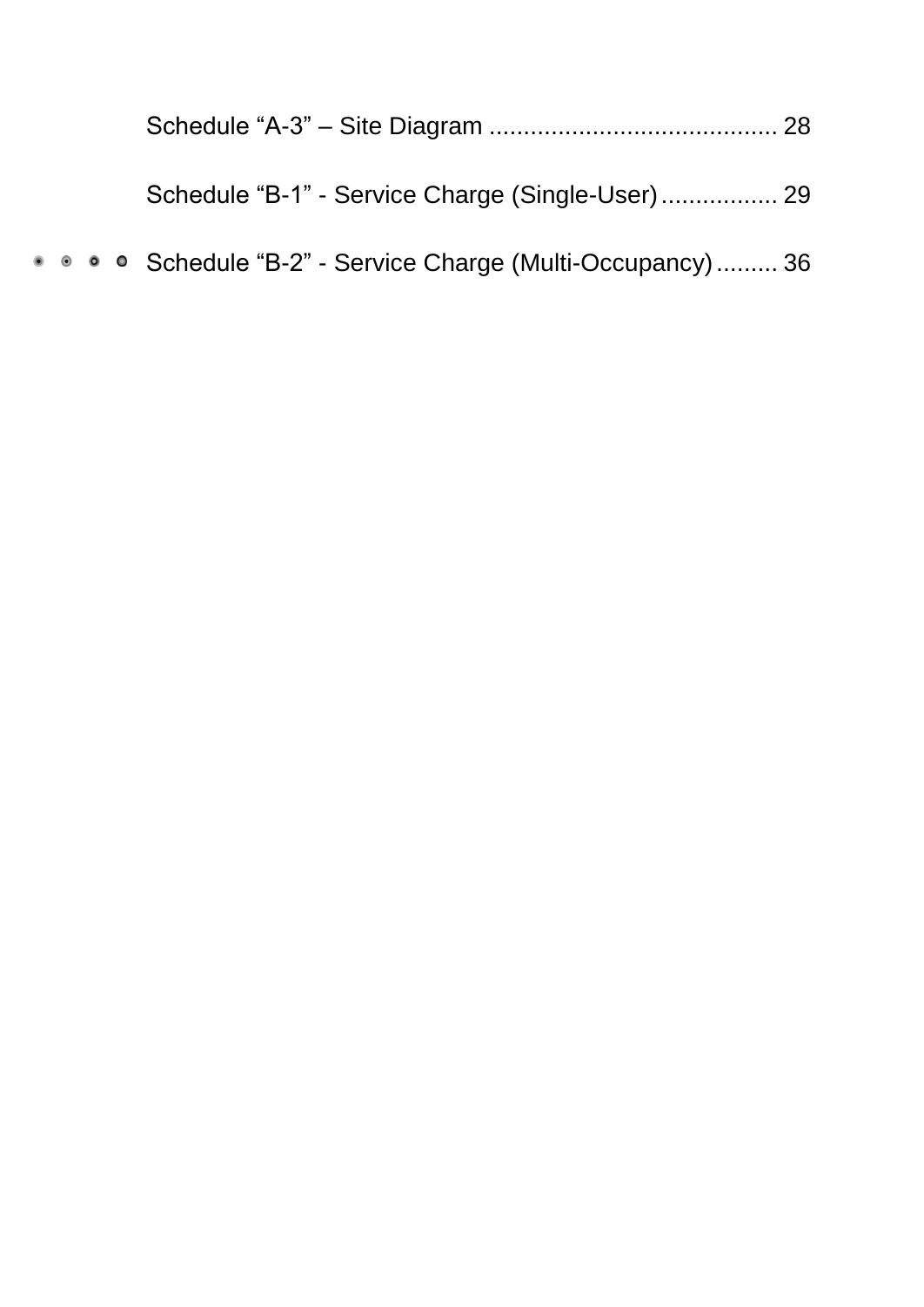Schedule “A-3” – Site Diagram .......................................... 28

Schedule “B-1” - Service Charge (Single-User)................. 29

Schedule “B-2” - Service Charge (Multi-Occupancy)......... 36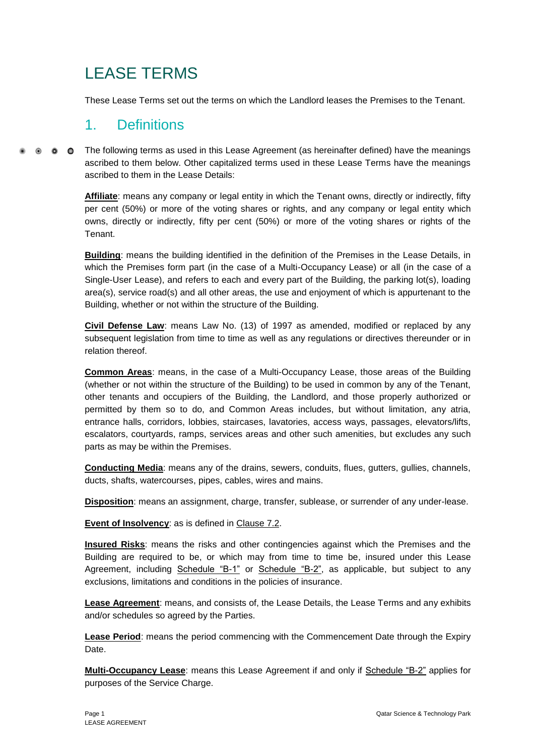# LEASE TERMS

These Lease Terms set out the terms on which the Landlord leases the Premises to the Tenant.

## 1. Definitions

The following terms as used in this Lease Agreement (as hereinafter defined) have the meanings ascribed to them below. Other capitalized terms used in these Lease Terms have the meanings ascribed to them in the Lease Details:

**Affiliate**: means any company or legal entity in which the Tenant owns, directly or indirectly, fifty per cent (50%) or more of the voting shares or rights, and any company or legal entity which owns, directly or indirectly, fifty per cent (50%) or more of the voting shares or rights of the Tenant.

**Building**: means the building identified in the definition of the Premises in the Lease Details, in which the Premises form part (in the case of a Multi-Occupancy Lease) or all (in the case of a Single-User Lease), and refers to each and every part of the Building, the parking lot(s), loading area(s), service road(s) and all other areas, the use and enjoyment of which is appurtenant to the Building, whether or not within the structure of the Building.

**Civil Defense Law**: means Law No. (13) of 1997 as amended, modified or replaced by any subsequent legislation from time to time as well as any regulations or directives thereunder or in relation thereof.

**Common Areas**: means, in the case of a Multi-Occupancy Lease, those areas of the Building (whether or not within the structure of the Building) to be used in common by any of the Tenant, other tenants and occupiers of the Building, the Landlord, and those properly authorized or permitted by them so to do, and Common Areas includes, but without limitation, any atria, entrance halls, corridors, lobbies, staircases, lavatories, access ways, passages, elevators/lifts, escalators, courtyards, ramps, services areas and other such amenities, but excludes any such parts as may be within the Premises.

**Conducting Media**: means any of the drains, sewers, conduits, flues, gutters, gullies, channels, ducts, shafts, watercourses, pipes, cables, wires and mains.

**Disposition**: means an assignment, charge, transfer, sublease, or surrender of any under-lease.

**Event of Insolvency**: as is defined in Clause 7.2.

**Insured Risks**: means the risks and other contingencies against which the Premises and the Building are required to be, or which may from time to time be, insured under this Lease Agreement, including Schedule "B-1" or Schedule "B-2", as applicable, but subject to any exclusions, limitations and conditions in the policies of insurance.

**Lease Agreement**: means, and consists of, the Lease Details, the Lease Terms and any exhibits and/or schedules so agreed by the Parties.

**Lease Period**: means the period commencing with the Commencement Date through the Expiry Date.

**Multi-Occupancy Lease**: means this Lease Agreement if and only if Schedule "B-2" applies for purposes of the Service Charge.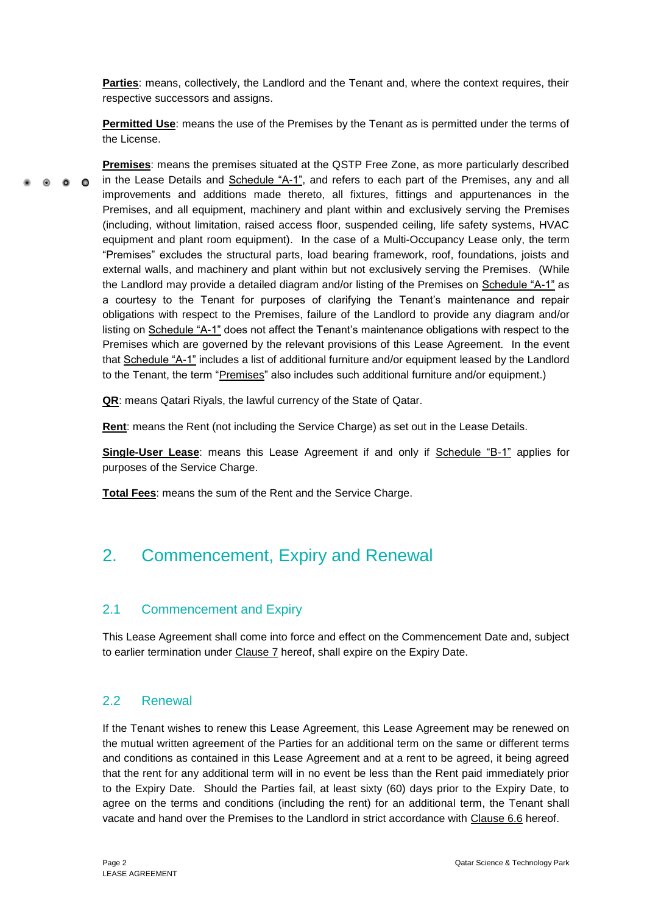**Parties**: means, collectively, the Landlord and the Tenant and, where the context requires, their respective successors and assigns.

**Permitted Use**: means the use of the Premises by the Tenant as is permitted under the terms of the License.

**Premises**: means the premises situated at the QSTP Free Zone, as more particularly described in the Lease Details and Schedule "A-1", and refers to each part of the Premises, any and all improvements and additions made thereto, all fixtures, fittings and appurtenances in the Premises, and all equipment, machinery and plant within and exclusively serving the Premises (including, without limitation, raised access floor, suspended ceiling, life safety systems, HVAC equipment and plant room equipment). In the case of a Multi-Occupancy Lease only, the term "Premises" excludes the structural parts, load bearing framework, roof, foundations, joists and external walls, and machinery and plant within but not exclusively serving the Premises. (While the Landlord may provide a detailed diagram and/or listing of the Premises on Schedule "A-1" as a courtesy to the Tenant for purposes of clarifying the Tenant's maintenance and repair obligations with respect to the Premises, failure of the Landlord to provide any diagram and/or listing on Schedule "A-1" does not affect the Tenant's maintenance obligations with respect to the Premises which are governed by the relevant provisions of this Lease Agreement. In the event that Schedule "A-1" includes a list of additional furniture and/or equipment leased by the Landlord to the Tenant, the term "Premises" also includes such additional furniture and/or equipment.)

**QR**: means Qatari Riyals, the lawful currency of the State of Qatar.

**Rent**: means the Rent (not including the Service Charge) as set out in the Lease Details.

**Single-User Lease**: means this Lease Agreement if and only if Schedule "B-1" applies for purposes of the Service Charge.

**Total Fees**: means the sum of the Rent and the Service Charge.

# 2. Commencement, Expiry and Renewal

## 2.1 Commencement and Expiry

This Lease Agreement shall come into force and effect on the Commencement Date and, subject to earlier termination under Clause 7 hereof, shall expire on the Expiry Date.

## 2.2 Renewal

If the Tenant wishes to renew this Lease Agreement, this Lease Agreement may be renewed on the mutual written agreement of the Parties for an additional term on the same or different terms and conditions as contained in this Lease Agreement and at a rent to be agreed, it being agreed that the rent for any additional term will in no event be less than the Rent paid immediately prior to the Expiry Date. Should the Parties fail, at least sixty (60) days prior to the Expiry Date, to agree on the terms and conditions (including the rent) for an additional term, the Tenant shall vacate and hand over the Premises to the Landlord in strict accordance with Clause 6.6 hereof.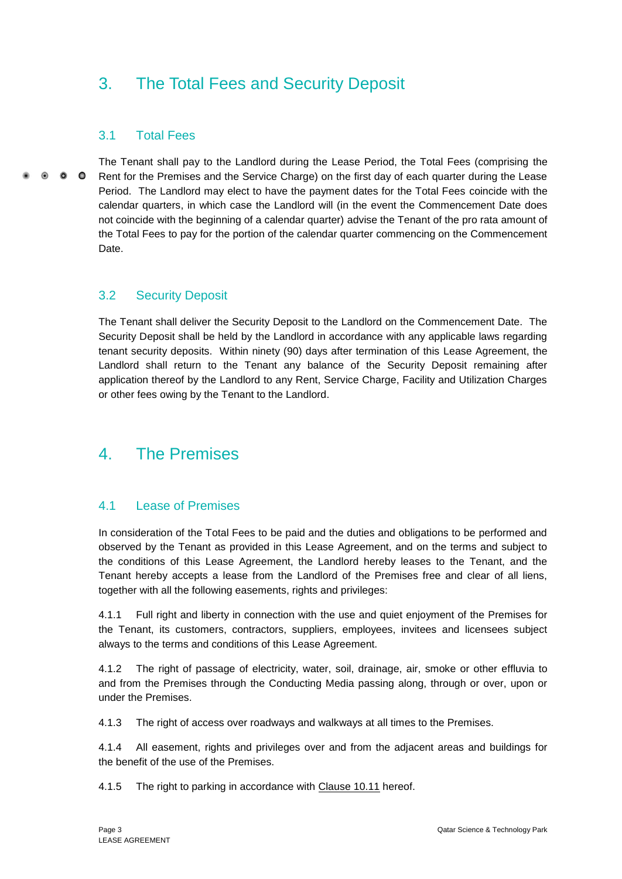# 3. The Total Fees and Security Deposit

## 3.1 Total Fees

The Tenant shall pay to the Landlord during the Lease Period, the Total Fees (comprising the Rent for the Premises and the Service Charge) on the first day of each quarter during the Lease Period. The Landlord may elect to have the payment dates for the Total Fees coincide with the calendar quarters, in which case the Landlord will (in the event the Commencement Date does not coincide with the beginning of a calendar quarter) advise the Tenant of the pro rata amount of the Total Fees to pay for the portion of the calendar quarter commencing on the Commencement Date.

## 3.2 Security Deposit

The Tenant shall deliver the Security Deposit to the Landlord on the Commencement Date. The Security Deposit shall be held by the Landlord in accordance with any applicable laws regarding tenant security deposits. Within ninety (90) days after termination of this Lease Agreement, the Landlord shall return to the Tenant any balance of the Security Deposit remaining after application thereof by the Landlord to any Rent, Service Charge, Facility and Utilization Charges or other fees owing by the Tenant to the Landlord.

# 4. The Premises

## 4.1 Lease of Premises

In consideration of the Total Fees to be paid and the duties and obligations to be performed and observed by the Tenant as provided in this Lease Agreement, and on the terms and subject to the conditions of this Lease Agreement, the Landlord hereby leases to the Tenant, and the Tenant hereby accepts a lease from the Landlord of the Premises free and clear of all liens, together with all the following easements, rights and privileges:

4.1.1 Full right and liberty in connection with the use and quiet enjoyment of the Premises for the Tenant, its customers, contractors, suppliers, employees, invitees and licensees subject always to the terms and conditions of this Lease Agreement.

4.1.2 The right of passage of electricity, water, soil, drainage, air, smoke or other effluvia to and from the Premises through the Conducting Media passing along, through or over, upon or under the Premises.

4.1.3 The right of access over roadways and walkways at all times to the Premises.

4.1.4 All easement, rights and privileges over and from the adjacent areas and buildings for the benefit of the use of the Premises.

4.1.5 The right to parking in accordance with Clause 10.11 hereof.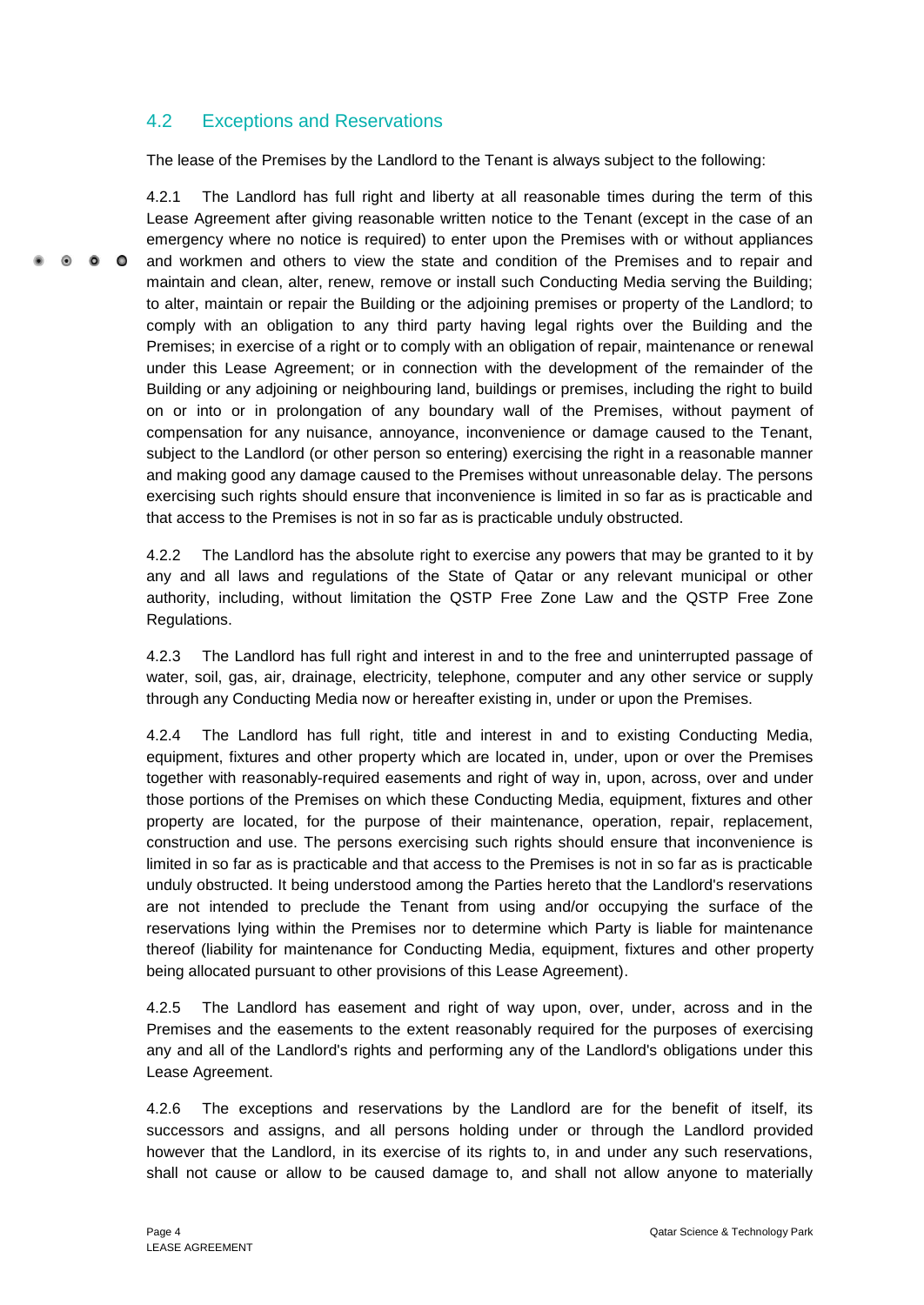## 4.2 Exceptions and Reservations

The lease of the Premises by the Landlord to the Tenant is always subject to the following:

4.2.1 The Landlord has full right and liberty at all reasonable times during the term of this Lease Agreement after giving reasonable written notice to the Tenant (except in the case of an emergency where no notice is required) to enter upon the Premises with or without appliances and workmen and others to view the state and condition of the Premises and to repair and maintain and clean, alter, renew, remove or install such Conducting Media serving the Building; to alter, maintain or repair the Building or the adjoining premises or property of the Landlord; to comply with an obligation to any third party having legal rights over the Building and the Premises; in exercise of a right or to comply with an obligation of repair, maintenance or renewal under this Lease Agreement; or in connection with the development of the remainder of the Building or any adjoining or neighbouring land, buildings or premises, including the right to build on or into or in prolongation of any boundary wall of the Premises, without payment of compensation for any nuisance, annoyance, inconvenience or damage caused to the Tenant, subject to the Landlord (or other person so entering) exercising the right in a reasonable manner and making good any damage caused to the Premises without unreasonable delay. The persons exercising such rights should ensure that inconvenience is limited in so far as is practicable and that access to the Premises is not in so far as is practicable unduly obstructed.

4.2.2 The Landlord has the absolute right to exercise any powers that may be granted to it by any and all laws and regulations of the State of Qatar or any relevant municipal or other authority, including, without limitation the QSTP Free Zone Law and the QSTP Free Zone Regulations.

4.2.3 The Landlord has full right and interest in and to the free and uninterrupted passage of water, soil, gas, air, drainage, electricity, telephone, computer and any other service or supply through any Conducting Media now or hereafter existing in, under or upon the Premises.

4.2.4 The Landlord has full right, title and interest in and to existing Conducting Media, equipment, fixtures and other property which are located in, under, upon or over the Premises together with reasonably-required easements and right of way in, upon, across, over and under those portions of the Premises on which these Conducting Media, equipment, fixtures and other property are located, for the purpose of their maintenance, operation, repair, replacement, construction and use. The persons exercising such rights should ensure that inconvenience is limited in so far as is practicable and that access to the Premises is not in so far as is practicable unduly obstructed. It being understood among the Parties hereto that the Landlord's reservations are not intended to preclude the Tenant from using and/or occupying the surface of the reservations lying within the Premises nor to determine which Party is liable for maintenance thereof (liability for maintenance for Conducting Media, equipment, fixtures and other property being allocated pursuant to other provisions of this Lease Agreement).

4.2.5 The Landlord has easement and right of way upon, over, under, across and in the Premises and the easements to the extent reasonably required for the purposes of exercising any and all of the Landlord's rights and performing any of the Landlord's obligations under this Lease Agreement.

4.2.6 The exceptions and reservations by the Landlord are for the benefit of itself, its successors and assigns, and all persons holding under or through the Landlord provided however that the Landlord, in its exercise of its rights to, in and under any such reservations, shall not cause or allow to be caused damage to, and shall not allow anyone to materially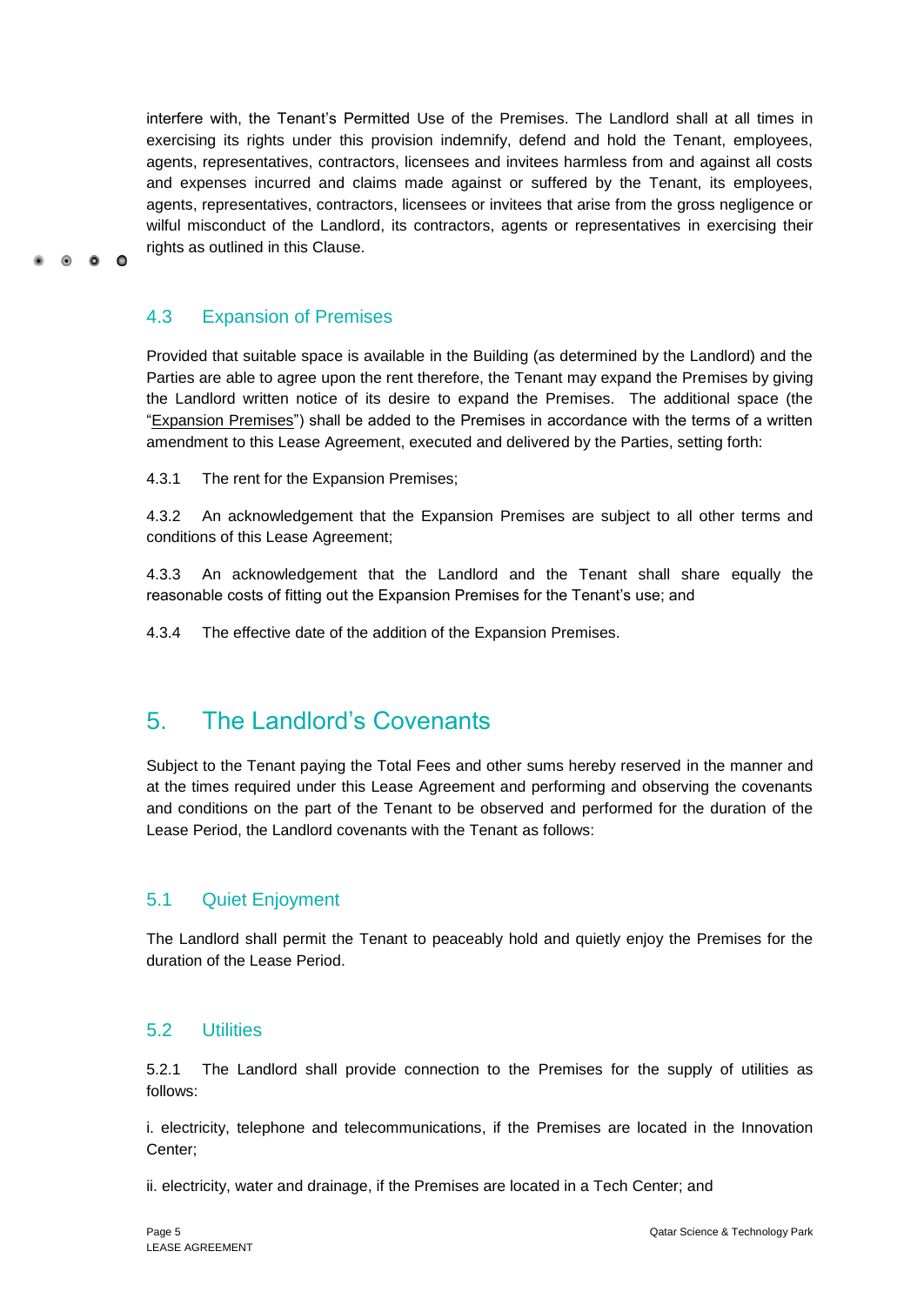interfere with, the Tenant's Permitted Use of the Premises. The Landlord shall at all times in exercising its rights under this provision indemnify, defend and hold the Tenant, employees, agents, representatives, contractors, licensees and invitees harmless from and against all costs and expenses incurred and claims made against or suffered by the Tenant, its employees, agents, representatives, contractors, licensees or invitees that arise from the gross negligence or wilful misconduct of the Landlord, its contractors, agents or representatives in exercising their rights as outlined in this Clause.

### 4.3 Expansion of Premises

Provided that suitable space is available in the Building (as determined by the Landlord) and the Parties are able to agree upon the rent therefore, the Tenant may expand the Premises by giving the Landlord written notice of its desire to expand the Premises. The additional space (the "Expansion Premises") shall be added to the Premises in accordance with the terms of a written amendment to this Lease Agreement, executed and delivered by the Parties, setting forth:

4.3.1 The rent for the Expansion Premises;

4.3.2 An acknowledgement that the Expansion Premises are subject to all other terms and conditions of this Lease Agreement;

4.3.3 An acknowledgement that the Landlord and the Tenant shall share equally the reasonable costs of fitting out the Expansion Premises for the Tenant's use; and

4.3.4 The effective date of the addition of the Expansion Premises.

## 5. The Landlord's Covenants

Subject to the Tenant paying the Total Fees and other sums hereby reserved in the manner and at the times required under this Lease Agreement and performing and observing the covenants and conditions on the part of the Tenant to be observed and performed for the duration of the Lease Period, the Landlord covenants with the Tenant as follows:

### 5.1 Quiet Enjoyment

The Landlord shall permit the Tenant to peaceably hold and quietly enjoy the Premises for the duration of the Lease Period.

### 5.2 Utilities

5.2.1 The Landlord shall provide connection to the Premises for the supply of utilities as follows:

i. electricity, telephone and telecommunications, if the Premises are located in the Innovation Center;

ii. electricity, water and drainage, if the Premises are located in a Tech Center; and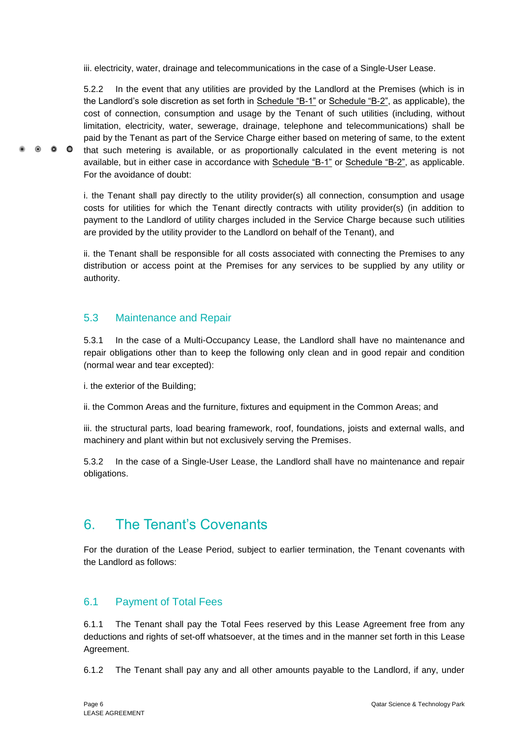iii. electricity, water, drainage and telecommunications in the case of a Single-User Lease.

5.2.2 In the event that any utilities are provided by the Landlord at the Premises (which is in the Landlord's sole discretion as set forth in Schedule "B-1" or Schedule "B-2", as applicable), the cost of connection, consumption and usage by the Tenant of such utilities (including, without limitation, electricity, water, sewerage, drainage, telephone and telecommunications) shall be paid by the Tenant as part of the Service Charge either based on metering of same, to the extent that such metering is available, or as proportionally calculated in the event metering is not available, but in either case in accordance with Schedule "B-1" or Schedule "B-2", as applicable. For the avoidance of doubt:

i. the Tenant shall pay directly to the utility provider(s) all connection, consumption and usage costs for utilities for which the Tenant directly contracts with utility provider(s) (in addition to payment to the Landlord of utility charges included in the Service Charge because such utilities are provided by the utility provider to the Landlord on behalf of the Tenant), and

ii. the Tenant shall be responsible for all costs associated with connecting the Premises to any distribution or access point at the Premises for any services to be supplied by any utility or authority.

## 5.3 Maintenance and Repair

5.3.1 In the case of a Multi-Occupancy Lease, the Landlord shall have no maintenance and repair obligations other than to keep the following only clean and in good repair and condition (normal wear and tear excepted):

i. the exterior of the Building;

ii. the Common Areas and the furniture, fixtures and equipment in the Common Areas; and

iii. the structural parts, load bearing framework, roof, foundations, joists and external walls, and machinery and plant within but not exclusively serving the Premises.

5.3.2 In the case of a Single-User Lease, the Landlord shall have no maintenance and repair obligations.

# 6. The Tenant's Covenants

For the duration of the Lease Period, subject to earlier termination, the Tenant covenants with the Landlord as follows:

## 6.1 Payment of Total Fees

6.1.1 The Tenant shall pay the Total Fees reserved by this Lease Agreement free from any deductions and rights of set-off whatsoever, at the times and in the manner set forth in this Lease Agreement.

6.1.2 The Tenant shall pay any and all other amounts payable to the Landlord, if any, under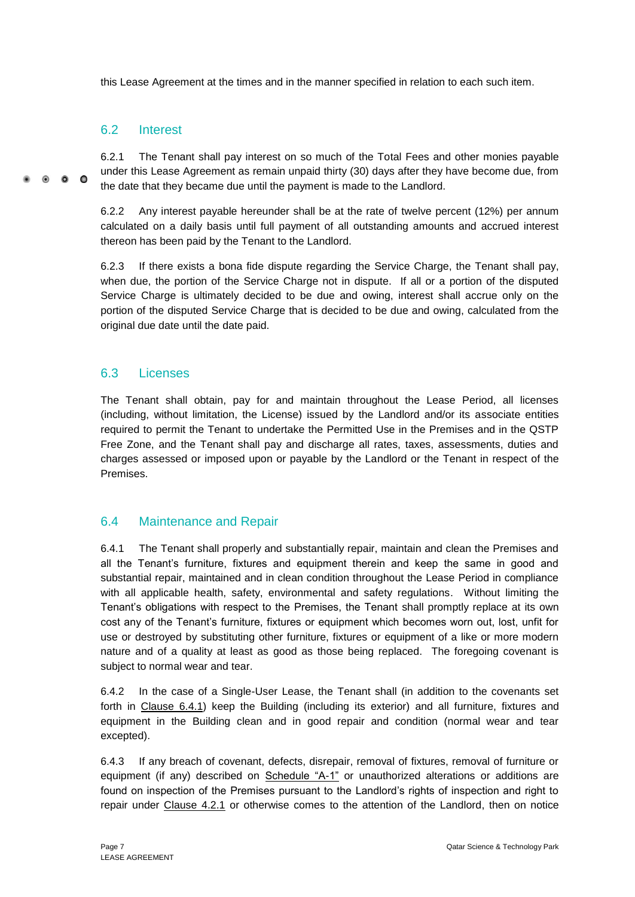this Lease Agreement at the times and in the manner specified in relation to each such item.

## 6.2 Interest

6.2.1 The Tenant shall pay interest on so much of the Total Fees and other monies payable under this Lease Agreement as remain unpaid thirty (30) days after they have become due, from the date that they became due until the payment is made to the Landlord.

6.2.2 Any interest payable hereunder shall be at the rate of twelve percent (12%) per annum calculated on a daily basis until full payment of all outstanding amounts and accrued interest thereon has been paid by the Tenant to the Landlord.

6.2.3 If there exists a bona fide dispute regarding the Service Charge, the Tenant shall pay, when due, the portion of the Service Charge not in dispute. If all or a portion of the disputed Service Charge is ultimately decided to be due and owing, interest shall accrue only on the portion of the disputed Service Charge that is decided to be due and owing, calculated from the original due date until the date paid.

## 6.3 Licenses

The Tenant shall obtain, pay for and maintain throughout the Lease Period, all licenses (including, without limitation, the License) issued by the Landlord and/or its associate entities required to permit the Tenant to undertake the Permitted Use in the Premises and in the QSTP Free Zone, and the Tenant shall pay and discharge all rates, taxes, assessments, duties and charges assessed or imposed upon or payable by the Landlord or the Tenant in respect of the Premises.

## 6.4 Maintenance and Repair

6.4.1 The Tenant shall properly and substantially repair, maintain and clean the Premises and all the Tenant's furniture, fixtures and equipment therein and keep the same in good and substantial repair, maintained and in clean condition throughout the Lease Period in compliance with all applicable health, safety, environmental and safety regulations. Without limiting the Tenant's obligations with respect to the Premises, the Tenant shall promptly replace at its own cost any of the Tenant's furniture, fixtures or equipment which becomes worn out, lost, unfit for use or destroyed by substituting other furniture, fixtures or equipment of a like or more modern nature and of a quality at least as good as those being replaced. The foregoing covenant is subject to normal wear and tear.

6.4.2 In the case of a Single-User Lease, the Tenant shall (in addition to the covenants set forth in Clause 6.4.1) keep the Building (including its exterior) and all furniture, fixtures and equipment in the Building clean and in good repair and condition (normal wear and tear excepted).

6.4.3 If any breach of covenant, defects, disrepair, removal of fixtures, removal of furniture or equipment (if any) described on Schedule "A-1" or unauthorized alterations or additions are found on inspection of the Premises pursuant to the Landlord's rights of inspection and right to repair under Clause 4.2.1 or otherwise comes to the attention of the Landlord, then on notice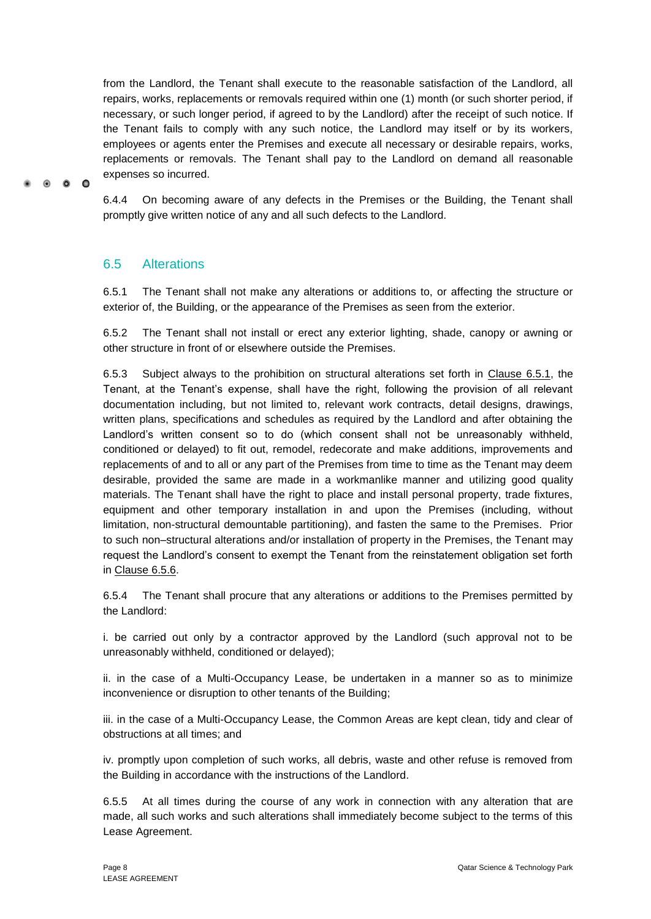from the Landlord, the Tenant shall execute to the reasonable satisfaction of the Landlord, all repairs, works, replacements or removals required within one (1) month (or such shorter period, if necessary, or such longer period, if agreed to by the Landlord) after the receipt of such notice. If the Tenant fails to comply with any such notice, the Landlord may itself or by its workers, employees or agents enter the Premises and execute all necessary or desirable repairs, works, replacements or removals. The Tenant shall pay to the Landlord on demand all reasonable expenses so incurred.

6.4.4 On becoming aware of any defects in the Premises or the Building, the Tenant shall promptly give written notice of any and all such defects to the Landlord.

## 6.5 Alterations

6.5.1 The Tenant shall not make any alterations or additions to, or affecting the structure or exterior of, the Building, or the appearance of the Premises as seen from the exterior.

6.5.2 The Tenant shall not install or erect any exterior lighting, shade, canopy or awning or other structure in front of or elsewhere outside the Premises.

6.5.3 Subject always to the prohibition on structural alterations set forth in Clause 6.5.1, the Tenant, at the Tenant's expense, shall have the right, following the provision of all relevant documentation including, but not limited to, relevant work contracts, detail designs, drawings, written plans, specifications and schedules as required by the Landlord and after obtaining the Landlord's written consent so to do (which consent shall not be unreasonably withheld, conditioned or delayed) to fit out, remodel, redecorate and make additions, improvements and replacements of and to all or any part of the Premises from time to time as the Tenant may deem desirable, provided the same are made in a workmanlike manner and utilizing good quality materials. The Tenant shall have the right to place and install personal property, trade fixtures, equipment and other temporary installation in and upon the Premises (including, without limitation, non-structural demountable partitioning), and fasten the same to the Premises. Prior to such non–structural alterations and/or installation of property in the Premises, the Tenant may request the Landlord's consent to exempt the Tenant from the reinstatement obligation set forth in Clause 6.5.6.

6.5.4 The Tenant shall procure that any alterations or additions to the Premises permitted by the Landlord:

i. be carried out only by a contractor approved by the Landlord (such approval not to be unreasonably withheld, conditioned or delayed);

ii. in the case of a Multi-Occupancy Lease, be undertaken in a manner so as to minimize inconvenience or disruption to other tenants of the Building;

iii. in the case of a Multi-Occupancy Lease, the Common Areas are kept clean, tidy and clear of obstructions at all times; and

iv. promptly upon completion of such works, all debris, waste and other refuse is removed from the Building in accordance with the instructions of the Landlord.

6.5.5 At all times during the course of any work in connection with any alteration that are made, all such works and such alterations shall immediately become subject to the terms of this Lease Agreement.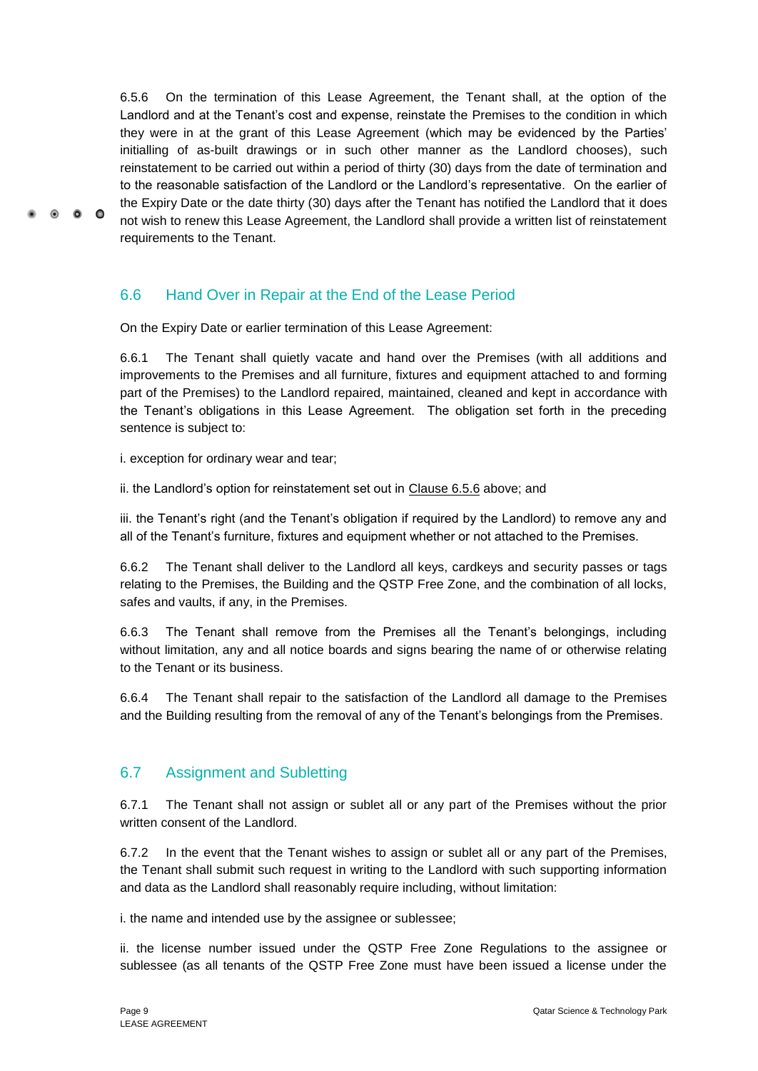6.5.6 On the termination of this Lease Agreement, the Tenant shall, at the option of the Landlord and at the Tenant's cost and expense, reinstate the Premises to the condition in which they were in at the grant of this Lease Agreement (which may be evidenced by the Parties' initialling of as-built drawings or in such other manner as the Landlord chooses), such reinstatement to be carried out within a period of thirty (30) days from the date of termination and to the reasonable satisfaction of the Landlord or the Landlord's representative. On the earlier of the Expiry Date or the date thirty (30) days after the Tenant has notified the Landlord that it does not wish to renew this Lease Agreement, the Landlord shall provide a written list of reinstatement requirements to the Tenant.

## 6.6 Hand Over in Repair at the End of the Lease Period

On the Expiry Date or earlier termination of this Lease Agreement:

6.6.1 The Tenant shall quietly vacate and hand over the Premises (with all additions and improvements to the Premises and all furniture, fixtures and equipment attached to and forming part of the Premises) to the Landlord repaired, maintained, cleaned and kept in accordance with the Tenant's obligations in this Lease Agreement. The obligation set forth in the preceding sentence is subject to:

i. exception for ordinary wear and tear;

ii. the Landlord's option for reinstatement set out in Clause 6.5.6 above; and

iii. the Tenant's right (and the Tenant's obligation if required by the Landlord) to remove any and all of the Tenant's furniture, fixtures and equipment whether or not attached to the Premises.

6.6.2 The Tenant shall deliver to the Landlord all keys, cardkeys and security passes or tags relating to the Premises, the Building and the QSTP Free Zone, and the combination of all locks, safes and vaults, if any, in the Premises.

6.6.3 The Tenant shall remove from the Premises all the Tenant's belongings, including without limitation, any and all notice boards and signs bearing the name of or otherwise relating to the Tenant or its business.

6.6.4 The Tenant shall repair to the satisfaction of the Landlord all damage to the Premises and the Building resulting from the removal of any of the Tenant's belongings from the Premises.

## 6.7 Assignment and Subletting

6.7.1 The Tenant shall not assign or sublet all or any part of the Premises without the prior written consent of the Landlord.

6.7.2 In the event that the Tenant wishes to assign or sublet all or any part of the Premises, the Tenant shall submit such request in writing to the Landlord with such supporting information and data as the Landlord shall reasonably require including, without limitation:

i. the name and intended use by the assignee or sublessee;

ii. the license number issued under the QSTP Free Zone Regulations to the assignee or sublessee (as all tenants of the QSTP Free Zone must have been issued a license under the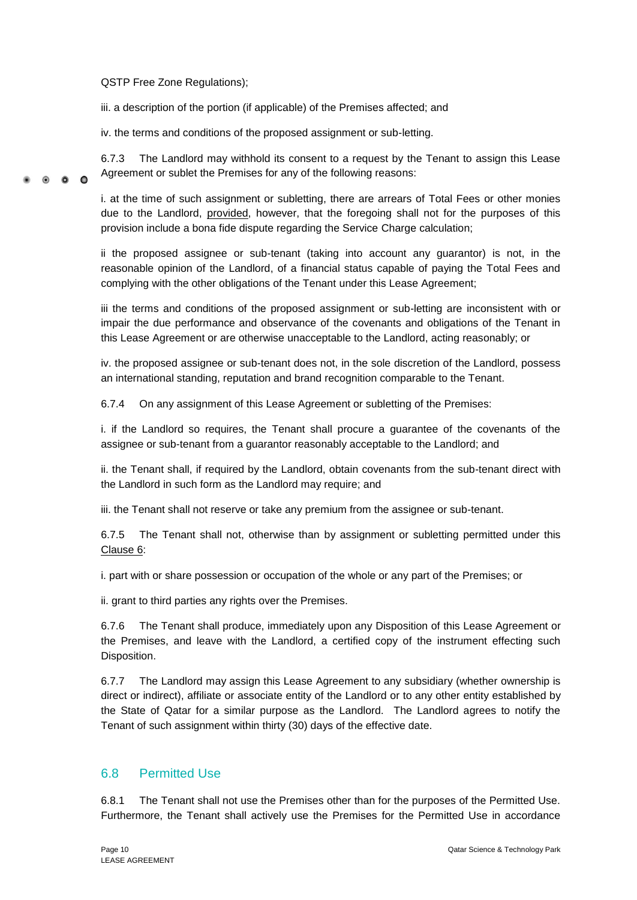QSTP Free Zone Regulations);

iii. a description of the portion (if applicable) of the Premises affected; and

iv. the terms and conditions of the proposed assignment or sub-letting.

6.7.3 The Landlord may withhold its consent to a request by the Tenant to assign this Lease Agreement or sublet the Premises for any of the following reasons:

i. at the time of such assignment or subletting, there are arrears of Total Fees or other monies due to the Landlord, provided, however, that the foregoing shall not for the purposes of this provision include a bona fide dispute regarding the Service Charge calculation;

ii the proposed assignee or sub-tenant (taking into account any guarantor) is not, in the reasonable opinion of the Landlord, of a financial status capable of paying the Total Fees and complying with the other obligations of the Tenant under this Lease Agreement;

iii the terms and conditions of the proposed assignment or sub-letting are inconsistent with or impair the due performance and observance of the covenants and obligations of the Tenant in this Lease Agreement or are otherwise unacceptable to the Landlord, acting reasonably; or

iv. the proposed assignee or sub-tenant does not, in the sole discretion of the Landlord, possess an international standing, reputation and brand recognition comparable to the Tenant.

6.7.4 On any assignment of this Lease Agreement or subletting of the Premises:

i. if the Landlord so requires, the Tenant shall procure a guarantee of the covenants of the assignee or sub-tenant from a guarantor reasonably acceptable to the Landlord; and

ii. the Tenant shall, if required by the Landlord, obtain covenants from the sub-tenant direct with the Landlord in such form as the Landlord may require; and

iii. the Tenant shall not reserve or take any premium from the assignee or sub-tenant.

6.7.5 The Tenant shall not, otherwise than by assignment or subletting permitted under this Clause 6:

i. part with or share possession or occupation of the whole or any part of the Premises; or

ii. grant to third parties any rights over the Premises.

6.7.6 The Tenant shall produce, immediately upon any Disposition of this Lease Agreement or the Premises, and leave with the Landlord, a certified copy of the instrument effecting such Disposition.

6.7.7 The Landlord may assign this Lease Agreement to any subsidiary (whether ownership is direct or indirect), affiliate or associate entity of the Landlord or to any other entity established by the State of Qatar for a similar purpose as the Landlord. The Landlord agrees to notify the Tenant of such assignment within thirty (30) days of the effective date.

## 6.8 Permitted Use

6.8.1 The Tenant shall not use the Premises other than for the purposes of the Permitted Use. Furthermore, the Tenant shall actively use the Premises for the Permitted Use in accordance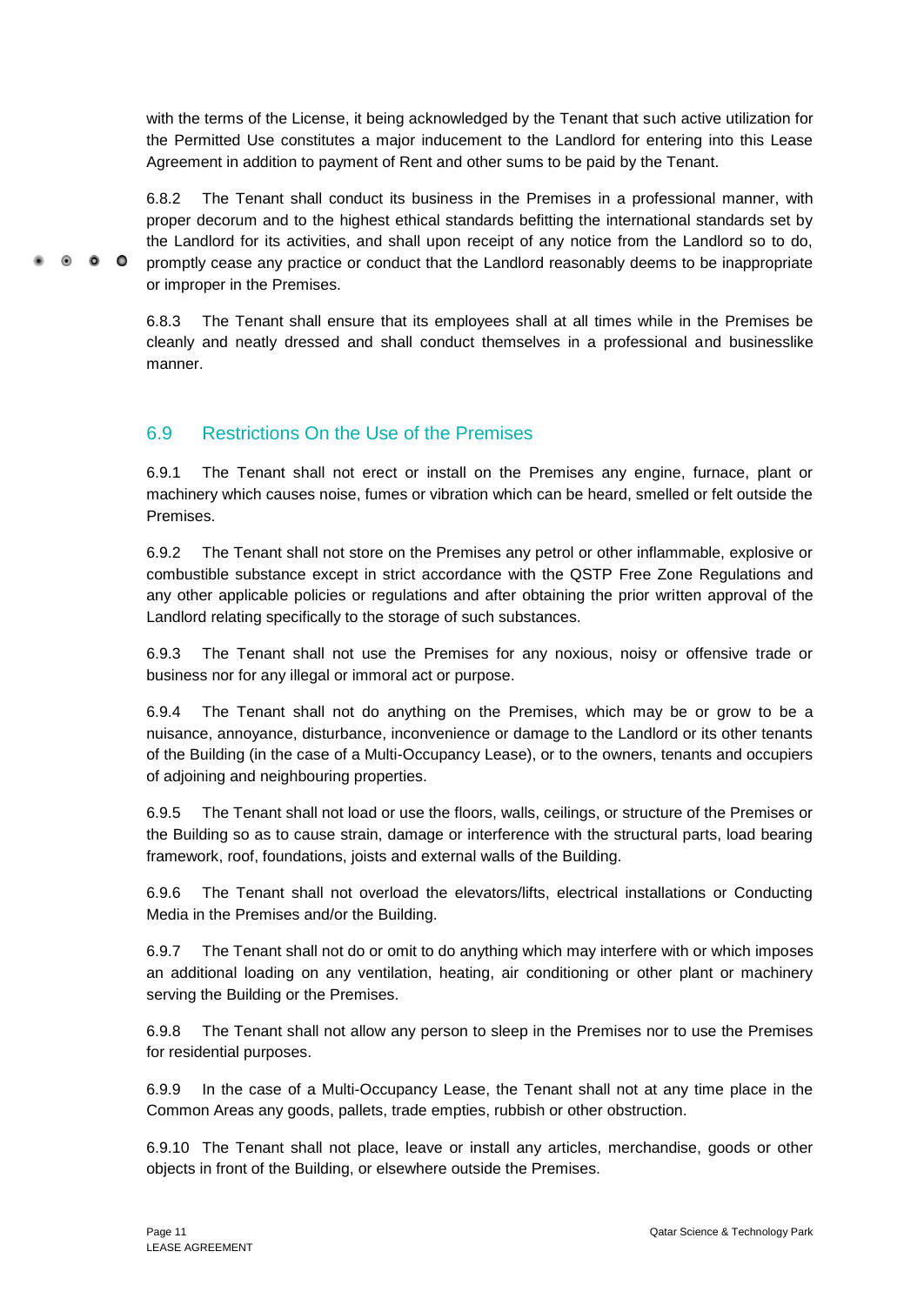with the terms of the License, it being acknowledged by the Tenant that such active utilization for the Permitted Use constitutes a major inducement to the Landlord for entering into this Lease Agreement in addition to payment of Rent and other sums to be paid by the Tenant.

6.8.2 The Tenant shall conduct its business in the Premises in a professional manner, with proper decorum and to the highest ethical standards befitting the international standards set by the Landlord for its activities, and shall upon receipt of any notice from the Landlord so to do, promptly cease any practice or conduct that the Landlord reasonably deems to be inappropriate or improper in the Premises.

6.8.3 The Tenant shall ensure that its employees shall at all times while in the Premises be cleanly and neatly dressed and shall conduct themselves in a professional and businesslike manner.

## 6.9 Restrictions On the Use of the Premises

6.9.1 The Tenant shall not erect or install on the Premises any engine, furnace, plant or machinery which causes noise, fumes or vibration which can be heard, smelled or felt outside the Premises.

6.9.2 The Tenant shall not store on the Premises any petrol or other inflammable, explosive or combustible substance except in strict accordance with the QSTP Free Zone Regulations and any other applicable policies or regulations and after obtaining the prior written approval of the Landlord relating specifically to the storage of such substances.

6.9.3 The Tenant shall not use the Premises for any noxious, noisy or offensive trade or business nor for any illegal or immoral act or purpose.

6.9.4 The Tenant shall not do anything on the Premises, which may be or grow to be a nuisance, annoyance, disturbance, inconvenience or damage to the Landlord or its other tenants of the Building (in the case of a Multi-Occupancy Lease), or to the owners, tenants and occupiers of adjoining and neighbouring properties.

6.9.5 The Tenant shall not load or use the floors, walls, ceilings, or structure of the Premises or the Building so as to cause strain, damage or interference with the structural parts, load bearing framework, roof, foundations, joists and external walls of the Building.

6.9.6 The Tenant shall not overload the elevators/lifts, electrical installations or Conducting Media in the Premises and/or the Building.

6.9.7 The Tenant shall not do or omit to do anything which may interfere with or which imposes an additional loading on any ventilation, heating, air conditioning or other plant or machinery serving the Building or the Premises.

6.9.8 The Tenant shall not allow any person to sleep in the Premises nor to use the Premises for residential purposes.

6.9.9 In the case of a Multi-Occupancy Lease, the Tenant shall not at any time place in the Common Areas any goods, pallets, trade empties, rubbish or other obstruction.

6.9.10 The Tenant shall not place, leave or install any articles, merchandise, goods or other objects in front of the Building, or elsewhere outside the Premises.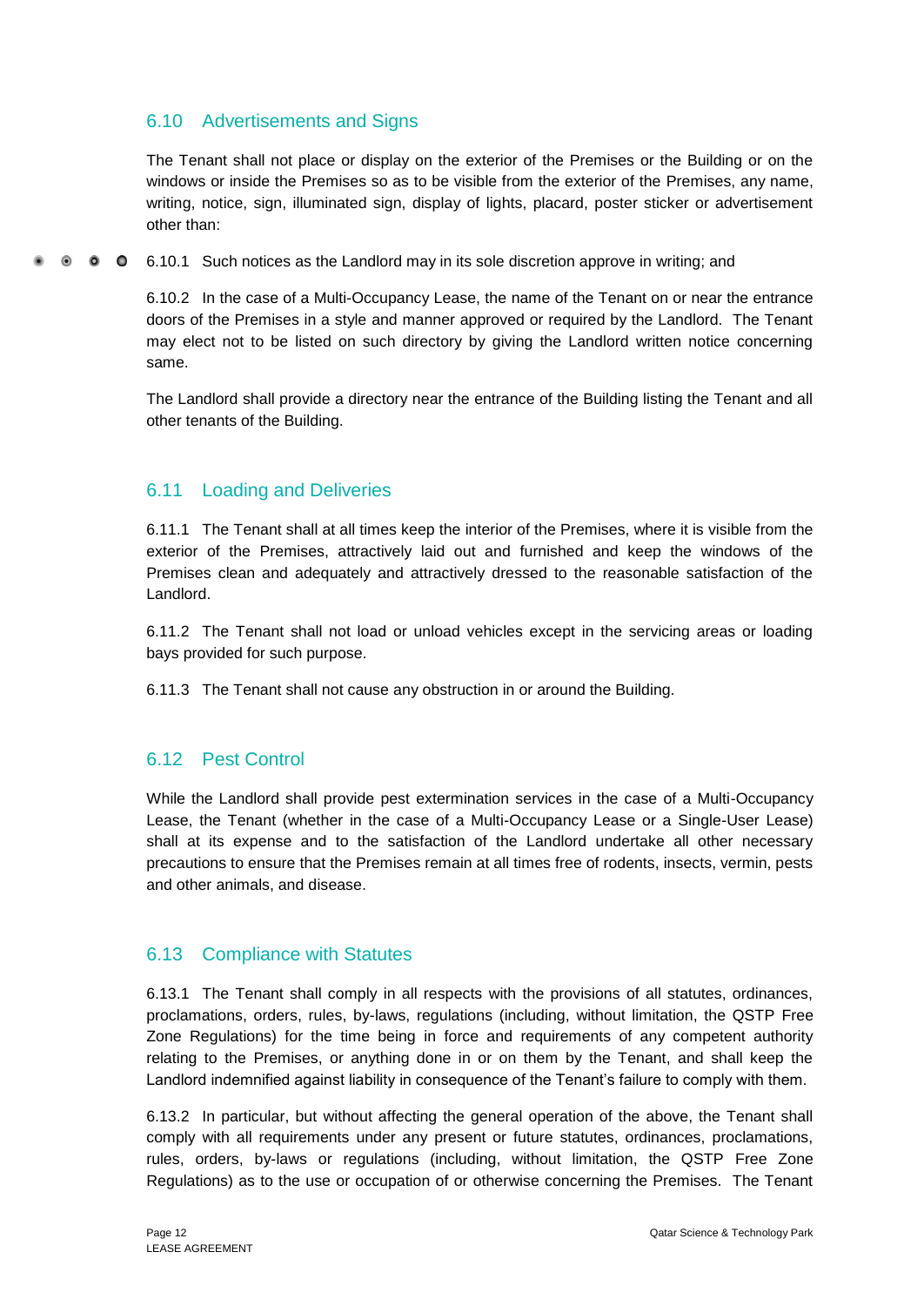## 6.10 Advertisements and Signs

The Tenant shall not place or display on the exterior of the Premises or the Building or on the windows or inside the Premises so as to be visible from the exterior of the Premises, any name, writing, notice, sign, illuminated sign, display of lights, placard, poster sticker or advertisement other than:

6.10.1 Such notices as the Landlord may in its sole discretion approve in writing; and

6.10.2 In the case of a Multi-Occupancy Lease, the name of the Tenant on or near the entrance doors of the Premises in a style and manner approved or required by the Landlord. The Tenant may elect not to be listed on such directory by giving the Landlord written notice concerning same.

The Landlord shall provide a directory near the entrance of the Building listing the Tenant and all other tenants of the Building.

## 6.11 Loading and Deliveries

6.11.1 The Tenant shall at all times keep the interior of the Premises, where it is visible from the exterior of the Premises, attractively laid out and furnished and keep the windows of the Premises clean and adequately and attractively dressed to the reasonable satisfaction of the Landlord.

6.11.2 The Tenant shall not load or unload vehicles except in the servicing areas or loading bays provided for such purpose.

6.11.3 The Tenant shall not cause any obstruction in or around the Building.

## 6.12 Pest Control

While the Landlord shall provide pest extermination services in the case of a Multi-Occupancy Lease, the Tenant (whether in the case of a Multi-Occupancy Lease or a Single-User Lease) shall at its expense and to the satisfaction of the Landlord undertake all other necessary precautions to ensure that the Premises remain at all times free of rodents, insects, vermin, pests and other animals, and disease.

## 6.13 Compliance with Statutes

6.13.1 The Tenant shall comply in all respects with the provisions of all statutes, ordinances, proclamations, orders, rules, by-laws, regulations (including, without limitation, the QSTP Free Zone Regulations) for the time being in force and requirements of any competent authority relating to the Premises, or anything done in or on them by the Tenant, and shall keep the Landlord indemnified against liability in consequence of the Tenant's failure to comply with them.

6.13.2 In particular, but without affecting the general operation of the above, the Tenant shall comply with all requirements under any present or future statutes, ordinances, proclamations, rules, orders, by-laws or regulations (including, without limitation, the QSTP Free Zone Regulations) as to the use or occupation of or otherwise concerning the Premises. The Tenant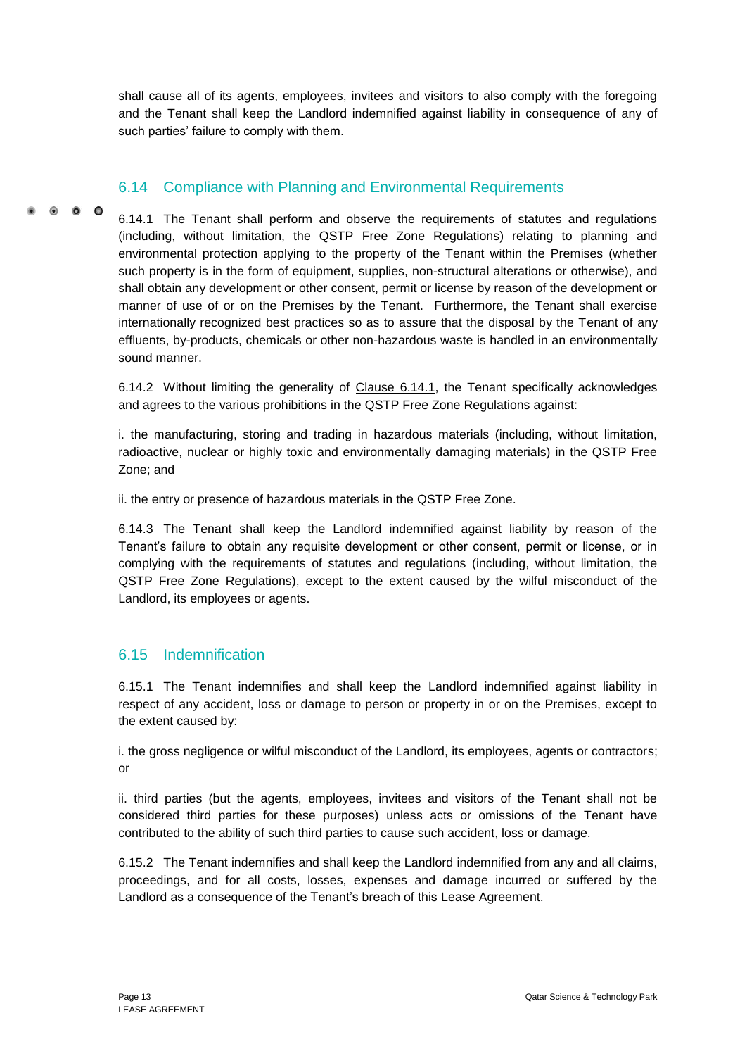shall cause all of its agents, employees, invitees and visitors to also comply with the foregoing and the Tenant shall keep the Landlord indemnified against liability in consequence of any of such parties' failure to comply with them.

## 6.14 Compliance with Planning and Environmental Requirements

6.14.1 The Tenant shall perform and observe the requirements of statutes and regulations (including, without limitation, the QSTP Free Zone Regulations) relating to planning and environmental protection applying to the property of the Tenant within the Premises (whether such property is in the form of equipment, supplies, non-structural alterations or otherwise), and shall obtain any development or other consent, permit or license by reason of the development or manner of use of or on the Premises by the Tenant. Furthermore, the Tenant shall exercise internationally recognized best practices so as to assure that the disposal by the Tenant of any effluents, by-products, chemicals or other non-hazardous waste is handled in an environmentally sound manner.

6.14.2 Without limiting the generality of Clause 6.14.1, the Tenant specifically acknowledges and agrees to the various prohibitions in the QSTP Free Zone Regulations against:

i. the manufacturing, storing and trading in hazardous materials (including, without limitation, radioactive, nuclear or highly toxic and environmentally damaging materials) in the QSTP Free Zone; and

ii. the entry or presence of hazardous materials in the QSTP Free Zone.

6.14.3 The Tenant shall keep the Landlord indemnified against liability by reason of the Tenant's failure to obtain any requisite development or other consent, permit or license, or in complying with the requirements of statutes and regulations (including, without limitation, the QSTP Free Zone Regulations), except to the extent caused by the wilful misconduct of the Landlord, its employees or agents.

## 6.15 Indemnification

6.15.1 The Tenant indemnifies and shall keep the Landlord indemnified against liability in respect of any accident, loss or damage to person or property in or on the Premises, except to the extent caused by:

i. the gross negligence or wilful misconduct of the Landlord, its employees, agents or contractors; or

ii. third parties (but the agents, employees, invitees and visitors of the Tenant shall not be considered third parties for these purposes) unless acts or omissions of the Tenant have contributed to the ability of such third parties to cause such accident, loss or damage.

6.15.2 The Tenant indemnifies and shall keep the Landlord indemnified from any and all claims, proceedings, and for all costs, losses, expenses and damage incurred or suffered by the Landlord as a consequence of the Tenant's breach of this Lease Agreement.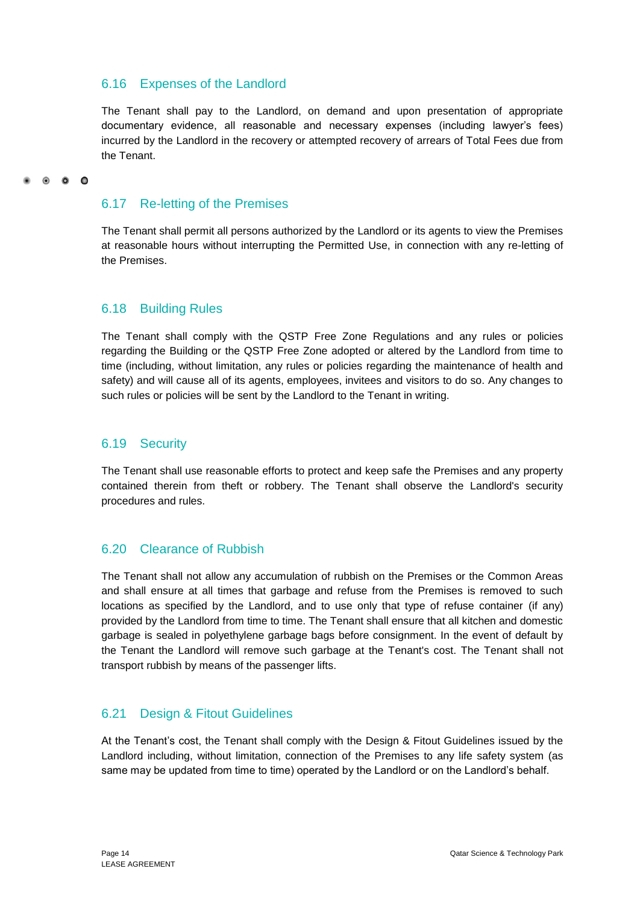## 6.16 Expenses of the Landlord

The Tenant shall pay to the Landlord, on demand and upon presentation of appropriate documentary evidence, all reasonable and necessary expenses (including lawyer's fees) incurred by the Landlord in the recovery or attempted recovery of arrears of Total Fees due from the Tenant.

## 6.17 Re-letting of the Premises

The Tenant shall permit all persons authorized by the Landlord or its agents to view the Premises at reasonable hours without interrupting the Permitted Use, in connection with any re-letting of the Premises.

## 6.18 Building Rules

The Tenant shall comply with the QSTP Free Zone Regulations and any rules or policies regarding the Building or the QSTP Free Zone adopted or altered by the Landlord from time to time (including, without limitation, any rules or policies regarding the maintenance of health and safety) and will cause all of its agents, employees, invitees and visitors to do so. Any changes to such rules or policies will be sent by the Landlord to the Tenant in writing.

## 6.19 Security

The Tenant shall use reasonable efforts to protect and keep safe the Premises and any property contained therein from theft or robbery. The Tenant shall observe the Landlord's security procedures and rules.

## 6.20 Clearance of Rubbish

The Tenant shall not allow any accumulation of rubbish on the Premises or the Common Areas and shall ensure at all times that garbage and refuse from the Premises is removed to such locations as specified by the Landlord, and to use only that type of refuse container (if any) provided by the Landlord from time to time. The Tenant shall ensure that all kitchen and domestic garbage is sealed in polyethylene garbage bags before consignment. In the event of default by the Tenant the Landlord will remove such garbage at the Tenant's cost. The Tenant shall not transport rubbish by means of the passenger lifts.

## 6.21 Design & Fitout Guidelines

At the Tenant's cost, the Tenant shall comply with the Design & Fitout Guidelines issued by the Landlord including, without limitation, connection of the Premises to any life safety system (as same may be updated from time to time) operated by the Landlord or on the Landlord's behalf.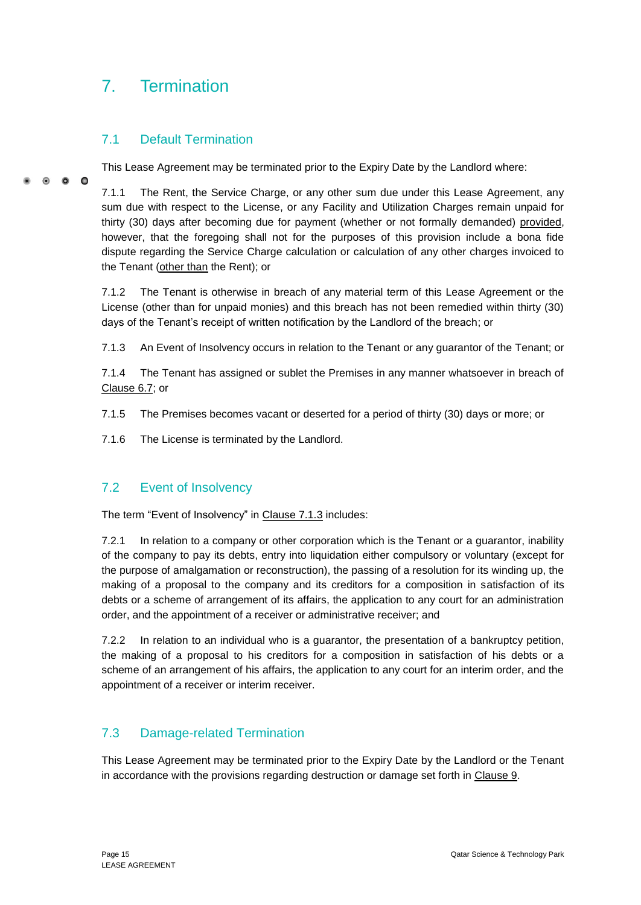# 7. Termination

## 7.1 Default Termination

This Lease Agreement may be terminated prior to the Expiry Date by the Landlord where:

7.1.1 The Rent, the Service Charge, or any other sum due under this Lease Agreement, any sum due with respect to the License, or any Facility and Utilization Charges remain unpaid for thirty (30) days after becoming due for payment (whether or not formally demanded) provided, however, that the foregoing shall not for the purposes of this provision include a bona fide dispute regarding the Service Charge calculation or calculation of any other charges invoiced to the Tenant (other than the Rent); or

7.1.2 The Tenant is otherwise in breach of any material term of this Lease Agreement or the License (other than for unpaid monies) and this breach has not been remedied within thirty (30) days of the Tenant's receipt of written notification by the Landlord of the breach; or

7.1.3 An Event of Insolvency occurs in relation to the Tenant or any guarantor of the Tenant; or

7.1.4 The Tenant has assigned or sublet the Premises in any manner whatsoever in breach of Clause 6.7; or

7.1.5 The Premises becomes vacant or deserted for a period of thirty (30) days or more; or

7.1.6 The License is terminated by the Landlord.

## 7.2 Event of Insolvency

The term "Event of Insolvency" in Clause 7.1.3 includes:

7.2.1 In relation to a company or other corporation which is the Tenant or a guarantor, inability of the company to pay its debts, entry into liquidation either compulsory or voluntary (except for the purpose of amalgamation or reconstruction), the passing of a resolution for its winding up, the making of a proposal to the company and its creditors for a composition in satisfaction of its debts or a scheme of arrangement of its affairs, the application to any court for an administration order, and the appointment of a receiver or administrative receiver; and

7.2.2 In relation to an individual who is a guarantor, the presentation of a bankruptcy petition, the making of a proposal to his creditors for a composition in satisfaction of his debts or a scheme of an arrangement of his affairs, the application to any court for an interim order, and the appointment of a receiver or interim receiver.

## 7.3 Damage-related Termination

This Lease Agreement may be terminated prior to the Expiry Date by the Landlord or the Tenant in accordance with the provisions regarding destruction or damage set forth in Clause 9.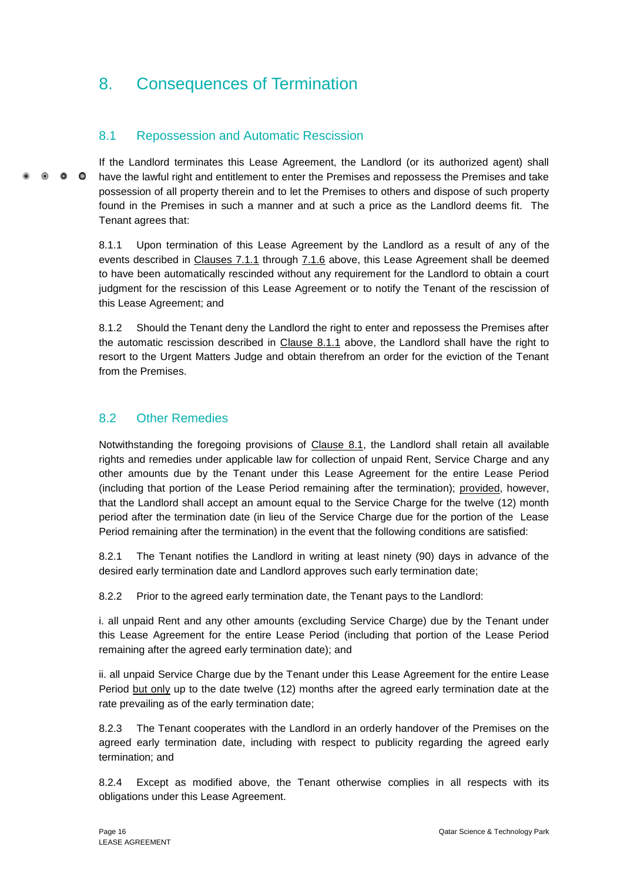# 8. Consequences of Termination

## 8.1 Repossession and Automatic Rescission

If the Landlord terminates this Lease Agreement, the Landlord (or its authorized agent) shall have the lawful right and entitlement to enter the Premises and repossess the Premises and take possession of all property therein and to let the Premises to others and dispose of such property found in the Premises in such a manner and at such a price as the Landlord deems fit. The Tenant agrees that:

8.1.1 Upon termination of this Lease Agreement by the Landlord as a result of any of the events described in Clauses 7.1.1 through 7.1.6 above, this Lease Agreement shall be deemed to have been automatically rescinded without any requirement for the Landlord to obtain a court judgment for the rescission of this Lease Agreement or to notify the Tenant of the rescission of this Lease Agreement; and

8.1.2 Should the Tenant deny the Landlord the right to enter and repossess the Premises after the automatic rescission described in Clause 8.1.1 above, the Landlord shall have the right to resort to the Urgent Matters Judge and obtain therefrom an order for the eviction of the Tenant from the Premises.

## 8.2 Other Remedies

Notwithstanding the foregoing provisions of Clause 8.1, the Landlord shall retain all available rights and remedies under applicable law for collection of unpaid Rent, Service Charge and any other amounts due by the Tenant under this Lease Agreement for the entire Lease Period (including that portion of the Lease Period remaining after the termination); provided, however, that the Landlord shall accept an amount equal to the Service Charge for the twelve (12) month period after the termination date (in lieu of the Service Charge due for the portion of the Lease Period remaining after the termination) in the event that the following conditions are satisfied:

8.2.1 The Tenant notifies the Landlord in writing at least ninety (90) days in advance of the desired early termination date and Landlord approves such early termination date;

8.2.2 Prior to the agreed early termination date, the Tenant pays to the Landlord:

i. all unpaid Rent and any other amounts (excluding Service Charge) due by the Tenant under this Lease Agreement for the entire Lease Period (including that portion of the Lease Period remaining after the agreed early termination date); and

ii. all unpaid Service Charge due by the Tenant under this Lease Agreement for the entire Lease Period but only up to the date twelve (12) months after the agreed early termination date at the rate prevailing as of the early termination date;

8.2.3 The Tenant cooperates with the Landlord in an orderly handover of the Premises on the agreed early termination date, including with respect to publicity regarding the agreed early termination; and

8.2.4 Except as modified above, the Tenant otherwise complies in all respects with its obligations under this Lease Agreement.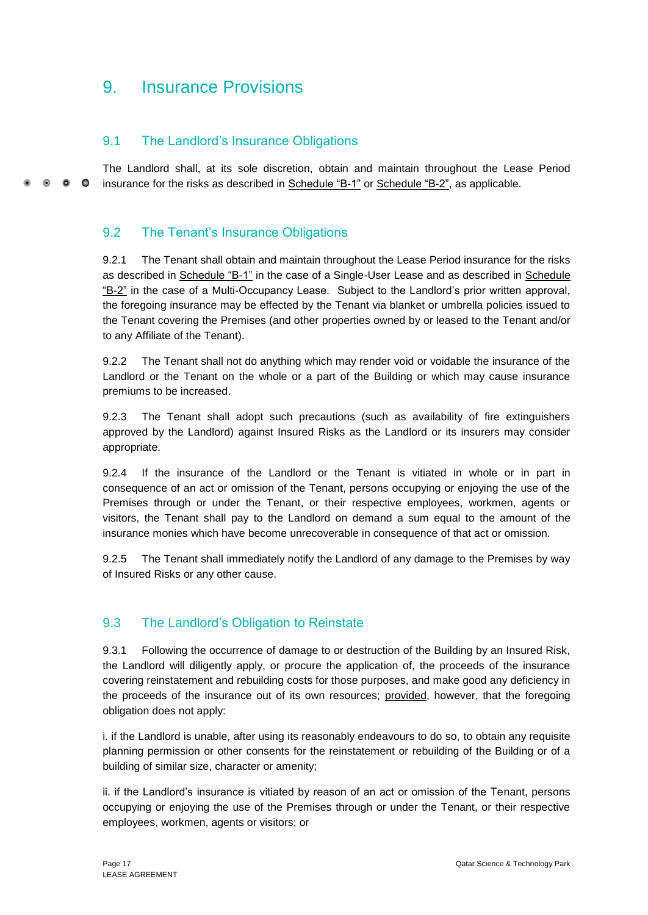# 9. Insurance Provisions

## 9.1 The Landlord's Insurance Obligations

The Landlord shall, at its sole discretion, obtain and maintain throughout the Lease Period insurance for the risks as described in Schedule "B-1" or Schedule "B-2", as applicable.

## 9.2 The Tenant's Insurance Obligations

9.2.1 The Tenant shall obtain and maintain throughout the Lease Period insurance for the risks as described in Schedule "B-1" in the case of a Single-User Lease and as described in Schedule "B-2" in the case of a Multi-Occupancy Lease. Subject to the Landlord's prior written approval, the foregoing insurance may be effected by the Tenant via blanket or umbrella policies issued to the Tenant covering the Premises (and other properties owned by or leased to the Tenant and/or to any Affiliate of the Tenant).

9.2.2 The Tenant shall not do anything which may render void or voidable the insurance of the Landlord or the Tenant on the whole or a part of the Building or which may cause insurance premiums to be increased.

9.2.3 The Tenant shall adopt such precautions (such as availability of fire extinguishers approved by the Landlord) against Insured Risks as the Landlord or its insurers may consider appropriate.

9.2.4 If the insurance of the Landlord or the Tenant is vitiated in whole or in part in consequence of an act or omission of the Tenant, persons occupying or enjoying the use of the Premises through or under the Tenant, or their respective employees, workmen, agents or visitors, the Tenant shall pay to the Landlord on demand a sum equal to the amount of the insurance monies which have become unrecoverable in consequence of that act or omission.

9.2.5 The Tenant shall immediately notify the Landlord of any damage to the Premises by way of Insured Risks or any other cause.

## 9.3 The Landlord's Obligation to Reinstate

9.3.1 Following the occurrence of damage to or destruction of the Building by an Insured Risk, the Landlord will diligently apply, or procure the application of, the proceeds of the insurance covering reinstatement and rebuilding costs for those purposes, and make good any deficiency in the proceeds of the insurance out of its own resources; provided, however, that the foregoing obligation does not apply:

i. if the Landlord is unable, after using its reasonably endeavours to do so, to obtain any requisite planning permission or other consents for the reinstatement or rebuilding of the Building or of a building of similar size, character or amenity;

ii. if the Landlord's insurance is vitiated by reason of an act or omission of the Tenant, persons occupying or enjoying the use of the Premises through or under the Tenant, or their respective employees, workmen, agents or visitors; or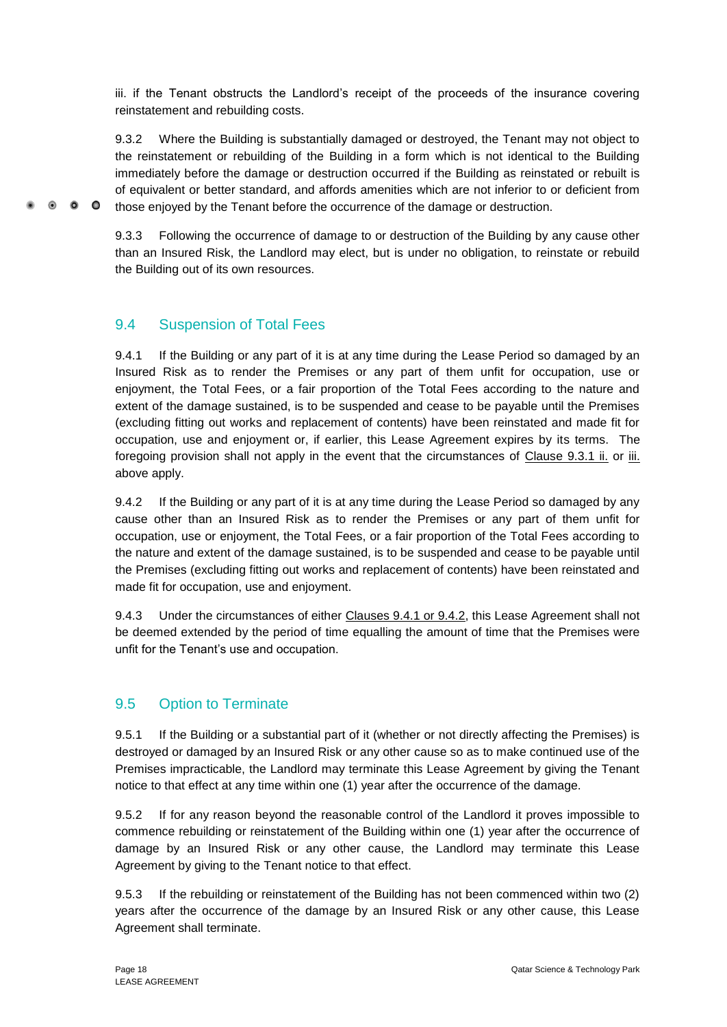iii. if the Tenant obstructs the Landlord's receipt of the proceeds of the insurance covering reinstatement and rebuilding costs.

9.3.2 Where the Building is substantially damaged or destroyed, the Tenant may not object to the reinstatement or rebuilding of the Building in a form which is not identical to the Building immediately before the damage or destruction occurred if the Building as reinstated or rebuilt is of equivalent or better standard, and affords amenities which are not inferior to or deficient from those enjoyed by the Tenant before the occurrence of the damage or destruction.

9.3.3 Following the occurrence of damage to or destruction of the Building by any cause other than an Insured Risk, the Landlord may elect, but is under no obligation, to reinstate or rebuild the Building out of its own resources.

## 9.4 Suspension of Total Fees

9.4.1 If the Building or any part of it is at any time during the Lease Period so damaged by an Insured Risk as to render the Premises or any part of them unfit for occupation, use or enjoyment, the Total Fees, or a fair proportion of the Total Fees according to the nature and extent of the damage sustained, is to be suspended and cease to be payable until the Premises (excluding fitting out works and replacement of contents) have been reinstated and made fit for occupation, use and enjoyment or, if earlier, this Lease Agreement expires by its terms. The foregoing provision shall not apply in the event that the circumstances of Clause 9.3.1 ii. or iii. above apply.

9.4.2 If the Building or any part of it is at any time during the Lease Period so damaged by any cause other than an Insured Risk as to render the Premises or any part of them unfit for occupation, use or enjoyment, the Total Fees, or a fair proportion of the Total Fees according to the nature and extent of the damage sustained, is to be suspended and cease to be payable until the Premises (excluding fitting out works and replacement of contents) have been reinstated and made fit for occupation, use and enjoyment.

9.4.3 Under the circumstances of either Clauses 9.4.1 or 9.4.2, this Lease Agreement shall not be deemed extended by the period of time equalling the amount of time that the Premises were unfit for the Tenant's use and occupation.

## 9.5 Option to Terminate

9.5.1 If the Building or a substantial part of it (whether or not directly affecting the Premises) is destroyed or damaged by an Insured Risk or any other cause so as to make continued use of the Premises impracticable, the Landlord may terminate this Lease Agreement by giving the Tenant notice to that effect at any time within one (1) year after the occurrence of the damage.

9.5.2 If for any reason beyond the reasonable control of the Landlord it proves impossible to commence rebuilding or reinstatement of the Building within one (1) year after the occurrence of damage by an Insured Risk or any other cause, the Landlord may terminate this Lease Agreement by giving to the Tenant notice to that effect.

9.5.3 If the rebuilding or reinstatement of the Building has not been commenced within two (2) years after the occurrence of the damage by an Insured Risk or any other cause, this Lease Agreement shall terminate.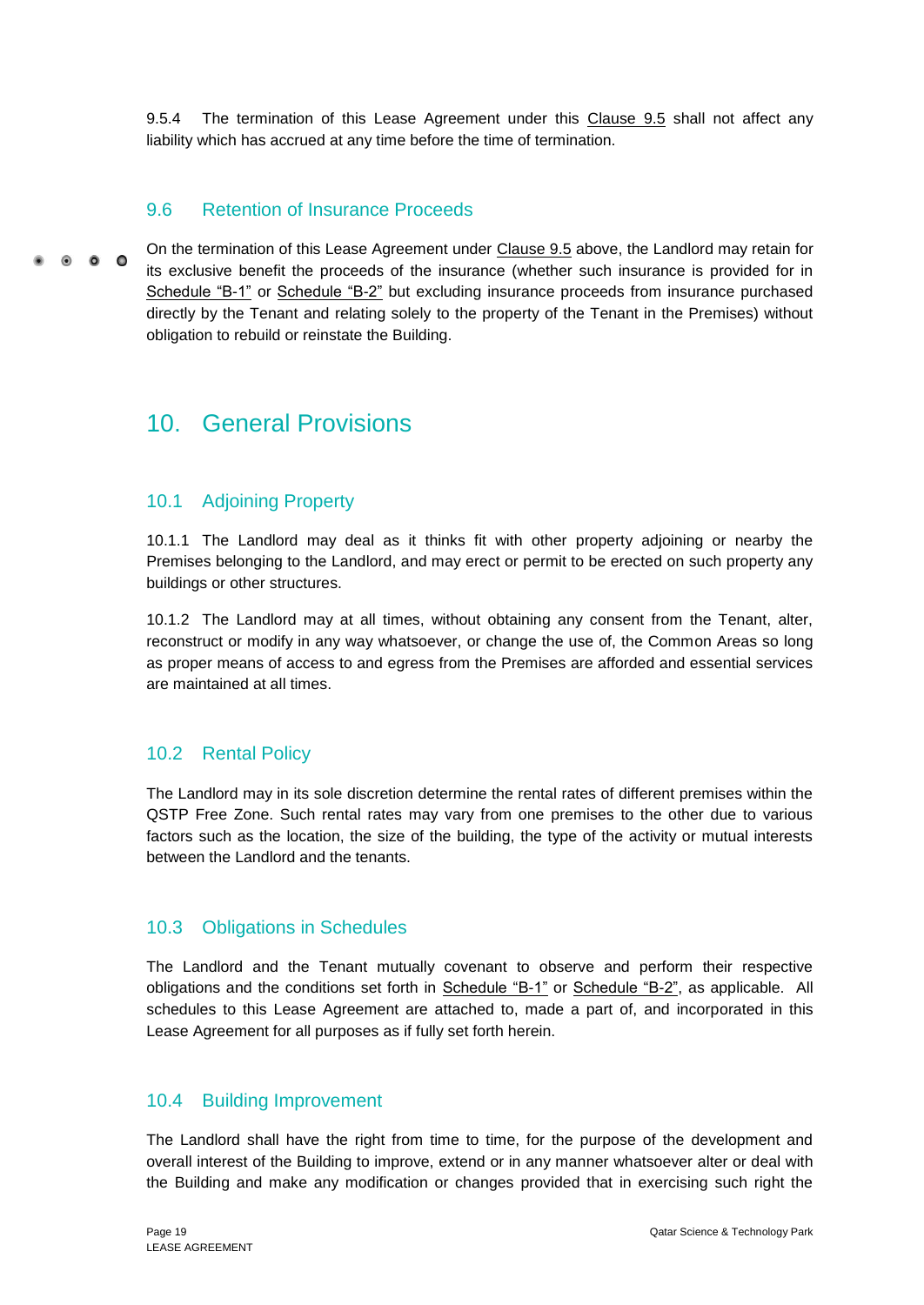9.5.4 The termination of this Lease Agreement under this Clause 9.5 shall not affect any liability which has accrued at any time before the time of termination.

### 9.6 Retention of Insurance Proceeds

On the termination of this Lease Agreement under Clause 9.5 above, the Landlord may retain for its exclusive benefit the proceeds of the insurance (whether such insurance is provided for in Schedule "B-1" or Schedule "B-2" but excluding insurance proceeds from insurance purchased directly by the Tenant and relating solely to the property of the Tenant in the Premises) without obligation to rebuild or reinstate the Building.

## 10. General Provisions

### 10.1 Adjoining Property

10.1.1 The Landlord may deal as it thinks fit with other property adjoining or nearby the Premises belonging to the Landlord, and may erect or permit to be erected on such property any buildings or other structures.

10.1.2 The Landlord may at all times, without obtaining any consent from the Tenant, alter, reconstruct or modify in any way whatsoever, or change the use of, the Common Areas so long as proper means of access to and egress from the Premises are afforded and essential services are maintained at all times.

### 10.2 Rental Policy

The Landlord may in its sole discretion determine the rental rates of different premises within the QSTP Free Zone. Such rental rates may vary from one premises to the other due to various factors such as the location, the size of the building, the type of the activity or mutual interests between the Landlord and the tenants.

### 10.3 Obligations in Schedules

The Landlord and the Tenant mutually covenant to observe and perform their respective obligations and the conditions set forth in Schedule "B-1" or Schedule "B-2", as applicable. All schedules to this Lease Agreement are attached to, made a part of, and incorporated in this Lease Agreement for all purposes as if fully set forth herein.

### 10.4 Building Improvement

The Landlord shall have the right from time to time, for the purpose of the development and overall interest of the Building to improve, extend or in any manner whatsoever alter or deal with the Building and make any modification or changes provided that in exercising such right the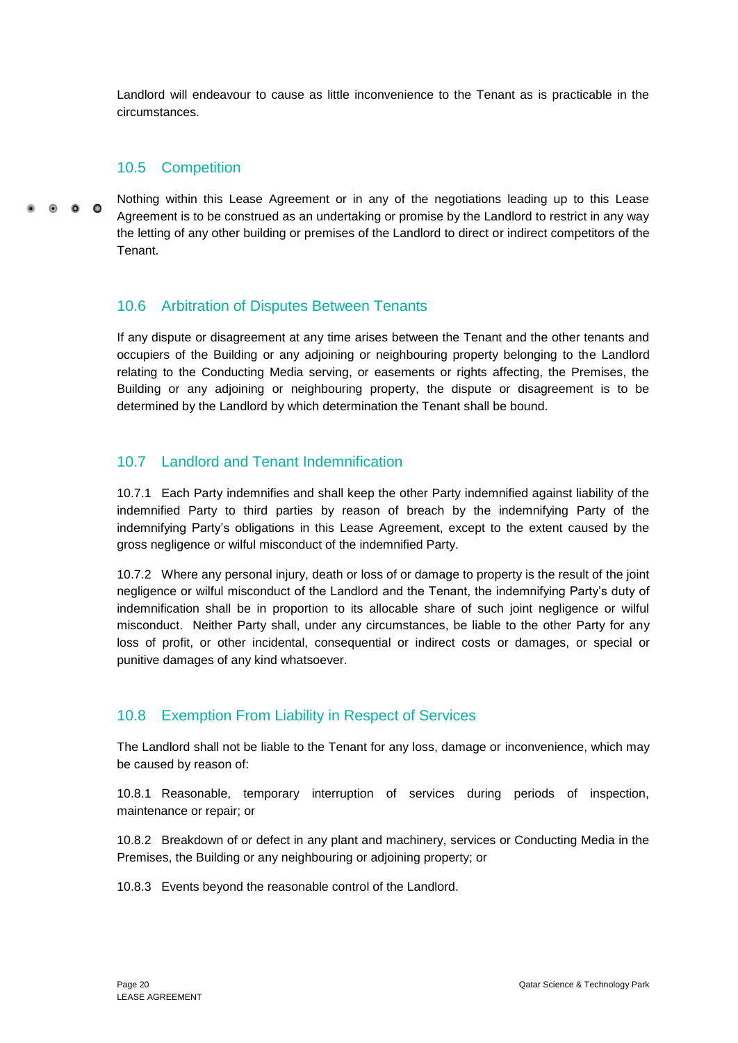Landlord will endeavour to cause as little inconvenience to the Tenant as is practicable in the circumstances.

## 10.5 Competition

Nothing within this Lease Agreement or in any of the negotiations leading up to this Lease Agreement is to be construed as an undertaking or promise by the Landlord to restrict in any way the letting of any other building or premises of the Landlord to direct or indirect competitors of the Tenant.

## 10.6 Arbitration of Disputes Between Tenants

If any dispute or disagreement at any time arises between the Tenant and the other tenants and occupiers of the Building or any adjoining or neighbouring property belonging to the Landlord relating to the Conducting Media serving, or easements or rights affecting, the Premises, the Building or any adjoining or neighbouring property, the dispute or disagreement is to be determined by the Landlord by which determination the Tenant shall be bound.

## 10.7 Landlord and Tenant Indemnification

10.7.1 Each Party indemnifies and shall keep the other Party indemnified against liability of the indemnified Party to third parties by reason of breach by the indemnifying Party of the indemnifying Party's obligations in this Lease Agreement, except to the extent caused by the gross negligence or wilful misconduct of the indemnified Party.

10.7.2 Where any personal injury, death or loss of or damage to property is the result of the joint negligence or wilful misconduct of the Landlord and the Tenant, the indemnifying Party's duty of indemnification shall be in proportion to its allocable share of such joint negligence or wilful misconduct. Neither Party shall, under any circumstances, be liable to the other Party for any loss of profit, or other incidental, consequential or indirect costs or damages, or special or punitive damages of any kind whatsoever.

## 10.8 Exemption From Liability in Respect of Services

The Landlord shall not be liable to the Tenant for any loss, damage or inconvenience, which may be caused by reason of:

10.8.1 Reasonable, temporary interruption of services during periods of inspection, maintenance or repair; or

10.8.2 Breakdown of or defect in any plant and machinery, services or Conducting Media in the Premises, the Building or any neighbouring or adjoining property; or

10.8.3 Events beyond the reasonable control of the Landlord.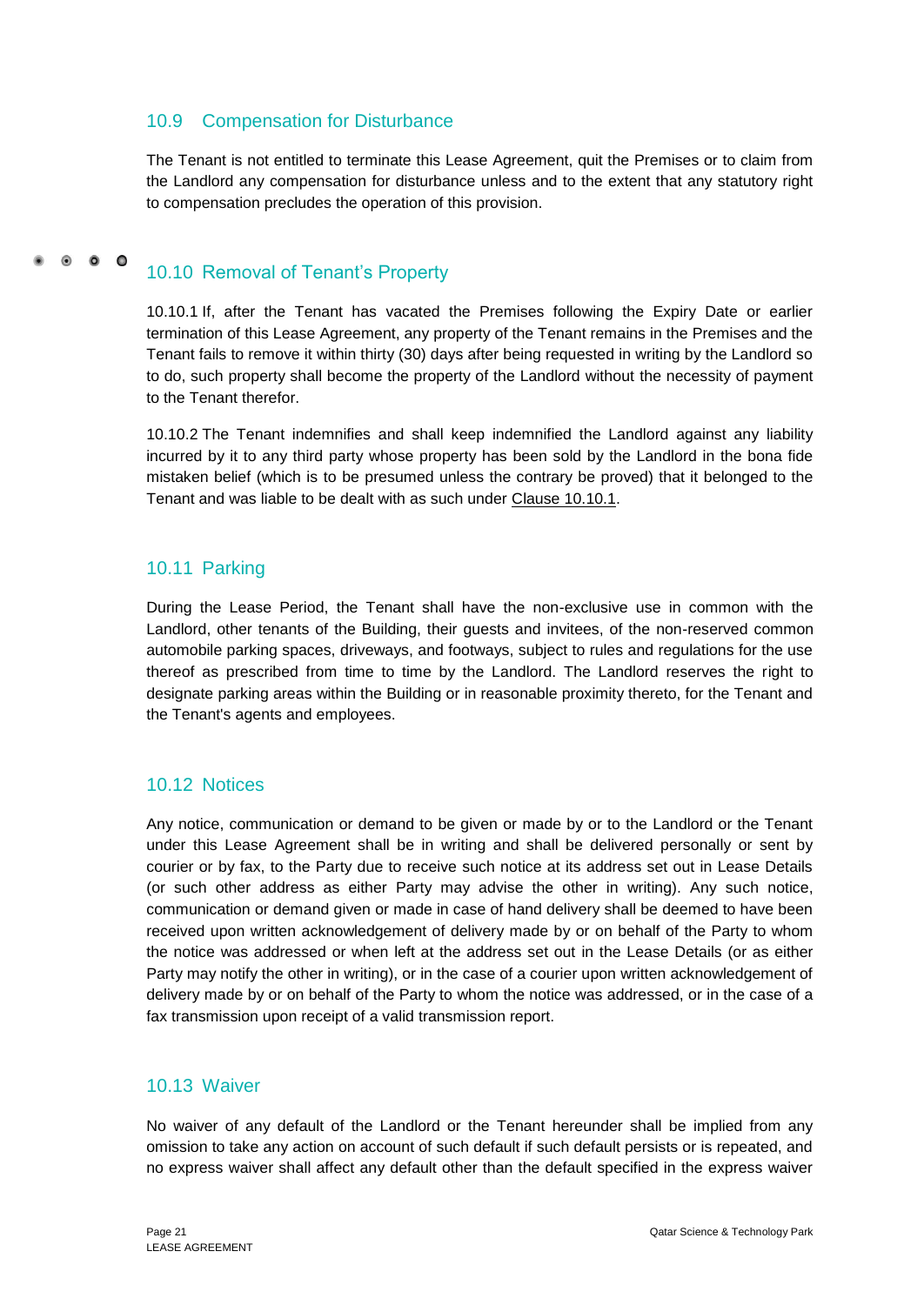## 10.9 Compensation for Disturbance

The Tenant is not entitled to terminate this Lease Agreement, quit the Premises or to claim from the Landlord any compensation for disturbance unless and to the extent that any statutory right to compensation precludes the operation of this provision.

## 10.10 Removal of Tenant's Property

10.10.1 If, after the Tenant has vacated the Premises following the Expiry Date or earlier termination of this Lease Agreement, any property of the Tenant remains in the Premises and the Tenant fails to remove it within thirty (30) days after being requested in writing by the Landlord so to do, such property shall become the property of the Landlord without the necessity of payment to the Tenant therefor.

10.10.2 The Tenant indemnifies and shall keep indemnified the Landlord against any liability incurred by it to any third party whose property has been sold by the Landlord in the bona fide mistaken belief (which is to be presumed unless the contrary be proved) that it belonged to the Tenant and was liable to be dealt with as such under Clause 10.10.1.

## 10.11 Parking

During the Lease Period, the Tenant shall have the non-exclusive use in common with the Landlord, other tenants of the Building, their guests and invitees, of the non-reserved common automobile parking spaces, driveways, and footways, subject to rules and regulations for the use thereof as prescribed from time to time by the Landlord. The Landlord reserves the right to designate parking areas within the Building or in reasonable proximity thereto, for the Tenant and the Tenant's agents and employees.

## 10.12 Notices

Any notice, communication or demand to be given or made by or to the Landlord or the Tenant under this Lease Agreement shall be in writing and shall be delivered personally or sent by courier or by fax, to the Party due to receive such notice at its address set out in Lease Details (or such other address as either Party may advise the other in writing). Any such notice, communication or demand given or made in case of hand delivery shall be deemed to have been received upon written acknowledgement of delivery made by or on behalf of the Party to whom the notice was addressed or when left at the address set out in the Lease Details (or as either Party may notify the other in writing), or in the case of a courier upon written acknowledgement of delivery made by or on behalf of the Party to whom the notice was addressed, or in the case of a fax transmission upon receipt of a valid transmission report.

## 10.13 Waiver

No waiver of any default of the Landlord or the Tenant hereunder shall be implied from any omission to take any action on account of such default if such default persists or is repeated, and no express waiver shall affect any default other than the default specified in the express waiver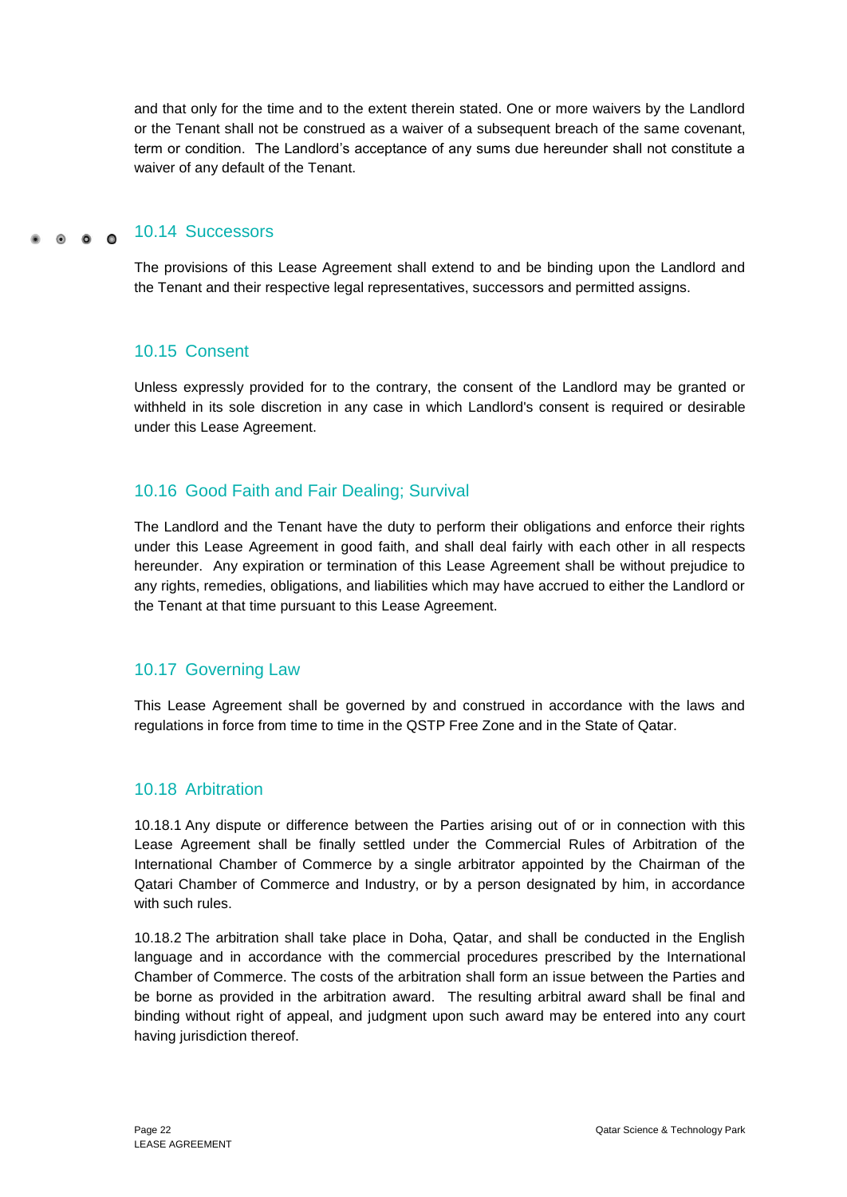and that only for the time and to the extent therein stated. One or more waivers by the Landlord or the Tenant shall not be construed as a waiver of a subsequent breach of the same covenant, term or condition.  The Landlord's acceptance of any sums due hereunder shall not constitute a waiver of any default of the Tenant.

## 10.14 Successors

The provisions of this Lease Agreement shall extend to and be binding upon the Landlord and the Tenant and their respective legal representatives, successors and permitted assigns.

## 10.15 Consent

Unless expressly provided for to the contrary, the consent of the Landlord may be granted or withheld in its sole discretion in any case in which Landlord's consent is required or desirable under this Lease Agreement.

## 10.16 Good Faith and Fair Dealing; Survival

The Landlord and the Tenant have the duty to perform their obligations and enforce their rights under this Lease Agreement in good faith, and shall deal fairly with each other in all respects hereunder.  Any expiration or termination of this Lease Agreement shall be without prejudice to any rights, remedies, obligations, and liabilities which may have accrued to either the Landlord or the Tenant at that time pursuant to this Lease Agreement.

## 10.17 Governing Law

This Lease Agreement shall be governed by and construed in accordance with the laws and regulations in force from time to time in the QSTP Free Zone and in the State of Qatar.

## 10.18 Arbitration

10.18.1 Any dispute or difference between the Parties arising out of or in connection with this Lease Agreement shall be finally settled under the Commercial Rules of Arbitration of the International Chamber of Commerce by a single arbitrator appointed by the Chairman of the Qatari Chamber of Commerce and Industry, or by a person designated by him, in accordance with such rules.

10.18.2 The arbitration shall take place in Doha, Qatar, and shall be conducted in the English language and in accordance with the commercial procedures prescribed by the International Chamber of Commerce. The costs of the arbitration shall form an issue between the Parties and be borne as provided in the arbitration award.  The resulting arbitral award shall be final and binding without right of appeal, and judgment upon such award may be entered into any court having jurisdiction thereof.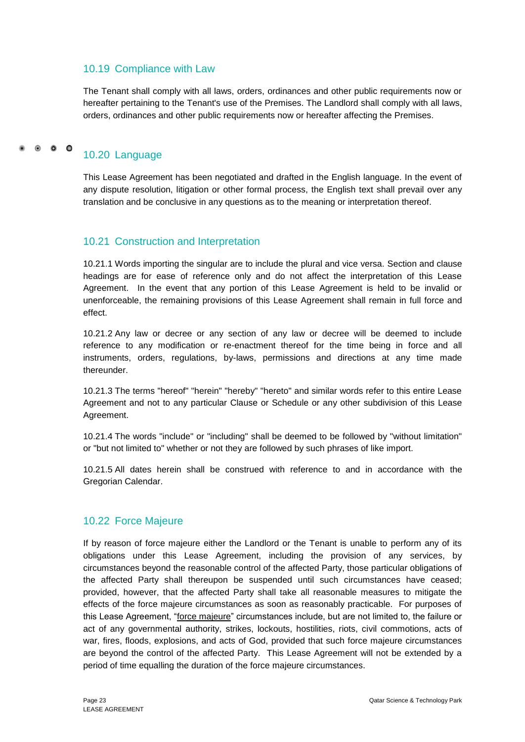### 10.19 Compliance with Law

The Tenant shall comply with all laws, orders, ordinances and other public requirements now or hereafter pertaining to the Tenant's use of the Premises. The Landlord shall comply with all laws, orders, ordinances and other public requirements now or hereafter affecting the Premises.

### 10.20 Language

This Lease Agreement has been negotiated and drafted in the English language. In the event of any dispute resolution, litigation or other formal process, the English text shall prevail over any translation and be conclusive in any questions as to the meaning or interpretation thereof.

### 10.21 Construction and Interpretation

10.21.1 Words importing the singular are to include the plural and vice versa. Section and clause headings are for ease of reference only and do not affect the interpretation of this Lease Agreement. In the event that any portion of this Lease Agreement is held to be invalid or unenforceable, the remaining provisions of this Lease Agreement shall remain in full force and effect.

10.21.2 Any law or decree or any section of any law or decree will be deemed to include reference to any modification or re-enactment thereof for the time being in force and all instruments, orders, regulations, by-laws, permissions and directions at any time made thereunder.

10.21.3 The terms "hereof" "herein" "hereby" "hereto" and similar words refer to this entire Lease Agreement and not to any particular Clause or Schedule or any other subdivision of this Lease Agreement.

10.21.4 The words "include" or "including" shall be deemed to be followed by "without limitation" or "but not limited to" whether or not they are followed by such phrases of like import.

10.21.5 All dates herein shall be construed with reference to and in accordance with the Gregorian Calendar.

### 10.22 Force Majeure

If by reason of force majeure either the Landlord or the Tenant is unable to perform any of its obligations under this Lease Agreement, including the provision of any services, by circumstances beyond the reasonable control of the affected Party, those particular obligations of the affected Party shall thereupon be suspended until such circumstances have ceased; provided, however, that the affected Party shall take all reasonable measures to mitigate the effects of the force majeure circumstances as soon as reasonably practicable. For purposes of this Lease Agreement, "force majeure" circumstances include, but are not limited to, the failure or act of any governmental authority, strikes, lockouts, hostilities, riots, civil commotions, acts of war, fires, floods, explosions, and acts of God, provided that such force majeure circumstances are beyond the control of the affected Party. This Lease Agreement will not be extended by a period of time equalling the duration of the force majeure circumstances.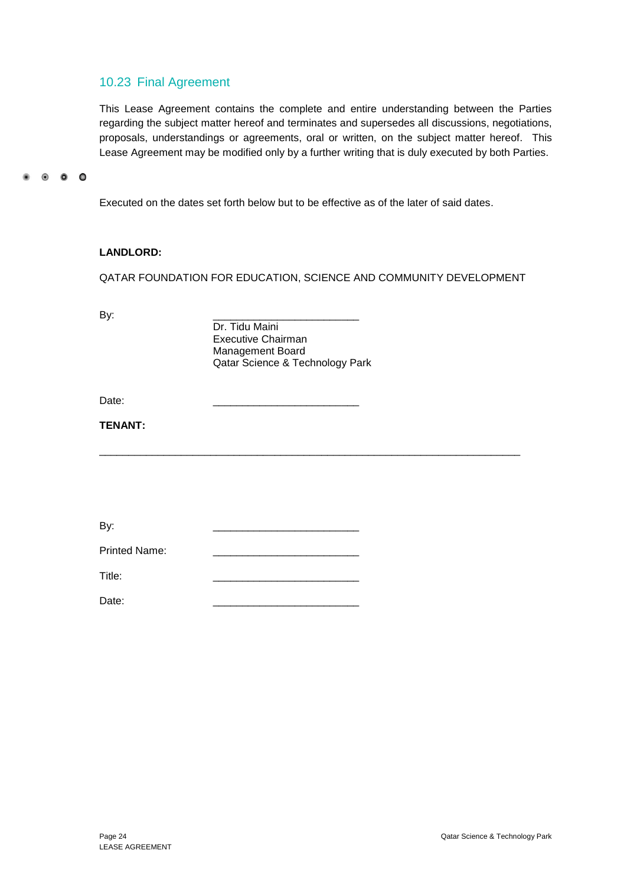## 10.23 Final Agreement

This Lease Agreement contains the complete and entire understanding between the Parties regarding the subject matter hereof and terminates and supersedes all discussions, negotiations, proposals, understandings or agreements, oral or written, on the subject matter hereof. This Lease Agreement may be modified only by a further writing that is duly executed by both Parties.

Executed on the dates set forth below but to be effective as of the later of said dates.

**LANDLORD:**

QATAR FOUNDATION FOR EDUCATION, SCIENCE AND COMMUNITY DEVELOPMENT

By: ________________________

Dr. Tidu Maini
Executive Chairman
Management Board
Qatar Science & Technology Park

Date: ________________________

**TENANT:**

______________________________________________________________________

By: ________________________

Printed Name: ________________________

Title: ________________________

Date: ________________________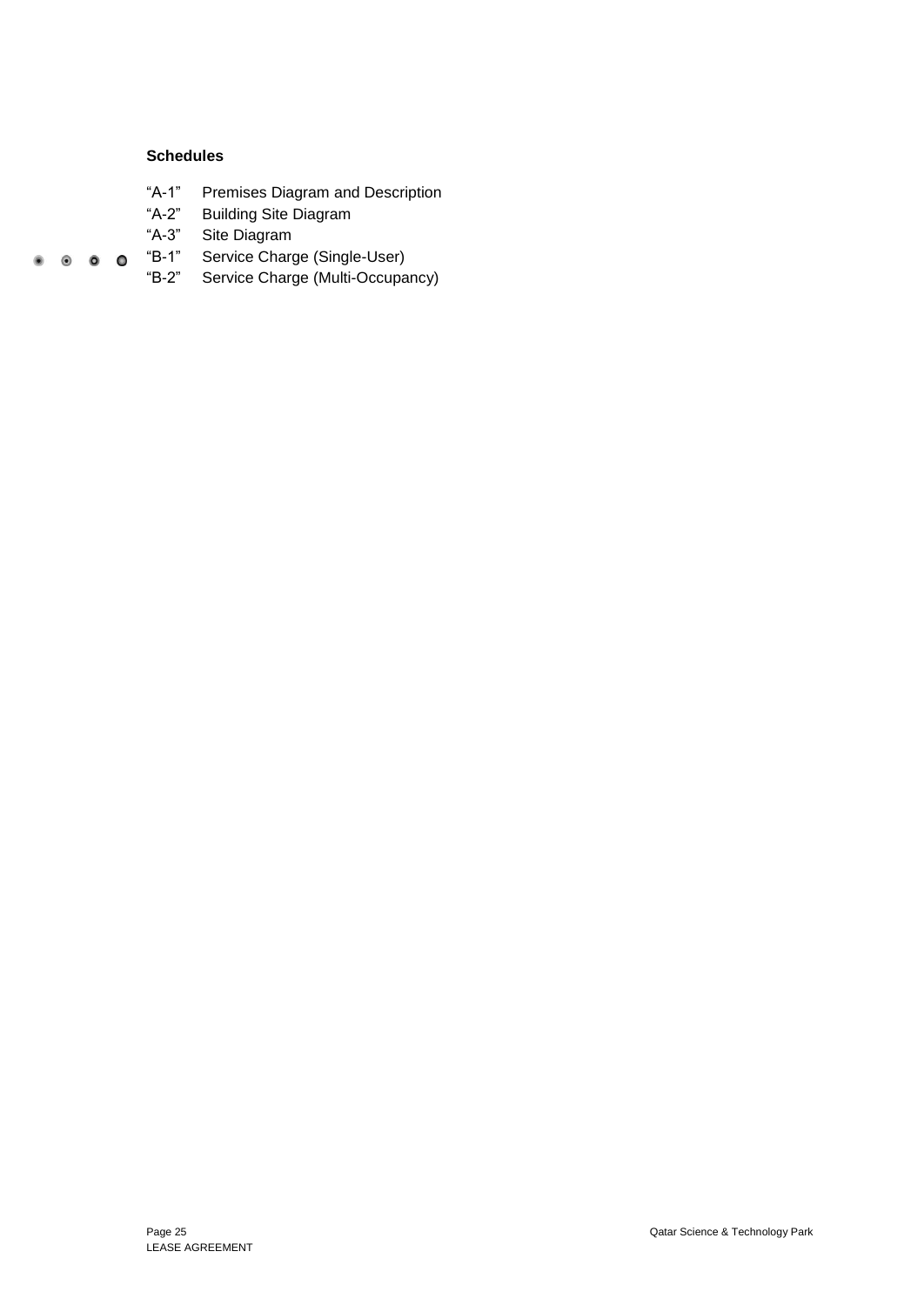**Schedules**

“A-1” Premises Diagram and Description
“A-2” Building Site Diagram
“A-3” Site Diagram
“B-1” Service Charge (Single-User)
“B-2” Service Charge (Multi-Occupancy)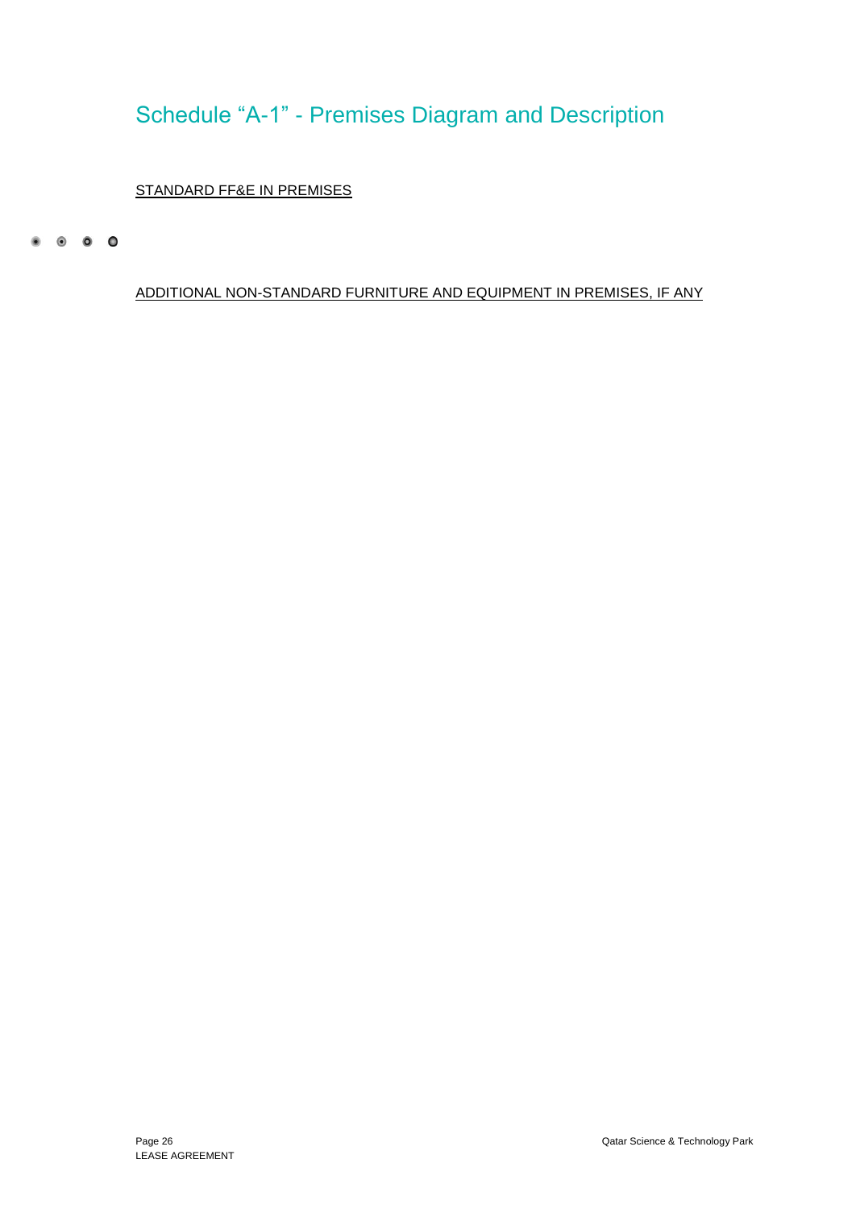# Schedule "A-1" - Premises Diagram and Description

STANDARD FF&E IN PREMISES

ADDITIONAL NON-STANDARD FURNITURE AND EQUIPMENT IN PREMISES, IF ANY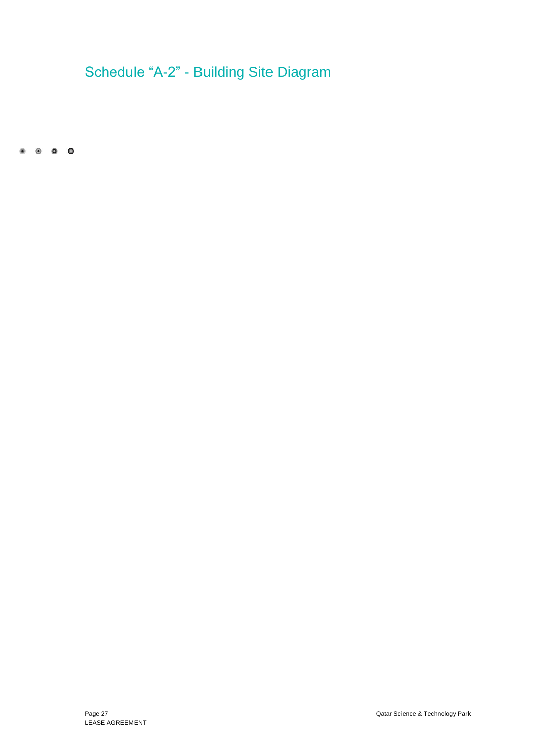# Schedule "A-2" - Building Site Diagram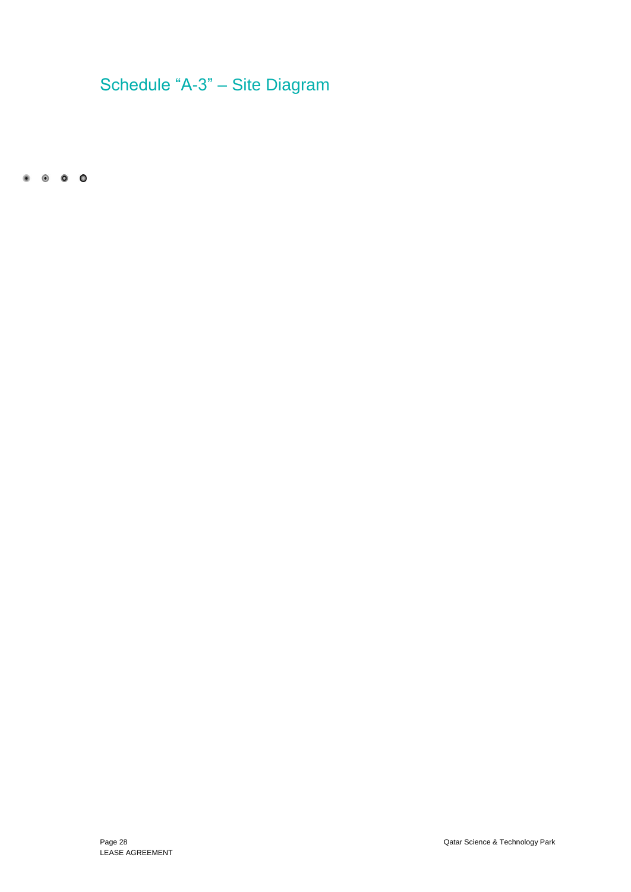# Schedule “A-3” – Site Diagram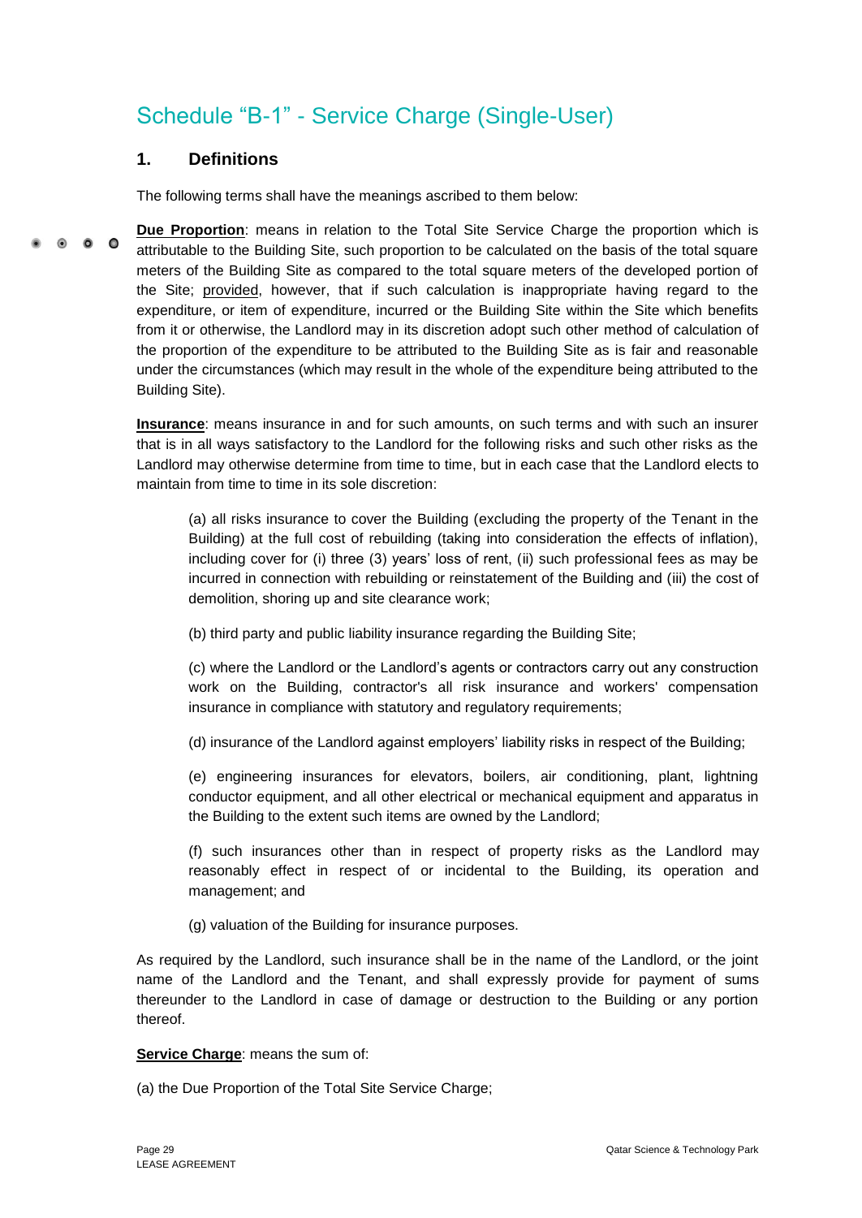# Schedule "B-1" - Service Charge (Single-User)

## 1. Definitions

The following terms shall have the meanings ascribed to them below:

**<u>Due Proportion</u>**: means in relation to the Total Site Service Charge the proportion which is attributable to the Building Site, such proportion to be calculated on the basis of the total square meters of the Building Site as compared to the total square meters of the developed portion of the Site; <u>provided</u>, however, that if such calculation is inappropriate having regard to the expenditure, or item of expenditure, incurred or the Building Site within the Site which benefits from it or otherwise, the Landlord may in its discretion adopt such other method of calculation of the proportion of the expenditure to be attributed to the Building Site as is fair and reasonable under the circumstances (which may result in the whole of the expenditure being attributed to the Building Site).

**<u>Insurance</u>**: means insurance in and for such amounts, on such terms and with such an insurer that is in all ways satisfactory to the Landlord for the following risks and such other risks as the Landlord may otherwise determine from time to time, but in each case that the Landlord elects to maintain from time to time in its sole discretion:

(a) all risks insurance to cover the Building (excluding the property of the Tenant in the Building) at the full cost of rebuilding (taking into consideration the effects of inflation), including cover for (i) three (3) years' loss of rent, (ii) such professional fees as may be incurred in connection with rebuilding or reinstatement of the Building and (iii) the cost of demolition, shoring up and site clearance work;

(b) third party and public liability insurance regarding the Building Site;

(c) where the Landlord or the Landlord's agents or contractors carry out any construction work on the Building, contractor's all risk insurance and workers' compensation insurance in compliance with statutory and regulatory requirements;

(d) insurance of the Landlord against employers' liability risks in respect of the Building;

(e) engineering insurances for elevators, boilers, air conditioning, plant, lightning conductor equipment, and all other electrical or mechanical equipment and apparatus in the Building to the extent such items are owned by the Landlord;

(f) such insurances other than in respect of property risks as the Landlord may reasonably effect in respect of or incidental to the Building, its operation and management; and

(g) valuation of the Building for insurance purposes.

As required by the Landlord, such insurance shall be in the name of the Landlord, or the joint name of the Landlord and the Tenant, and shall expressly provide for payment of sums thereunder to the Landlord in case of damage or destruction to the Building or any portion thereof.

**<u>Service Charge</u>**: means the sum of:

(a) the Due Proportion of the Total Site Service Charge;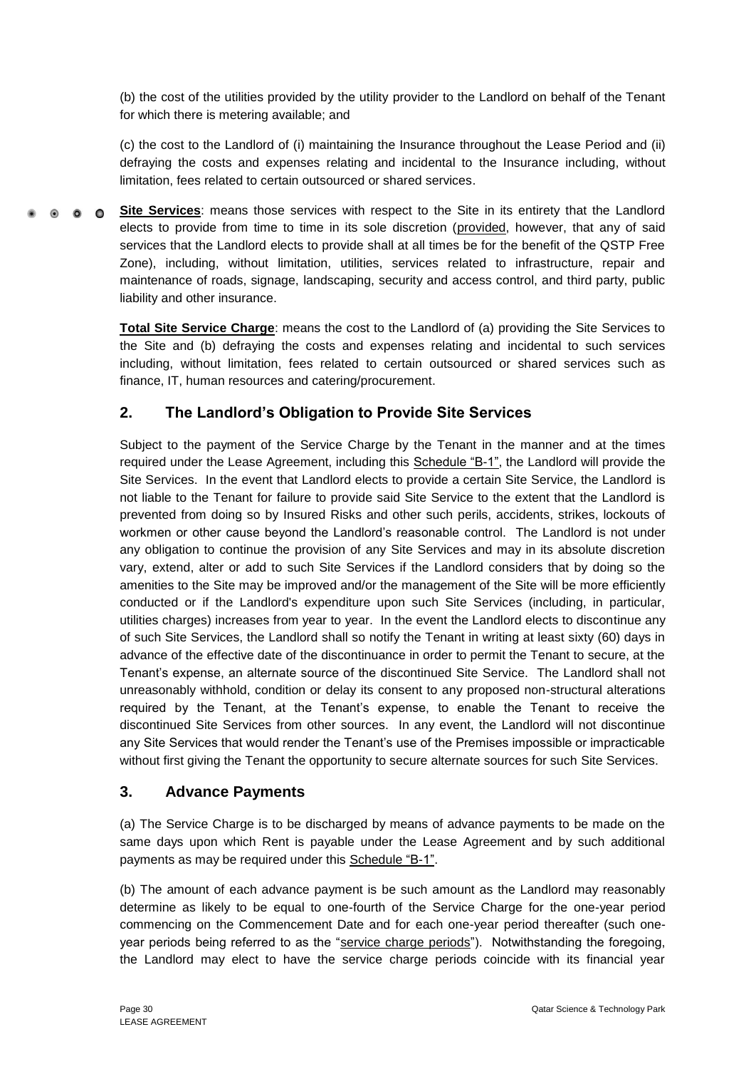(b) the cost of the utilities provided by the utility provider to the Landlord on behalf of the Tenant for which there is metering available; and

(c) the cost to the Landlord of (i) maintaining the Insurance throughout the Lease Period and (ii) defraying the costs and expenses relating and incidental to the Insurance including, without limitation, fees related to certain outsourced or shared services.

**Site Services**: means those services with respect to the Site in its entirety that the Landlord elects to provide from time to time in its sole discretion (provided, however, that any of said services that the Landlord elects to provide shall at all times be for the benefit of the QSTP Free Zone), including, without limitation, utilities, services related to infrastructure, repair and maintenance of roads, signage, landscaping, security and access control, and third party, public liability and other insurance.

**Total Site Service Charge**: means the cost to the Landlord of (a) providing the Site Services to the Site and (b) defraying the costs and expenses relating and incidental to such services including, without limitation, fees related to certain outsourced or shared services such as finance, IT, human resources and catering/procurement.

## 2. The Landlord's Obligation to Provide Site Services

Subject to the payment of the Service Charge by the Tenant in the manner and at the times required under the Lease Agreement, including this Schedule "B-1", the Landlord will provide the Site Services. In the event that Landlord elects to provide a certain Site Service, the Landlord is not liable to the Tenant for failure to provide said Site Service to the extent that the Landlord is prevented from doing so by Insured Risks and other such perils, accidents, strikes, lockouts of workmen or other cause beyond the Landlord's reasonable control. The Landlord is not under any obligation to continue the provision of any Site Services and may in its absolute discretion vary, extend, alter or add to such Site Services if the Landlord considers that by doing so the amenities to the Site may be improved and/or the management of the Site will be more efficiently conducted or if the Landlord's expenditure upon such Site Services (including, in particular, utilities charges) increases from year to year. In the event the Landlord elects to discontinue any of such Site Services, the Landlord shall so notify the Tenant in writing at least sixty (60) days in advance of the effective date of the discontinuance in order to permit the Tenant to secure, at the Tenant's expense, an alternate source of the discontinued Site Service. The Landlord shall not unreasonably withhold, condition or delay its consent to any proposed non-structural alterations required by the Tenant, at the Tenant's expense, to enable the Tenant to receive the discontinued Site Services from other sources. In any event, the Landlord will not discontinue any Site Services that would render the Tenant's use of the Premises impossible or impracticable without first giving the Tenant the opportunity to secure alternate sources for such Site Services.

## 3. Advance Payments

(a) The Service Charge is to be discharged by means of advance payments to be made on the same days upon which Rent is payable under the Lease Agreement and by such additional payments as may be required under this Schedule "B-1".

(b) The amount of each advance payment is be such amount as the Landlord may reasonably determine as likely to be equal to one-fourth of the Service Charge for the one-year period commencing on the Commencement Date and for each one-year period thereafter (such one-year periods being referred to as the "service charge periods"). Notwithstanding the foregoing, the Landlord may elect to have the service charge periods coincide with its financial year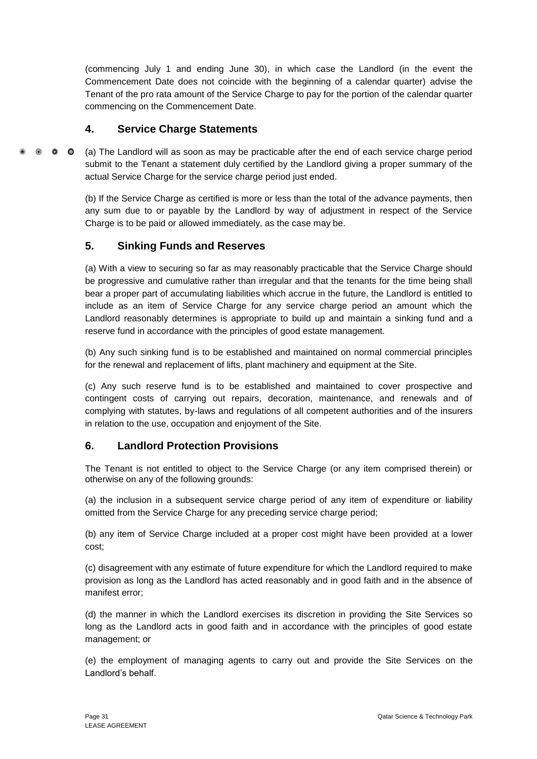(commencing July 1 and ending June 30), in which case the Landlord (in the event the Commencement Date does not coincide with the beginning of a calendar quarter) advise the Tenant of the pro rata amount of the Service Charge to pay for the portion of the calendar quarter commencing on the Commencement Date.

## 4. Service Charge Statements

(a) The Landlord will as soon as may be practicable after the end of each service charge period submit to the Tenant a statement duly certified by the Landlord giving a proper summary of the actual Service Charge for the service charge period just ended.

(b) If the Service Charge as certified is more or less than the total of the advance payments, then any sum due to or payable by the Landlord by way of adjustment in respect of the Service Charge is to be paid or allowed immediately, as the case may be.

## 5. Sinking Funds and Reserves

(a) With a view to securing so far as may reasonably practicable that the Service Charge should be progressive and cumulative rather than irregular and that the tenants for the time being shall bear a proper part of accumulating liabilities which accrue in the future, the Landlord is entitled to include as an item of Service Charge for any service charge period an amount which the Landlord reasonably determines is appropriate to build up and maintain a sinking fund and a reserve fund in accordance with the principles of good estate management.

(b) Any such sinking fund is to be established and maintained on normal commercial principles for the renewal and replacement of lifts, plant machinery and equipment at the Site.

(c) Any such reserve fund is to be established and maintained to cover prospective and contingent costs of carrying out repairs, decoration, maintenance, and renewals and of complying with statutes, by-laws and regulations of all competent authorities and of the insurers in relation to the use, occupation and enjoyment of the Site.

## 6. Landlord Protection Provisions

The Tenant is not entitled to object to the Service Charge (or any item comprised therein) or otherwise on any of the following grounds:

(a) the inclusion in a subsequent service charge period of any item of expenditure or liability omitted from the Service Charge for any preceding service charge period;

(b) any item of Service Charge included at a proper cost might have been provided at a lower cost;

(c) disagreement with any estimate of future expenditure for which the Landlord required to make provision as long as the Landlord has acted reasonably and in good faith and in the absence of manifest error;

(d) the manner in which the Landlord exercises its discretion in providing the Site Services so long as the Landlord acts in good faith and in accordance with the principles of good estate management; or

(e) the employment of managing agents to carry out and provide the Site Services on the Landlord's behalf.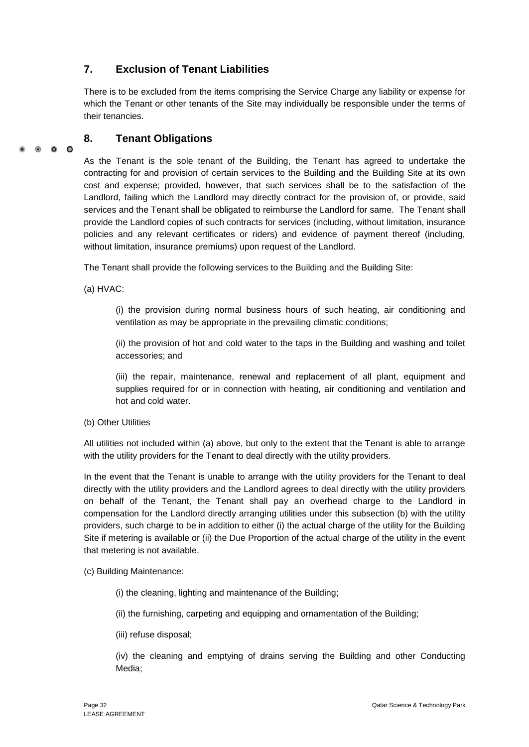## 7. Exclusion of Tenant Liabilities

There is to be excluded from the items comprising the Service Charge any liability or expense for which the Tenant or other tenants of the Site may individually be responsible under the terms of their tenancies.

## 8. Tenant Obligations

As the Tenant is the sole tenant of the Building, the Tenant has agreed to undertake the contracting for and provision of certain services to the Building and the Building Site at its own cost and expense; provided, however, that such services shall be to the satisfaction of the Landlord, failing which the Landlord may directly contract for the provision of, or provide, said services and the Tenant shall be obligated to reimburse the Landlord for same. The Tenant shall provide the Landlord copies of such contracts for services (including, without limitation, insurance policies and any relevant certificates or riders) and evidence of payment thereof (including, without limitation, insurance premiums) upon request of the Landlord.

The Tenant shall provide the following services to the Building and the Building Site:

(a) HVAC:

> (i) the provision during normal business hours of such heating, air conditioning and ventilation as may be appropriate in the prevailing climatic conditions;
>
> (ii) the provision of hot and cold water to the taps in the Building and washing and toilet accessories; and
>
> (iii) the repair, maintenance, renewal and replacement of all plant, equipment and supplies required for or in connection with heating, air conditioning and ventilation and hot and cold water.

(b) Other Utilities

All utilities not included within (a) above, but only to the extent that the Tenant is able to arrange with the utility providers for the Tenant to deal directly with the utility providers.

In the event that the Tenant is unable to arrange with the utility providers for the Tenant to deal directly with the utility providers and the Landlord agrees to deal directly with the utility providers on behalf of the Tenant, the Tenant shall pay an overhead charge to the Landlord in compensation for the Landlord directly arranging utilities under this subsection (b) with the utility providers, such charge to be in addition to either (i) the actual charge of the utility for the Building Site if metering is available or (ii) the Due Proportion of the actual charge of the utility in the event that metering is not available.

(c) Building Maintenance:

> (i) the cleaning, lighting and maintenance of the Building;
>
> (ii) the furnishing, carpeting and equipping and ornamentation of the Building;
>
> (iii) refuse disposal;
>
> (iv) the cleaning and emptying of drains serving the Building and other Conducting Media;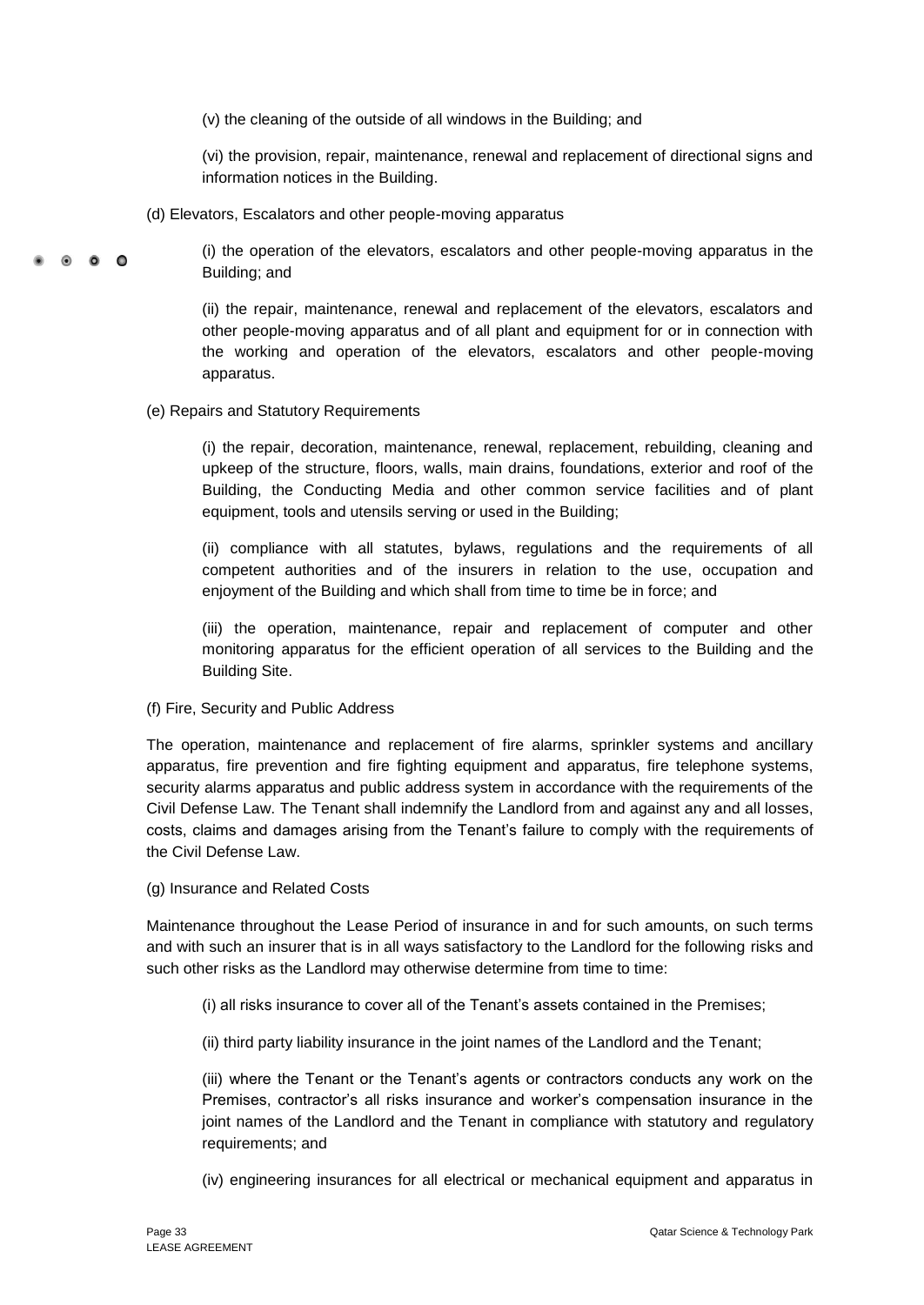(v) the cleaning of the outside of all windows in the Building; and

(vi) the provision, repair, maintenance, renewal and replacement of directional signs and information notices in the Building.

(d) Elevators, Escalators and other people-moving apparatus

(i) the operation of the elevators, escalators and other people-moving apparatus in the Building; and

(ii) the repair, maintenance, renewal and replacement of the elevators, escalators and other people-moving apparatus and of all plant and equipment for or in connection with the working and operation of the elevators, escalators and other people-moving apparatus.

(e) Repairs and Statutory Requirements

(i) the repair, decoration, maintenance, renewal, replacement, rebuilding, cleaning and upkeep of the structure, floors, walls, main drains, foundations, exterior and roof of the Building, the Conducting Media and other common service facilities and of plant equipment, tools and utensils serving or used in the Building;

(ii) compliance with all statutes, bylaws, regulations and the requirements of all competent authorities and of the insurers in relation to the use, occupation and enjoyment of the Building and which shall from time to time be in force; and

(iii) the operation, maintenance, repair and replacement of computer and other monitoring apparatus for the efficient operation of all services to the Building and the Building Site.

(f) Fire, Security and Public Address

The operation, maintenance and replacement of fire alarms, sprinkler systems and ancillary apparatus, fire prevention and fire fighting equipment and apparatus, fire telephone systems, security alarms apparatus and public address system in accordance with the requirements of the Civil Defense Law. The Tenant shall indemnify the Landlord from and against any and all losses, costs, claims and damages arising from the Tenant's failure to comply with the requirements of the Civil Defense Law.

(g) Insurance and Related Costs

Maintenance throughout the Lease Period of insurance in and for such amounts, on such terms and with such an insurer that is in all ways satisfactory to the Landlord for the following risks and such other risks as the Landlord may otherwise determine from time to time:

(i) all risks insurance to cover all of the Tenant's assets contained in the Premises;

(ii) third party liability insurance in the joint names of the Landlord and the Tenant;

(iii) where the Tenant or the Tenant's agents or contractors conducts any work on the Premises, contractor's all risks insurance and worker's compensation insurance in the joint names of the Landlord and the Tenant in compliance with statutory and regulatory requirements; and

(iv) engineering insurances for all electrical or mechanical equipment and apparatus in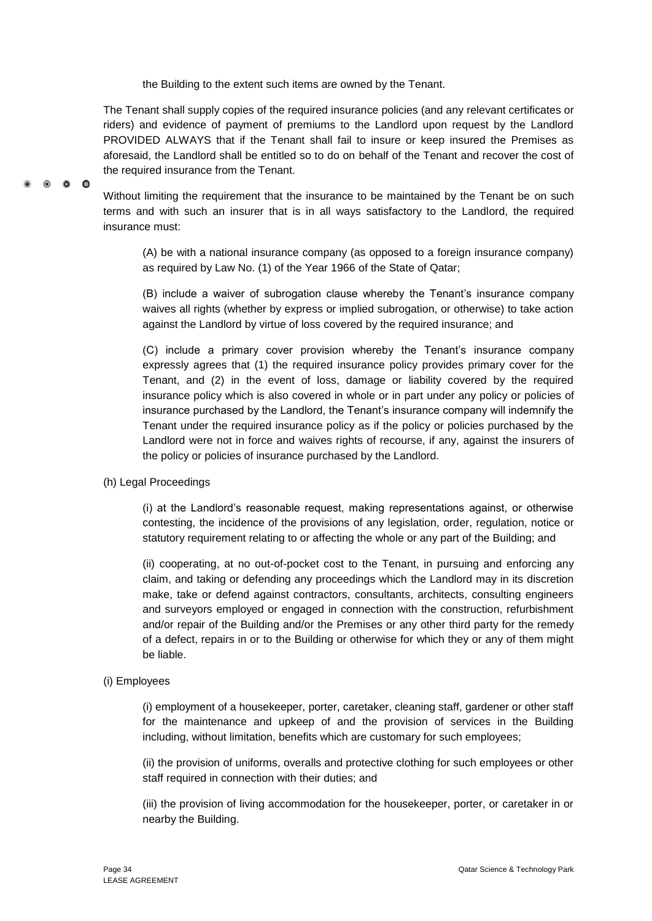the Building to the extent such items are owned by the Tenant.

The Tenant shall supply copies of the required insurance policies (and any relevant certificates or riders) and evidence of payment of premiums to the Landlord upon request by the Landlord PROVIDED ALWAYS that if the Tenant shall fail to insure or keep insured the Premises as aforesaid, the Landlord shall be entitled so to do on behalf of the Tenant and recover the cost of the required insurance from the Tenant.

Without limiting the requirement that the insurance to be maintained by the Tenant be on such terms and with such an insurer that is in all ways satisfactory to the Landlord, the required insurance must:

(A) be with a national insurance company (as opposed to a foreign insurance company) as required by Law No. (1) of the Year 1966 of the State of Qatar;

(B) include a waiver of subrogation clause whereby the Tenant's insurance company waives all rights (whether by express or implied subrogation, or otherwise) to take action against the Landlord by virtue of loss covered by the required insurance; and

(C) include a primary cover provision whereby the Tenant's insurance company expressly agrees that (1) the required insurance policy provides primary cover for the Tenant, and (2) in the event of loss, damage or liability covered by the required insurance policy which is also covered in whole or in part under any policy or policies of insurance purchased by the Landlord, the Tenant's insurance company will indemnify the Tenant under the required insurance policy as if the policy or policies purchased by the Landlord were not in force and waives rights of recourse, if any, against the insurers of the policy or policies of insurance purchased by the Landlord.

(h) Legal Proceedings

(i) at the Landlord's reasonable request, making representations against, or otherwise contesting, the incidence of the provisions of any legislation, order, regulation, notice or statutory requirement relating to or affecting the whole or any part of the Building; and

(ii) cooperating, at no out-of-pocket cost to the Tenant, in pursuing and enforcing any claim, and taking or defending any proceedings which the Landlord may in its discretion make, take or defend against contractors, consultants, architects, consulting engineers and surveyors employed or engaged in connection with the construction, refurbishment and/or repair of the Building and/or the Premises or any other third party for the remedy of a defect, repairs in or to the Building or otherwise for which they or any of them might be liable.

(i) Employees

(i) employment of a housekeeper, porter, caretaker, cleaning staff, gardener or other staff for the maintenance and upkeep of and the provision of services in the Building including, without limitation, benefits which are customary for such employees;

(ii) the provision of uniforms, overalls and protective clothing for such employees or other staff required in connection with their duties; and

(iii) the provision of living accommodation for the housekeeper, porter, or caretaker in or nearby the Building.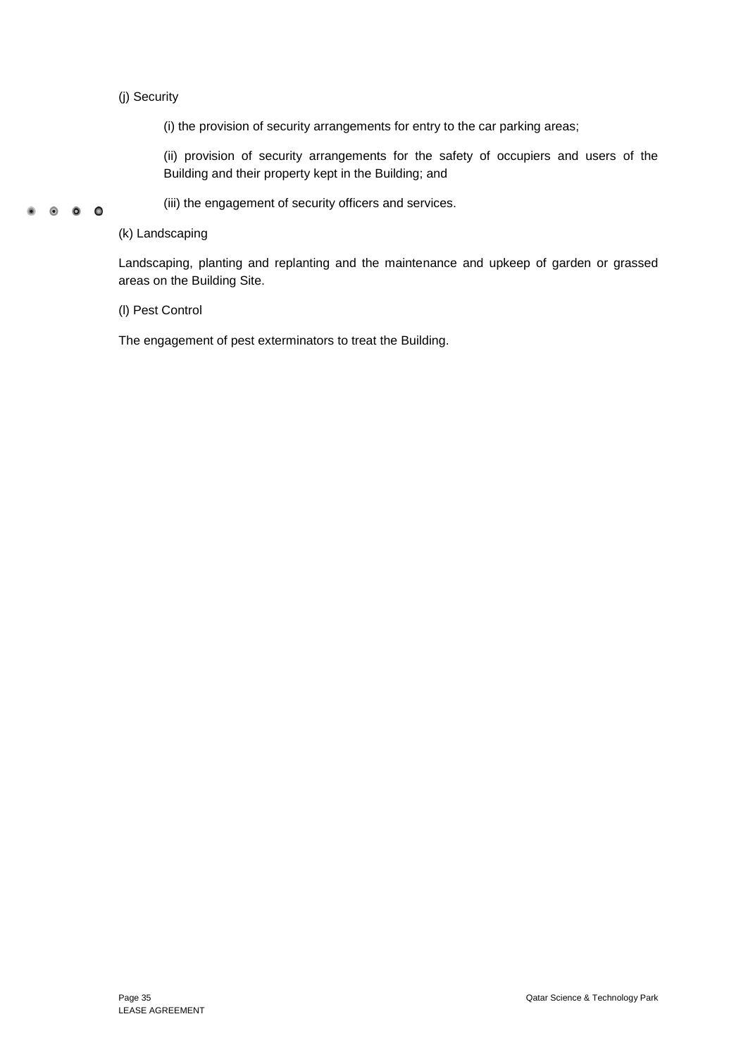(j) Security

(i) the provision of security arrangements for entry to the car parking areas;

(ii) provision of security arrangements for the safety of occupiers and users of the Building and their property kept in the Building; and

(iii) the engagement of security officers and services.

(k) Landscaping

Landscaping, planting and replanting and the maintenance and upkeep of garden or grassed areas on the Building Site.

(l) Pest Control

The engagement of pest exterminators to treat the Building.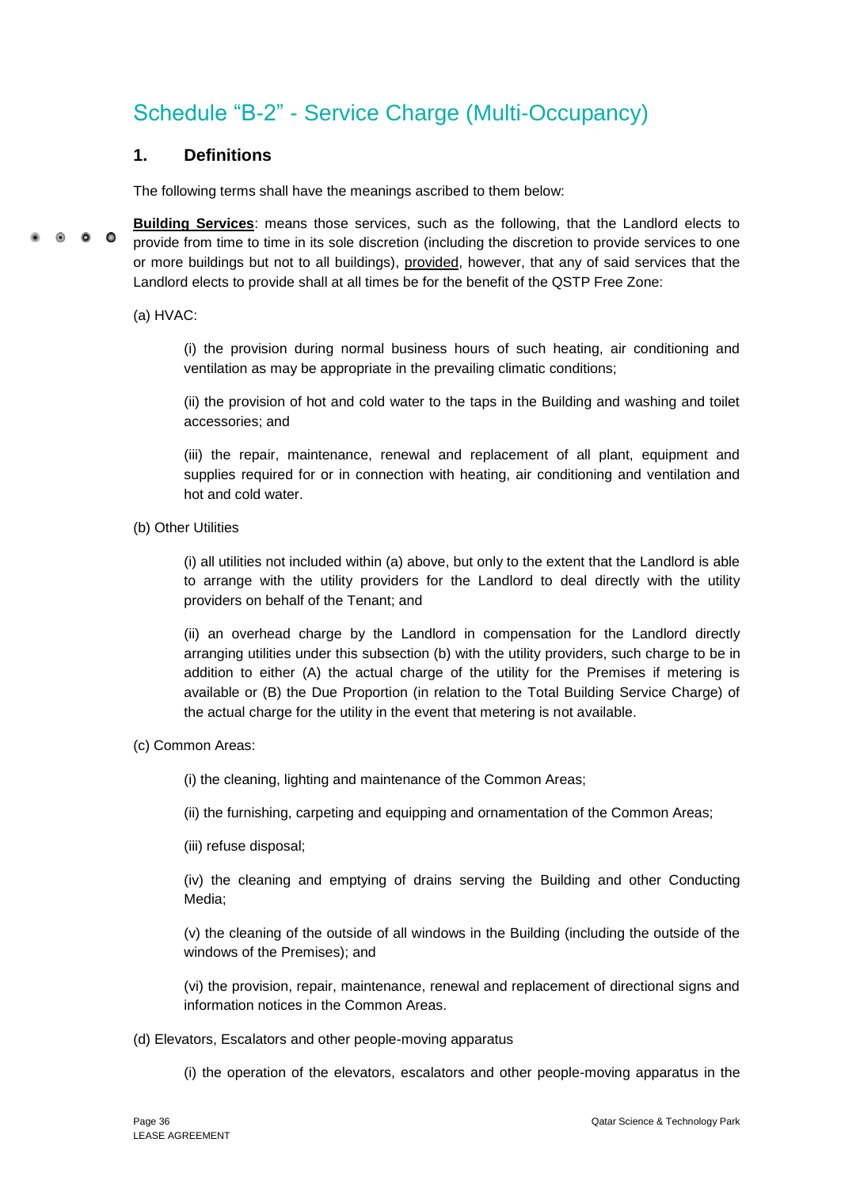# Schedule “B-2” - Service Charge (Multi-Occupancy)

## 1. Definitions

The following terms shall have the meanings ascribed to them below:

**Building Services**: means those services, such as the following, that the Landlord elects to provide from time to time in its sole discretion (including the discretion to provide services to one or more buildings but not to all buildings), provided, however, that any of said services that the Landlord elects to provide shall at all times be for the benefit of the QSTP Free Zone:

(a) HVAC:

(i) the provision during normal business hours of such heating, air conditioning and ventilation as may be appropriate in the prevailing climatic conditions;

(ii) the provision of hot and cold water to the taps in the Building and washing and toilet accessories; and

(iii) the repair, maintenance, renewal and replacement of all plant, equipment and supplies required for or in connection with heating, air conditioning and ventilation and hot and cold water.

(b) Other Utilities

(i) all utilities not included within (a) above, but only to the extent that the Landlord is able to arrange with the utility providers for the Landlord to deal directly with the utility providers on behalf of the Tenant; and

(ii) an overhead charge by the Landlord in compensation for the Landlord directly arranging utilities under this subsection (b) with the utility providers, such charge to be in addition to either (A) the actual charge of the utility for the Premises if metering is available or (B) the Due Proportion (in relation to the Total Building Service Charge) of the actual charge for the utility in the event that metering is not available.

(c) Common Areas:

(i) the cleaning, lighting and maintenance of the Common Areas;

(ii) the furnishing, carpeting and equipping and ornamentation of the Common Areas;

(iii) refuse disposal;

(iv) the cleaning and emptying of drains serving the Building and other Conducting Media;

(v) the cleaning of the outside of all windows in the Building (including the outside of the windows of the Premises); and

(vi) the provision, repair, maintenance, renewal and replacement of directional signs and information notices in the Common Areas.

(d) Elevators, Escalators and other people-moving apparatus

(i) the operation of the elevators, escalators and other people-moving apparatus in the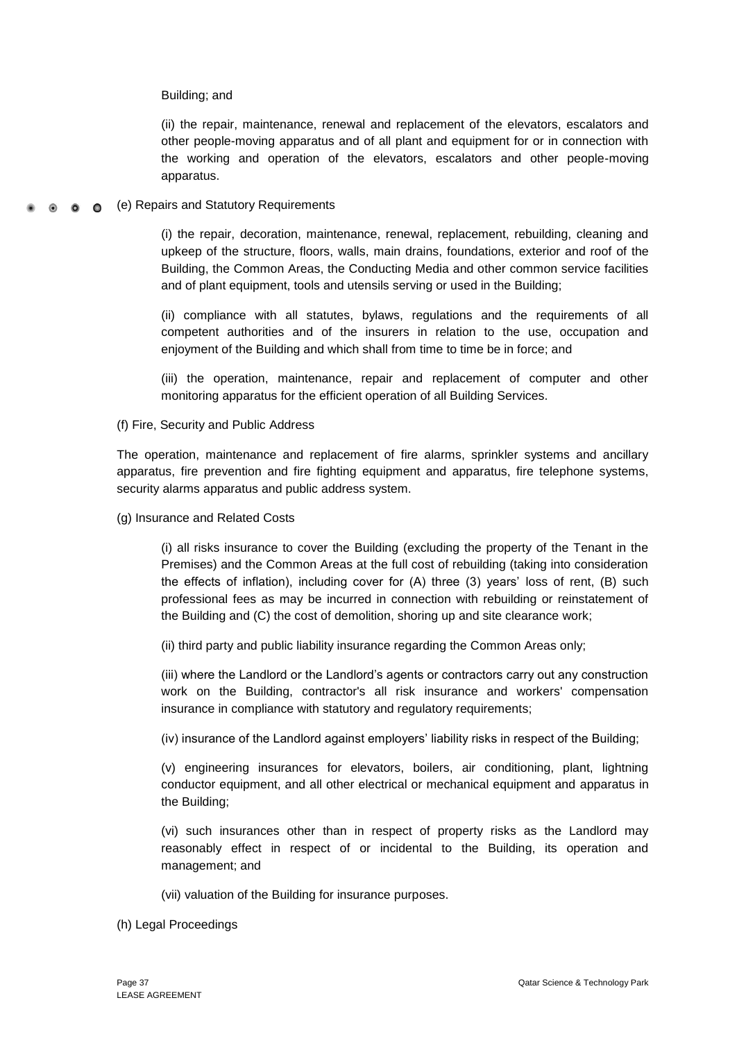Building; and

(ii) the repair, maintenance, renewal and replacement of the elevators, escalators and other people-moving apparatus and of all plant and equipment for or in connection with the working and operation of the elevators, escalators and other people-moving apparatus.

(e) Repairs and Statutory Requirements

(i) the repair, decoration, maintenance, renewal, replacement, rebuilding, cleaning and upkeep of the structure, floors, walls, main drains, foundations, exterior and roof of the Building, the Common Areas, the Conducting Media and other common service facilities and of plant equipment, tools and utensils serving or used in the Building;

(ii) compliance with all statutes, bylaws, regulations and the requirements of all competent authorities and of the insurers in relation to the use, occupation and enjoyment of the Building and which shall from time to time be in force; and

(iii) the operation, maintenance, repair and replacement of computer and other monitoring apparatus for the efficient operation of all Building Services.

(f) Fire, Security and Public Address

The operation, maintenance and replacement of fire alarms, sprinkler systems and ancillary apparatus, fire prevention and fire fighting equipment and apparatus, fire telephone systems, security alarms apparatus and public address system.

(g) Insurance and Related Costs

(i) all risks insurance to cover the Building (excluding the property of the Tenant in the Premises) and the Common Areas at the full cost of rebuilding (taking into consideration the effects of inflation), including cover for (A) three (3) years' loss of rent, (B) such professional fees as may be incurred in connection with rebuilding or reinstatement of the Building and (C) the cost of demolition, shoring up and site clearance work;

(ii) third party and public liability insurance regarding the Common Areas only;

(iii) where the Landlord or the Landlord's agents or contractors carry out any construction work on the Building, contractor's all risk insurance and workers' compensation insurance in compliance with statutory and regulatory requirements;

(iv) insurance of the Landlord against employers' liability risks in respect of the Building;

(v) engineering insurances for elevators, boilers, air conditioning, plant, lightning conductor equipment, and all other electrical or mechanical equipment and apparatus in the Building;

(vi) such insurances other than in respect of property risks as the Landlord may reasonably effect in respect of or incidental to the Building, its operation and management; and

(vii) valuation of the Building for insurance purposes.

(h) Legal Proceedings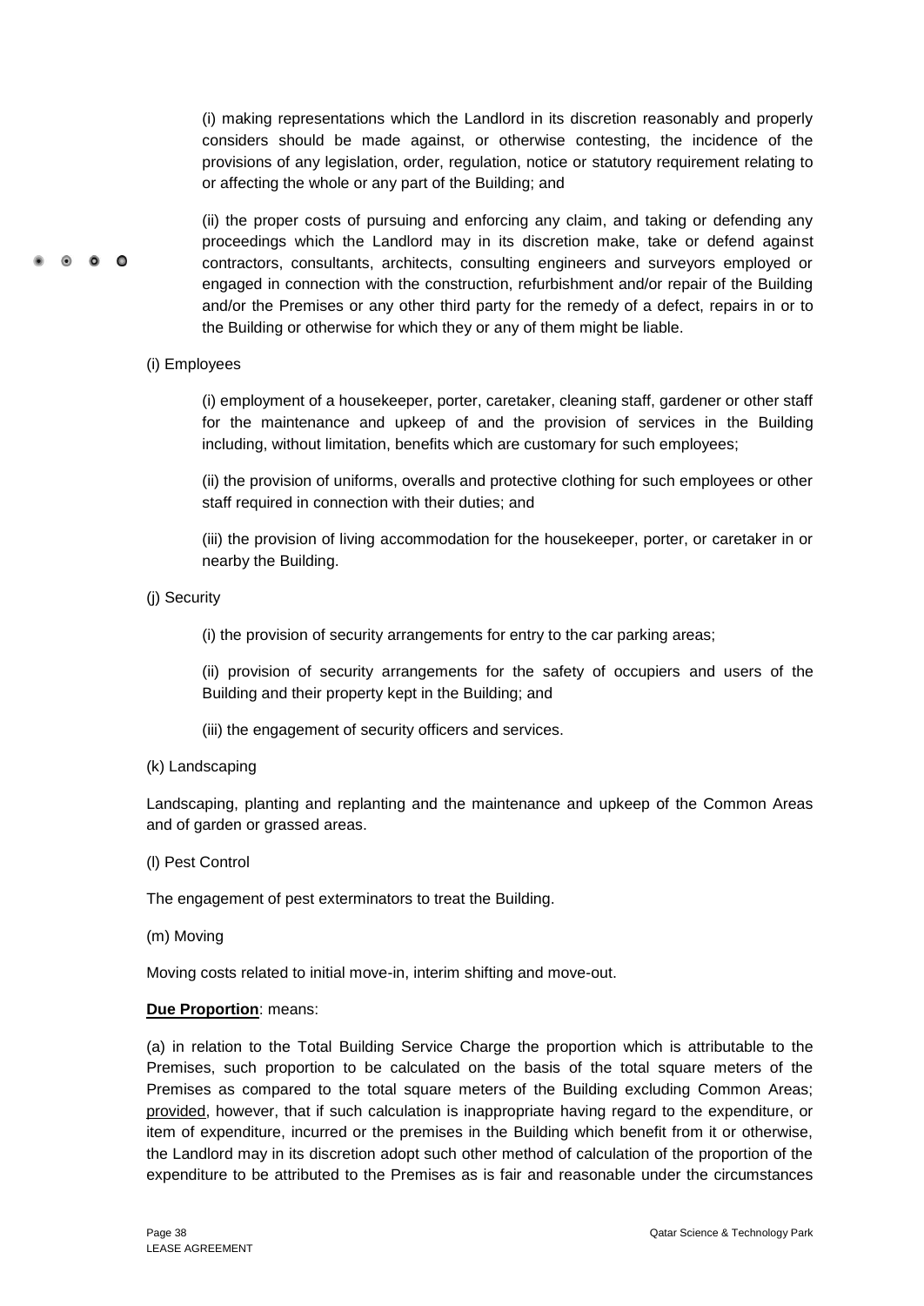(i) making representations which the Landlord in its discretion reasonably and properly considers should be made against, or otherwise contesting, the incidence of the provisions of any legislation, order, regulation, notice or statutory requirement relating to or affecting the whole or any part of the Building; and

(ii) the proper costs of pursuing and enforcing any claim, and taking or defending any proceedings which the Landlord may in its discretion make, take or defend against contractors, consultants, architects, consulting engineers and surveyors employed or engaged in connection with the construction, refurbishment and/or repair of the Building and/or the Premises or any other third party for the remedy of a defect, repairs in or to the Building or otherwise for which they or any of them might be liable.

(i) Employees

(i) employment of a housekeeper, porter, caretaker, cleaning staff, gardener or other staff for the maintenance and upkeep of and the provision of services in the Building including, without limitation, benefits which are customary for such employees;

(ii) the provision of uniforms, overalls and protective clothing for such employees or other staff required in connection with their duties; and

(iii) the provision of living accommodation for the housekeeper, porter, or caretaker in or nearby the Building.

(j) Security

(i) the provision of security arrangements for entry to the car parking areas;

(ii) provision of security arrangements for the safety of occupiers and users of the Building and their property kept in the Building; and

(iii) the engagement of security officers and services.

(k) Landscaping

Landscaping, planting and replanting and the maintenance and upkeep of the Common Areas and of garden or grassed areas.

(l) Pest Control

The engagement of pest exterminators to treat the Building.

(m) Moving

Moving costs related to initial move-in, interim shifting and move-out.

**Due Proportion**: means:

(a) in relation to the Total Building Service Charge the proportion which is attributable to the Premises, such proportion to be calculated on the basis of the total square meters of the Premises as compared to the total square meters of the Building excluding Common Areas; provided, however, that if such calculation is inappropriate having regard to the expenditure, or item of expenditure, incurred or the premises in the Building which benefit from it or otherwise, the Landlord may in its discretion adopt such other method of calculation of the proportion of the expenditure to be attributed to the Premises as is fair and reasonable under the circumstances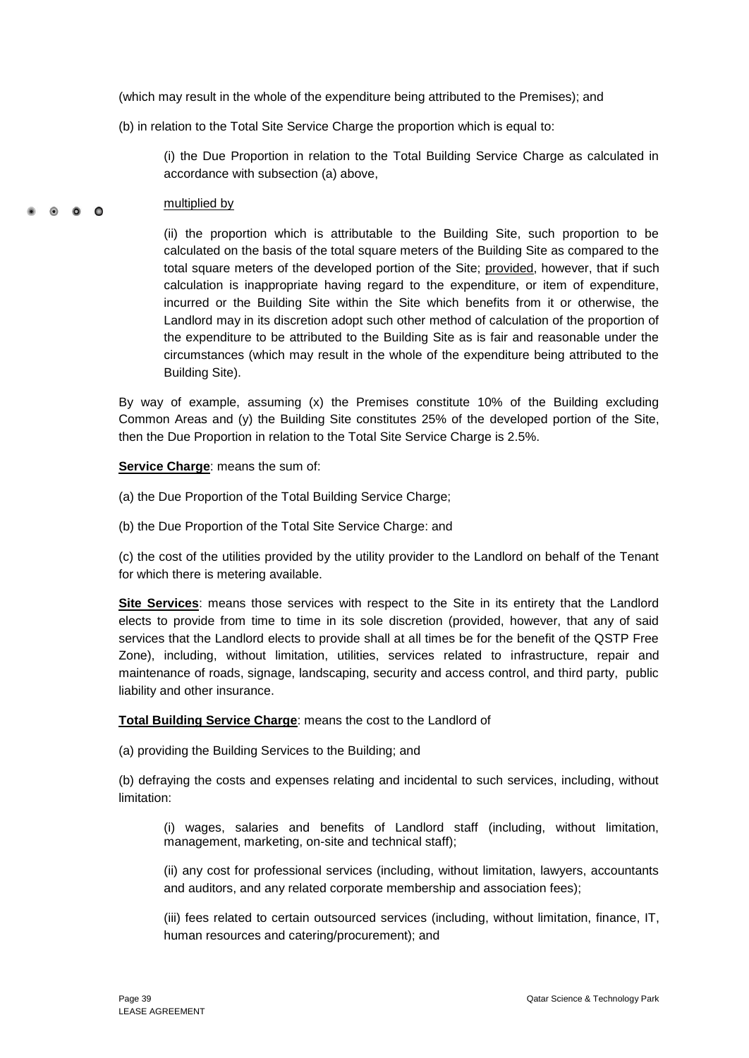(which may result in the whole of the expenditure being attributed to the Premises); and

(b) in relation to the Total Site Service Charge the proportion which is equal to:

> (i) the Due Proportion in relation to the Total Building Service Charge as calculated in accordance with subsection (a) above,
>
> multiplied by
>
> (ii) the proportion which is attributable to the Building Site, such proportion to be calculated on the basis of the total square meters of the Building Site as compared to the total square meters of the developed portion of the Site; provided, however, that if such calculation is inappropriate having regard to the expenditure, or item of expenditure, incurred or the Building Site within the Site which benefits from it or otherwise, the Landlord may in its discretion adopt such other method of calculation of the proportion of the expenditure to be attributed to the Building Site as is fair and reasonable under the circumstances (which may result in the whole of the expenditure being attributed to the Building Site).

By way of example, assuming (x) the Premises constitute 10% of the Building excluding Common Areas and (y) the Building Site constitutes 25% of the developed portion of the Site, then the Due Proportion in relation to the Total Site Service Charge is 2.5%.

**Service Charge**: means the sum of:

(a) the Due Proportion of the Total Building Service Charge;

(b) the Due Proportion of the Total Site Service Charge: and

(c) the cost of the utilities provided by the utility provider to the Landlord on behalf of the Tenant for which there is metering available.

**Site Services**: means those services with respect to the Site in its entirety that the Landlord elects to provide from time to time in its sole discretion (provided, however, that any of said services that the Landlord elects to provide shall at all times be for the benefit of the QSTP Free Zone), including, without limitation, utilities, services related to infrastructure, repair and maintenance of roads, signage, landscaping, security and access control, and third party, public liability and other insurance.

**Total Building Service Charge**: means the cost to the Landlord of

(a) providing the Building Services to the Building; and

(b) defraying the costs and expenses relating and incidental to such services, including, without limitation:

> (i) wages, salaries and benefits of Landlord staff (including, without limitation, management, marketing, on-site and technical staff);
>
> (ii) any cost for professional services (including, without limitation, lawyers, accountants and auditors, and any related corporate membership and association fees);
>
> (iii) fees related to certain outsourced services (including, without limitation, finance, IT, human resources and catering/procurement); and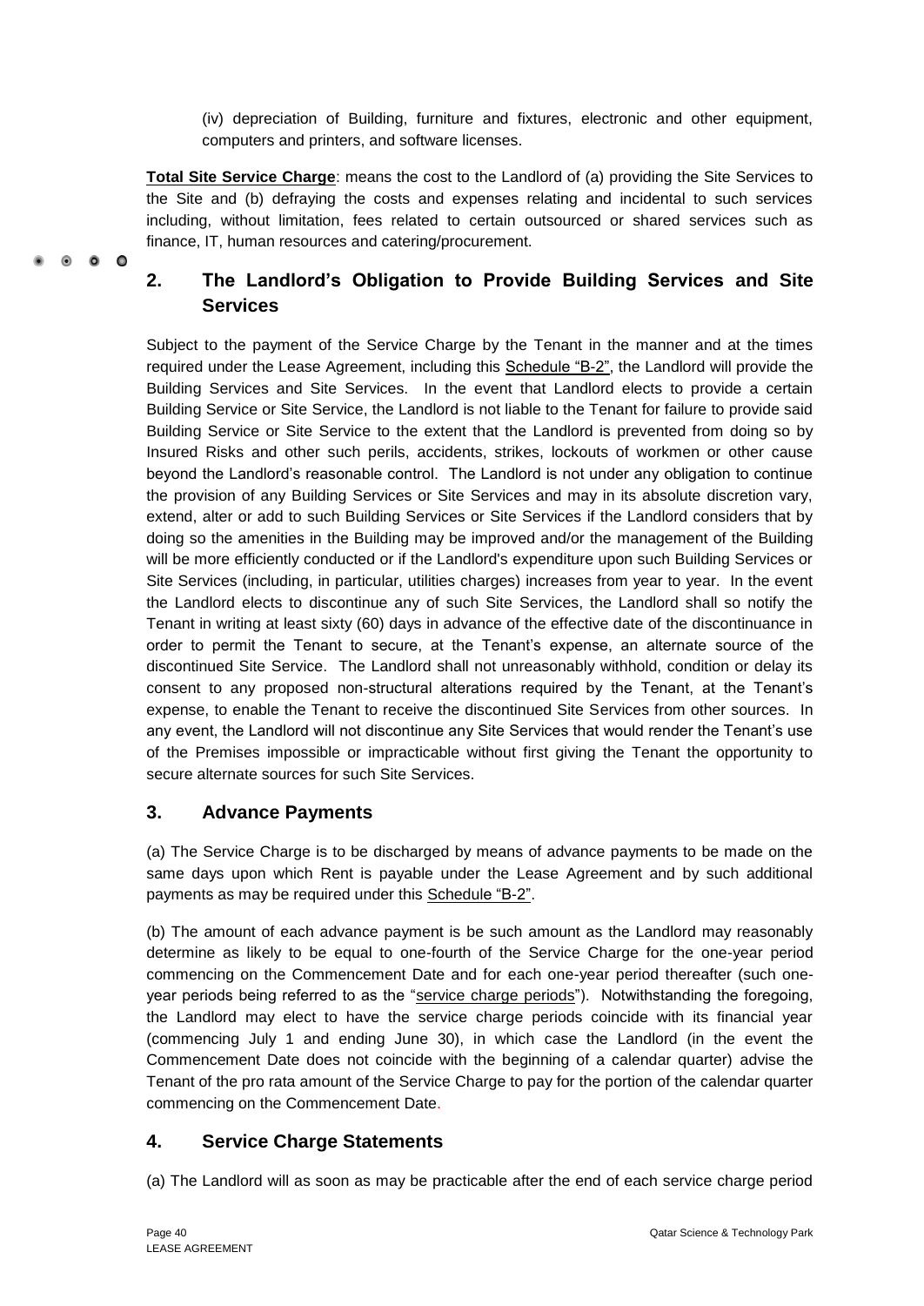(iv) depreciation of Building, furniture and fixtures, electronic and other equipment, computers and printers, and software licenses.

**Total Site Service Charge**: means the cost to the Landlord of (a) providing the Site Services to the Site and (b) defraying the costs and expenses relating and incidental to such services including, without limitation, fees related to certain outsourced or shared services such as finance, IT, human resources and catering/procurement.

## 2. The Landlord's Obligation to Provide Building Services and Site Services

Subject to the payment of the Service Charge by the Tenant in the manner and at the times required under the Lease Agreement, including this Schedule "B-2", the Landlord will provide the Building Services and Site Services. In the event that Landlord elects to provide a certain Building Service or Site Service, the Landlord is not liable to the Tenant for failure to provide said Building Service or Site Service to the extent that the Landlord is prevented from doing so by Insured Risks and other such perils, accidents, strikes, lockouts of workmen or other cause beyond the Landlord's reasonable control. The Landlord is not under any obligation to continue the provision of any Building Services or Site Services and may in its absolute discretion vary, extend, alter or add to such Building Services or Site Services if the Landlord considers that by doing so the amenities in the Building may be improved and/or the management of the Building will be more efficiently conducted or if the Landlord's expenditure upon such Building Services or Site Services (including, in particular, utilities charges) increases from year to year. In the event the Landlord elects to discontinue any of such Site Services, the Landlord shall so notify the Tenant in writing at least sixty (60) days in advance of the effective date of the discontinuance in order to permit the Tenant to secure, at the Tenant's expense, an alternate source of the discontinued Site Service. The Landlord shall not unreasonably withhold, condition or delay its consent to any proposed non-structural alterations required by the Tenant, at the Tenant's expense, to enable the Tenant to receive the discontinued Site Services from other sources. In any event, the Landlord will not discontinue any Site Services that would render the Tenant's use of the Premises impossible or impracticable without first giving the Tenant the opportunity to secure alternate sources for such Site Services.

## 3. Advance Payments

(a) The Service Charge is to be discharged by means of advance payments to be made on the same days upon which Rent is payable under the Lease Agreement and by such additional payments as may be required under this Schedule "B-2".

(b) The amount of each advance payment is be such amount as the Landlord may reasonably determine as likely to be equal to one-fourth of the Service Charge for the one-year period commencing on the Commencement Date and for each one-year period thereafter (such one-year periods being referred to as the "service charge periods"). Notwithstanding the foregoing, the Landlord may elect to have the service charge periods coincide with its financial year (commencing July 1 and ending June 30), in which case the Landlord (in the event the Commencement Date does not coincide with the beginning of a calendar quarter) advise the Tenant of the pro rata amount of the Service Charge to pay for the portion of the calendar quarter commencing on the Commencement Date.

## 4. Service Charge Statements

(a) The Landlord will as soon as may be practicable after the end of each service charge period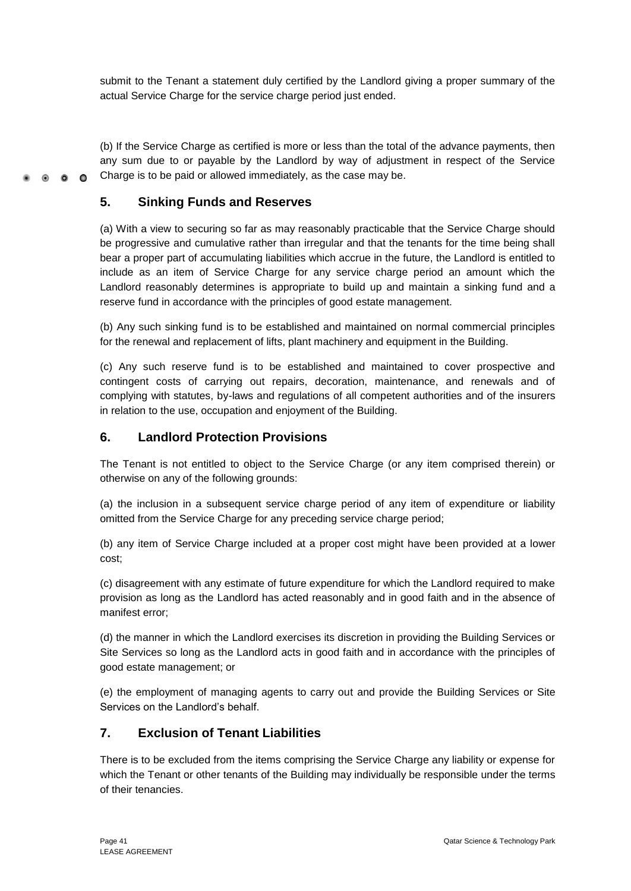submit to the Tenant a statement duly certified by the Landlord giving a proper summary of the actual Service Charge for the service charge period just ended.

(b) If the Service Charge as certified is more or less than the total of the advance payments, then any sum due to or payable by the Landlord by way of adjustment in respect of the Service Charge is to be paid or allowed immediately, as the case may be.

## 5. Sinking Funds and Reserves

(a) With a view to securing so far as may reasonably practicable that the Service Charge should be progressive and cumulative rather than irregular and that the tenants for the time being shall bear a proper part of accumulating liabilities which accrue in the future, the Landlord is entitled to include as an item of Service Charge for any service charge period an amount which the Landlord reasonably determines is appropriate to build up and maintain a sinking fund and a reserve fund in accordance with the principles of good estate management.

(b) Any such sinking fund is to be established and maintained on normal commercial principles for the renewal and replacement of lifts, plant machinery and equipment in the Building.

(c) Any such reserve fund is to be established and maintained to cover prospective and contingent costs of carrying out repairs, decoration, maintenance, and renewals and of complying with statutes, by-laws and regulations of all competent authorities and of the insurers in relation to the use, occupation and enjoyment of the Building.

## 6. Landlord Protection Provisions

The Tenant is not entitled to object to the Service Charge (or any item comprised therein) or otherwise on any of the following grounds:

(a) the inclusion in a subsequent service charge period of any item of expenditure or liability omitted from the Service Charge for any preceding service charge period;

(b) any item of Service Charge included at a proper cost might have been provided at a lower cost;

(c) disagreement with any estimate of future expenditure for which the Landlord required to make provision as long as the Landlord has acted reasonably and in good faith and in the absence of manifest error;

(d) the manner in which the Landlord exercises its discretion in providing the Building Services or Site Services so long as the Landlord acts in good faith and in accordance with the principles of good estate management; or

(e) the employment of managing agents to carry out and provide the Building Services or Site Services on the Landlord's behalf.

## 7. Exclusion of Tenant Liabilities

There is to be excluded from the items comprising the Service Charge any liability or expense for which the Tenant or other tenants of the Building may individually be responsible under the terms of their tenancies.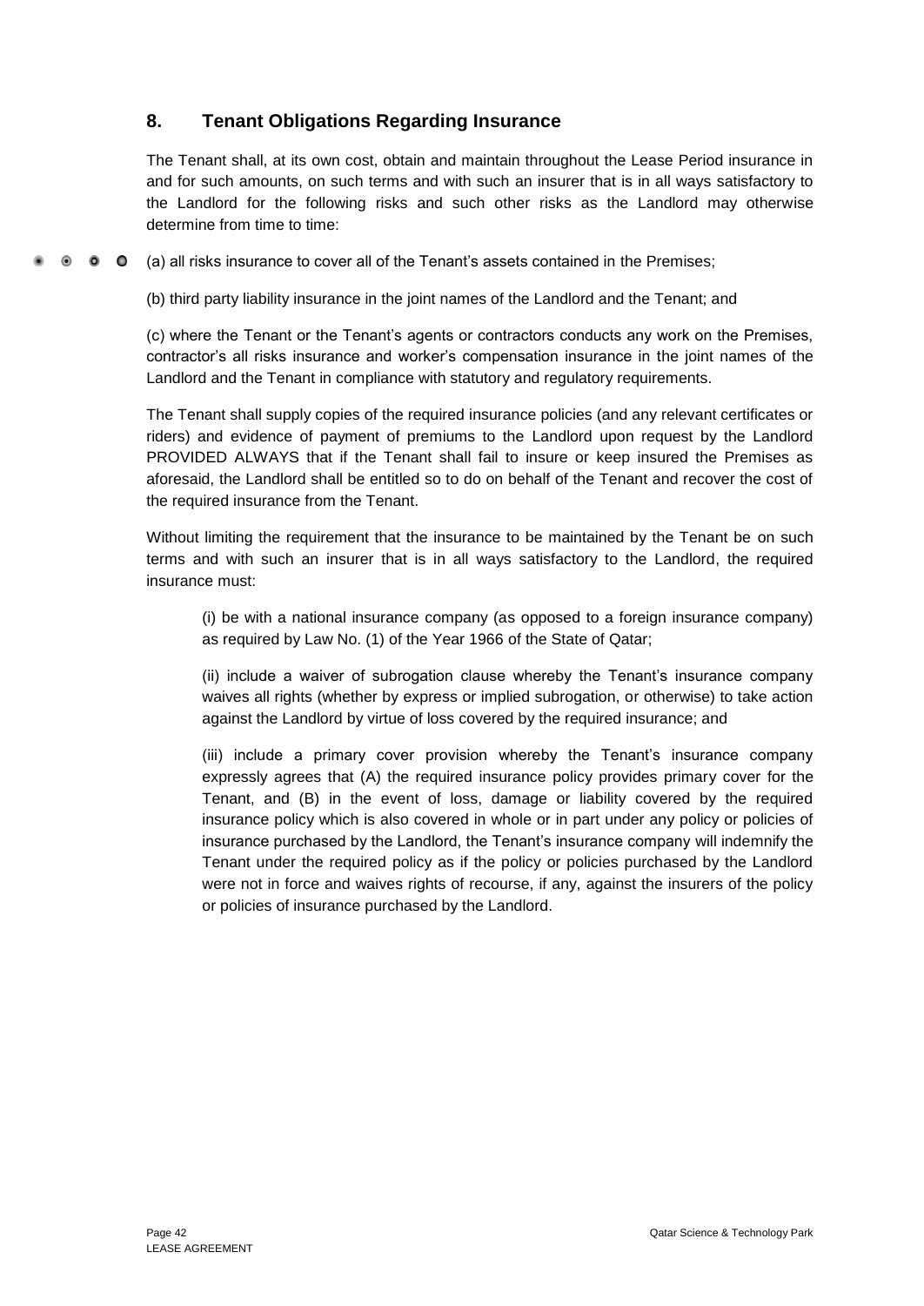## 8. Tenant Obligations Regarding Insurance

The Tenant shall, at its own cost, obtain and maintain throughout the Lease Period insurance in and for such amounts, on such terms and with such an insurer that is in all ways satisfactory to the Landlord for the following risks and such other risks as the Landlord may otherwise determine from time to time:

(a) all risks insurance to cover all of the Tenant's assets contained in the Premises;

(b) third party liability insurance in the joint names of the Landlord and the Tenant; and

(c) where the Tenant or the Tenant's agents or contractors conducts any work on the Premises, contractor's all risks insurance and worker's compensation insurance in the joint names of the Landlord and the Tenant in compliance with statutory and regulatory requirements.

The Tenant shall supply copies of the required insurance policies (and any relevant certificates or riders) and evidence of payment of premiums to the Landlord upon request by the Landlord PROVIDED ALWAYS that if the Tenant shall fail to insure or keep insured the Premises as aforesaid, the Landlord shall be entitled so to do on behalf of the Tenant and recover the cost of the required insurance from the Tenant.

Without limiting the requirement that the insurance to be maintained by the Tenant be on such terms and with such an insurer that is in all ways satisfactory to the Landlord, the required insurance must:

(i) be with a national insurance company (as opposed to a foreign insurance company) as required by Law No. (1) of the Year 1966 of the State of Qatar;

(ii) include a waiver of subrogation clause whereby the Tenant's insurance company waives all rights (whether by express or implied subrogation, or otherwise) to take action against the Landlord by virtue of loss covered by the required insurance; and

(iii) include a primary cover provision whereby the Tenant's insurance company expressly agrees that (A) the required insurance policy provides primary cover for the Tenant, and (B) in the event of loss, damage or liability covered by the required insurance policy which is also covered in whole or in part under any policy or policies of insurance purchased by the Landlord, the Tenant's insurance company will indemnify the Tenant under the required policy as if the policy or policies purchased by the Landlord were not in force and waives rights of recourse, if any, against the insurers of the policy or policies of insurance purchased by the Landlord.